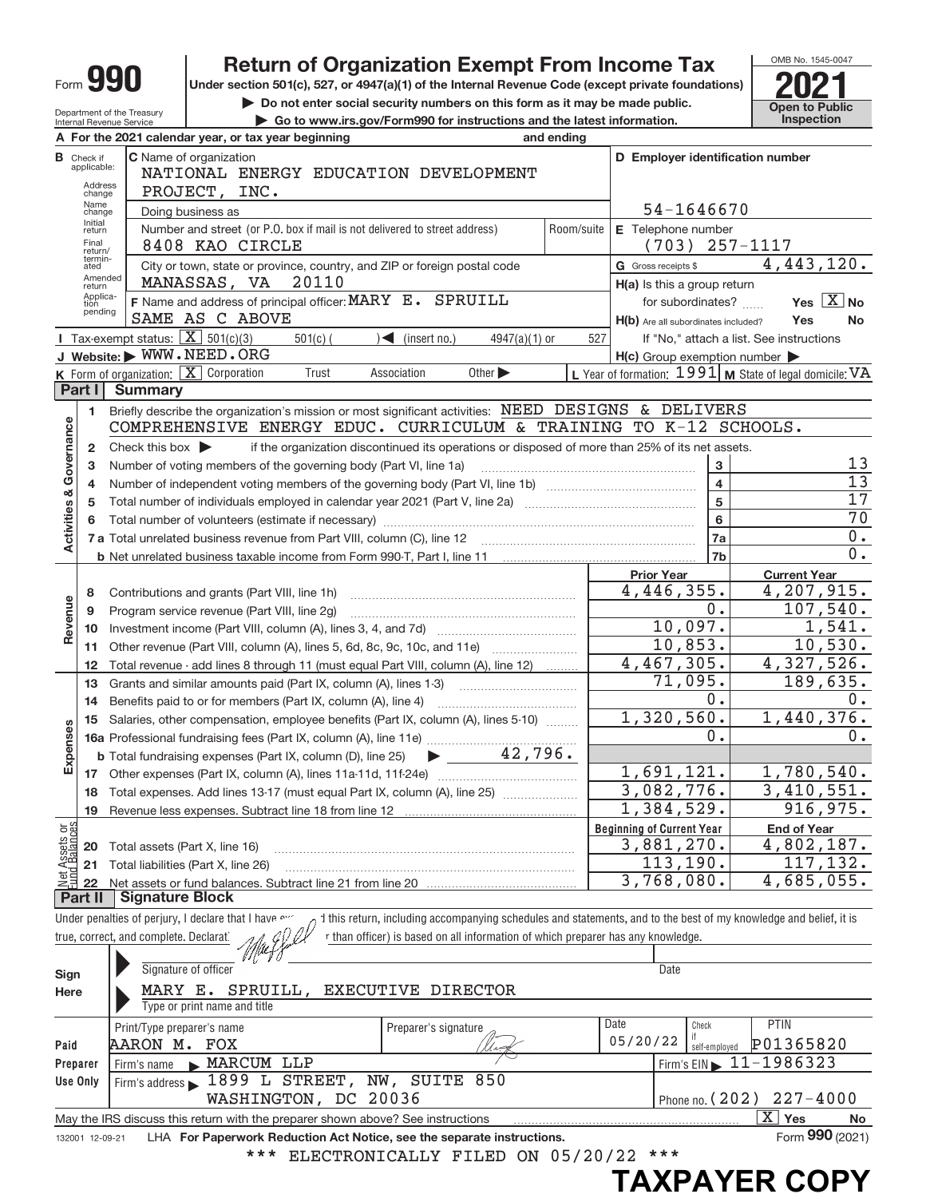Form **990**

# Return of Organization Exempt From Income Tax

**Under section 501(c), 527, or 4947(a)(1) of the Internal Revenue Code (except private foundations)**

▶ Do not enter social security numbers on this form as it may be made public.

▶ Go to www.irs.gov/Form990 for instructions and the latest information.

Department of the Treasury
Internal Revenue Service

OMB No. 1545-0047

**2021**

**Open to Public Inspection**

**A** For the 2021 calendar year, or tax year beginning and ending

**B** Check if applicable: Address change, Name change, Initial return, Final return/terminated, Amended return, Application pending

**C** Name of organization
NATIONAL ENERGY EDUCATION DEVELOPMENT PROJECT, INC.

Doing business as

Number and street (or P.O. box if mail is not delivered to street address) Room/suite
8408 KAO CIRCLE

City or town, state or province, country, and ZIP or foreign postal code
MANASSAS, VA 20110

**F** Name and address of principal officer: MARY E. SPRUILL
SAME AS C ABOVE

**D** Employer identification number
54-1646670

**E** Telephone number
(703) 257-1117

**G** Gross receipts $ 4,443,120.

**H(a)** Is this a group return for subordinates? Yes [X] No

**H(b)** Are all subordinates included? Yes No
If "No," attach a list. See instructions

**H(c)** Group exemption number ▶

**I** Tax-exempt status: [X] 501(c)(3) 501(c) ( ) ◀ (insert no.) 4947(a)(1) or 527

**J** Website: ▶ WWW.NEED.ORG

**K** Form of organization: [X] Corporation Trust Association Other ▶

**L** Year of formation: 1991 **M** State of legal domicile: VA

## Part I Summary

**Activities & Governance**

1 Briefly describe the organization's mission or most significant activities: NEED DESIGNS & DELIVERS COMPREHENSIVE ENERGY EDUC. CURRICULUM & TRAINING TO K-12 SCHOOLS.

2 Check this box ▶ if the organization discontinued its operations or disposed of more than 25% of its net assets.

| | | | |
|---|---|---|---|
| 3 | Number of voting members of the governing body (Part VI, line 1a) | 3 | 13 |
| 4 | Number of independent voting members of the governing body (Part VI, line 1b) | 4 | 13 |
| 5 | Total number of individuals employed in calendar year 2021 (Part V, line 2a) | 5 | 17 |
| 6 | Total number of volunteers (estimate if necessary) | 6 | 70 |
| 7a | Total unrelated business revenue from Part VIII, column (C), line 12 | 7a | 0. |
| b | Net unrelated business taxable income from Form 990-T, Part I, line 11 | 7b | 0. |

| | | | Prior Year | Current Year |
|---|---|---|---|---|
| **Revenue** | 8 | Contributions and grants (Part VIII, line 1h) | 4,446,355. | 4,207,915. |
| | 9 | Program service revenue (Part VIII, line 2g) | 0. | 107,540. |
| | 10 | Investment income (Part VIII, column (A), lines 3, 4, and 7d) | 10,097. | 1,541. |
| | 11 | Other revenue (Part VIII, column (A), lines 5, 6d, 8c, 9c, 10c, and 11e) | 10,853. | 10,530. |
| | 12 | Total revenue - add lines 8 through 11 (must equal Part VIII, column (A), line 12) | 4,467,305. | 4,327,526. |
| **Expenses** | 13 | Grants and similar amounts paid (Part IX, column (A), lines 1-3) | 71,095. | 189,635. |
| | 14 | Benefits paid to or for members (Part IX, column (A), line 4) | 0. | 0. |
| | 15 | Salaries, other compensation, employee benefits (Part IX, column (A), lines 5-10) | 1,320,560. | 1,440,376. |
| | 16a | Professional fundraising fees (Part IX, column (A), line 11e) | 0. | 0. |
| | b | Total fundraising expenses (Part IX, column (D), line 25) ▶ 42,796. | | |
| | 17 | Other expenses (Part IX, column (A), lines 11a-11d, 11f-24e) | 1,691,121. | 1,780,540. |
| | 18 | Total expenses. Add lines 13-17 (must equal Part IX, column (A), line 25) | 3,082,776. | 3,410,551. |
| | 19 | Revenue less expenses. Subtract line 18 from line 12 | 1,384,529. | 916,975. |

| | | | Beginning of Current Year | End of Year |
|---|---|---|---|---|
| **Net Assets or Fund Balances** | 20 | Total assets (Part X, line 16) | 3,881,270. | 4,802,187. |
| | 21 | Total liabilities (Part X, line 26) | 113,190. | 117,132. |
| | 22 | Net assets or fund balances. Subtract line 21 from line 20 | 3,768,080. | 4,685,055. |

## Part II Signature Block

Under penalties of perjury, I declare that I have examined this return, including accompanying schedules and statements, and to the best of my knowledge and belief, it is true, correct, and complete. Declaration of preparer (other than officer) is based on all information of which preparer has any knowledge.

**Sign Here**

Signature of officer Date

MARY E. SPRUILL, EXECUTIVE DIRECTOR
Type or print name and title

**Paid Preparer Use Only**

| Print/Type preparer's name | Preparer's signature | Date | Check if self-employed | PTIN |
|---|---|---|---|---|
| AARON M. FOX | | 05/20/22 | | P01365820 |

Firm's name ▶ MARCUM LLP Firm's EIN ▶ 11-1986323

Firm's address ▶ 1899 L STREET, NW, SUITE 850
WASHINGTON, DC 20036 Phone no. (202) 227-4000

May the IRS discuss this return with the preparer shown above? See instructions [X] Yes No

132001 12-09-21 LHA For Paperwork Reduction Act Notice, see the separate instructions. Form **990** (2021)

\*\*\* ELECTRONICALLY FILED ON 05/20/22 \*\*\*

**TAXPAYER COPY**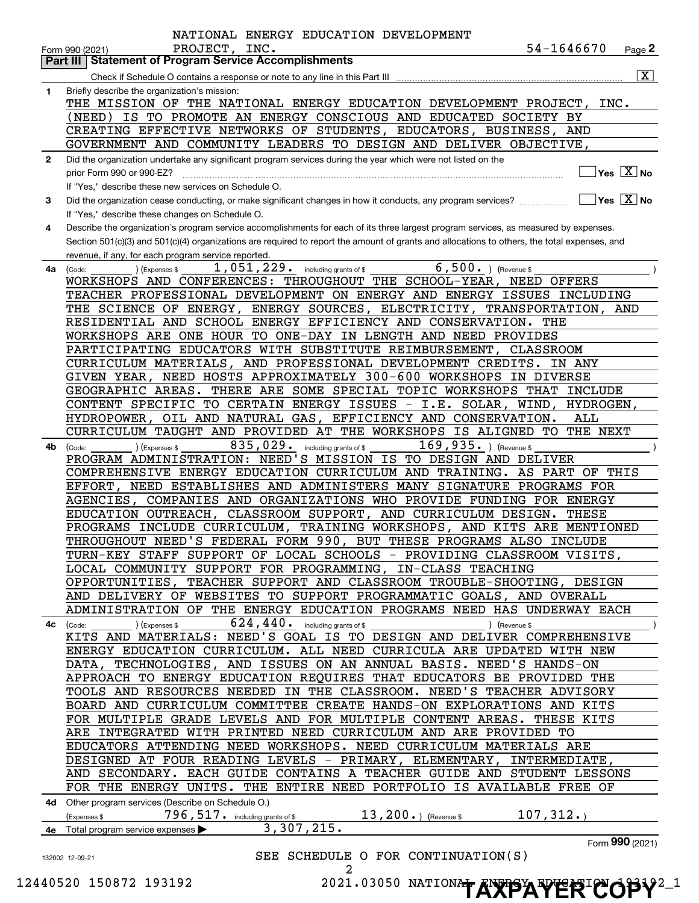NATIONAL ENERGY EDUCATION DEVELOPMENT PROJECT, INC.

Form 990 (2021) 54-1646670 Page **2**

## Part III | Statement of Program Service Accomplishments

Check if Schedule O contains a response or note to any line in this Part III .......... [X]

**1** Briefly describe the organization's mission:

THE MISSION OF THE NATIONAL ENERGY EDUCATION DEVELOPMENT PROJECT, INC. (NEED) IS TO PROMOTE AN ENERGY CONSCIOUS AND EDUCATED SOCIETY BY CREATING EFFECTIVE NETWORKS OF STUDENTS, EDUCATORS, BUSINESS, AND GOVERNMENT AND COMMUNITY LEADERS TO DESIGN AND DELIVER OBJECTIVE,

**2** Did the organization undertake any significant program services during the year which were not listed on the prior Form 990 or 990-EZ? .......... [ ] Yes [X] No

If "Yes," describe these new services on Schedule O.

**3** Did the organization cease conducting, or make significant changes in how it conducts, any program services? .......... [ ] Yes [X] No

If "Yes," describe these changes on Schedule O.

**4** Describe the organization's program service accomplishments for each of its three largest program services, as measured by expenses. Section 501(c)(3) and 501(c)(4) organizations are required to report the amount of grants and allocations to others, the total expenses, and revenue, if any, for each program service reported.

**4a** (Code: ) (Expenses $ 1,051,229. including grants of $ 6,500. ) (Revenue $ )

WORKSHOPS AND CONFERENCES: THROUGHOUT THE SCHOOL-YEAR, NEED OFFERS TEACHER PROFESSIONAL DEVELOPMENT ON ENERGY AND ENERGY ISSUES INCLUDING THE SCIENCE OF ENERGY, ENERGY SOURCES, ELECTRICITY, TRANSPORTATION, AND RESIDENTIAL AND SCHOOL ENERGY EFFICIENCY AND CONSERVATION. THE WORKSHOPS ARE ONE HOUR TO ONE-DAY IN LENGTH AND NEED PROVIDES PARTICIPATING EDUCATORS WITH SUBSTITUTE REIMBURSEMENT, CLASSROOM CURRICULUM MATERIALS, AND PROFESSIONAL DEVELOPMENT CREDITS. IN ANY GIVEN YEAR, NEED HOSTS APPROXIMATELY 300-600 WORKSHOPS IN DIVERSE GEOGRAPHIC AREAS. THERE ARE SOME SPECIAL TOPIC WORKSHOPS THAT INCLUDE CONTENT SPECIFIC TO CERTAIN ENERGY ISSUES - I.E. SOLAR, WIND, HYDROGEN, HYDROPOWER, OIL AND NATURAL GAS, EFFICIENCY AND CONSERVATION. ALL CURRICULUM TAUGHT AND PROVIDED AT THE WORKSHOPS IS ALIGNED TO THE NEXT

**4b** (Code: ) (Expenses $ 835,029. including grants of $ 169,935. ) (Revenue $ )

PROGRAM ADMINISTRATION: NEED'S MISSION IS TO DESIGN AND DELIVER COMPREHENSIVE ENERGY EDUCATION CURRICULUM AND TRAINING. AS PART OF THIS EFFORT, NEED ESTABLISHES AND ADMINISTERS MANY SIGNATURE PROGRAMS FOR AGENCIES, COMPANIES AND ORGANIZATIONS WHO PROVIDE FUNDING FOR ENERGY EDUCATION OUTREACH, CLASSROOM SUPPORT, AND CURRICULUM DESIGN. THESE PROGRAMS INCLUDE CURRICULUM, TRAINING WORKSHOPS, AND KITS ARE MENTIONED THROUGHOUT NEED'S FEDERAL FORM 990, BUT THESE PROGRAMS ALSO INCLUDE TURN-KEY STAFF SUPPORT OF LOCAL SCHOOLS - PROVIDING CLASSROOM VISITS, LOCAL COMMUNITY SUPPORT FOR PROGRAMMING, IN-CLASS TEACHING OPPORTUNITIES, TEACHER SUPPORT AND CLASSROOM TROUBLE-SHOOTING, DESIGN AND DELIVERY OF WEBSITES TO SUPPORT PROGRAMMATIC GOALS, AND OVERALL ADMINISTRATION OF THE ENERGY EDUCATION PROGRAMS NEED HAS UNDERWAY EACH

**4c** (Code: ) (Expenses $ 624,440. including grants of $ ) (Revenue $ )

KITS AND MATERIALS: NEED'S GOAL IS TO DESIGN AND DELIVER COMPREHENSIVE ENERGY EDUCATION CURRICULUM. ALL NEED CURRICULA ARE UPDATED WITH NEW DATA, TECHNOLOGIES, AND ISSUES ON AN ANNUAL BASIS. NEED'S HANDS-ON APPROACH TO ENERGY EDUCATION REQUIRES THAT EDUCATORS BE PROVIDED THE TOOLS AND RESOURCES NEEDED IN THE CLASSROOM. NEED'S TEACHER ADVISORY BOARD AND CURRICULUM COMMITTEE CREATE HANDS-ON EXPLORATIONS AND KITS FOR MULTIPLE GRADE LEVELS AND FOR MULTIPLE CONTENT AREAS. THESE KITS ARE INTEGRATED WITH PRINTED NEED CURRICULUM AND ARE PROVIDED TO EDUCATORS ATTENDING NEED WORKSHOPS. NEED CURRICULUM MATERIALS ARE DESIGNED AT FOUR READING LEVELS - PRIMARY, ELEMENTARY, INTERMEDIATE, AND SECONDARY. EACH GUIDE CONTAINS A TEACHER GUIDE AND STUDENT LESSONS FOR THE ENERGY UNITS. THE ENTIRE NEED PORTFOLIO IS AVAILABLE FREE OF

**4d** Other program services (Describe on Schedule O.)

(Expenses $ 796,517. including grants of $ 13,200. ) (Revenue $ 107,312. )

**4e** Total program service expenses ▶ 3,307,215.

Form **990** (2021)

SEE SCHEDULE O FOR CONTINUATION(S)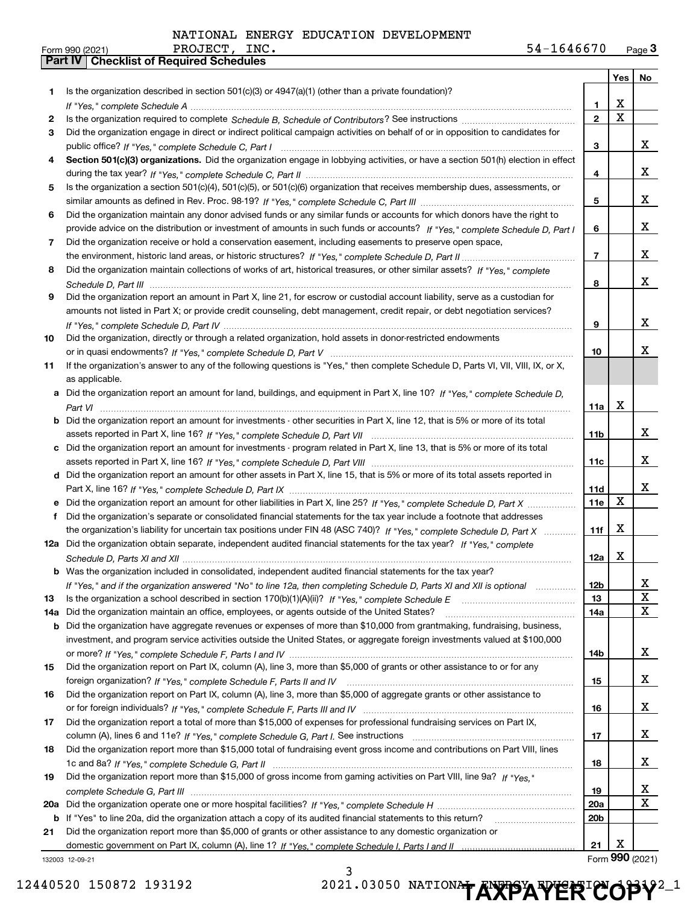NATIONAL ENERGY EDUCATION DEVELOPMENT PROJECT, INC. 54-1646670

Form 990 (2021)

## Part IV Checklist of Required Schedules

| | | | Yes | No |
|---|---|---|---|---|
| 1 | Is the organization described in section 501(c)(3) or 4947(a)(1) (other than a private foundation)? *If "Yes," complete Schedule A* | 1 | X | |
| 2 | Is the organization required to complete *Schedule B, Schedule of Contributors*? See instructions | 2 | X | |
| 3 | Did the organization engage in direct or indirect political campaign activities on behalf of or in opposition to candidates for public office? *If "Yes," complete Schedule C, Part I* | 3 | | X |
| 4 | **Section 501(c)(3) organizations.** Did the organization engage in lobbying activities, or have a section 501(h) election in effect during the tax year? *If "Yes," complete Schedule C, Part II* | 4 | | X |
| 5 | Is the organization a section 501(c)(4), 501(c)(5), or 501(c)(6) organization that receives membership dues, assessments, or similar amounts as defined in Rev. Proc. 98-19? *If "Yes," complete Schedule C, Part III* | 5 | | X |
| 6 | Did the organization maintain any donor advised funds or any similar funds or accounts for which donors have the right to provide advice on the distribution or investment of amounts in such funds or accounts? *If "Yes," complete Schedule D, Part I* | 6 | | X |
| 7 | Did the organization receive or hold a conservation easement, including easements to preserve open space, the environment, historic land areas, or historic structures? *If "Yes," complete Schedule D, Part II* | 7 | | X |
| 8 | Did the organization maintain collections of works of art, historical treasures, or other similar assets? *If "Yes," complete Schedule D, Part III* | 8 | | X |
| 9 | Did the organization report an amount in Part X, line 21, for escrow or custodial account liability, serve as a custodian for amounts not listed in Part X; or provide credit counseling, debt management, credit repair, or debt negotiation services? *If "Yes," complete Schedule D, Part IV* | 9 | | X |
| 10 | Did the organization, directly or through a related organization, hold assets in donor-restricted endowments or in quasi endowments? *If "Yes," complete Schedule D, Part V* | 10 | | X |
| 11 | If the organization's answer to any of the following questions is "Yes," then complete Schedule D, Parts VI, VII, VIII, IX, or X, as applicable. | | | |
| a | Did the organization report an amount for land, buildings, and equipment in Part X, line 10? *If "Yes," complete Schedule D, Part VI* | 11a | X | |
| b | Did the organization report an amount for investments - other securities in Part X, line 12, that is 5% or more of its total assets reported in Part X, line 16? *If "Yes," complete Schedule D, Part VII* | 11b | | X |
| c | Did the organization report an amount for investments - program related in Part X, line 13, that is 5% or more of its total assets reported in Part X, line 16? *If "Yes," complete Schedule D, Part VIII* | 11c | | X |
| d | Did the organization report an amount for other assets in Part X, line 15, that is 5% or more of its total assets reported in Part X, line 16? *If "Yes," complete Schedule D, Part IX* | 11d | | X |
| e | Did the organization report an amount for other liabilities in Part X, line 25? *If "Yes," complete Schedule D, Part X* | 11e | X | |
| f | Did the organization's separate or consolidated financial statements for the tax year include a footnote that addresses the organization's liability for uncertain tax positions under FIN 48 (ASC 740)? *If "Yes," complete Schedule D, Part X* | 11f | X | |
| 12a | Did the organization obtain separate, independent audited financial statements for the tax year? *If "Yes," complete Schedule D, Parts XI and XII* | 12a | X | |
| b | Was the organization included in consolidated, independent audited financial statements for the tax year? *If "Yes," and if the organization answered "No" to line 12a, then completing Schedule D, Parts XI and XII is optional* | 12b | | X |
| 13 | Is the organization a school described in section 170(b)(1)(A)(ii)? *If "Yes," complete Schedule E* | 13 | | X |
| 14a | Did the organization maintain an office, employees, or agents outside of the United States? | 14a | | X |
| b | Did the organization have aggregate revenues or expenses of more than $10,000 from grantmaking, fundraising, business, investment, and program service activities outside the United States, or aggregate foreign investments valued at $100,000 or more? *If "Yes," complete Schedule F, Parts I and IV* | 14b | | X |
| 15 | Did the organization report on Part IX, column (A), line 3, more than $5,000 of grants or other assistance to or for any foreign organization? *If "Yes," complete Schedule F, Parts II and IV* | 15 | | X |
| 16 | Did the organization report on Part IX, column (A), line 3, more than $5,000 of aggregate grants or other assistance to or for foreign individuals? *If "Yes," complete Schedule F, Parts III and IV* | 16 | | X |
| 17 | Did the organization report a total of more than $15,000 of expenses for professional fundraising services on Part IX, column (A), lines 6 and 11e? *If "Yes," complete Schedule G, Part I.* See instructions | 17 | | X |
| 18 | Did the organization report more than $15,000 total of fundraising event gross income and contributions on Part VIII, lines 1c and 8a? *If "Yes," complete Schedule G, Part II* | 18 | | X |
| 19 | Did the organization report more than $15,000 of gross income from gaming activities on Part VIII, line 9a? *If "Yes," complete Schedule G, Part III* | 19 | | X |
| 20a | Did the organization operate one or more hospital facilities? *If "Yes," complete Schedule H* | 20a | | X |
| b | If "Yes" to line 20a, did the organization attach a copy of its audited financial statements to this return? | 20b | | |
| 21 | Did the organization report more than $5,000 of grants or other assistance to any domestic organization or domestic government on Part IX, column (A), line 1? *If "Yes," complete Schedule I, Parts I and II* | 21 | X | |

132003 12-09-21

Form **990** (2021)

12440520 150872 193192 2021.03050 NATIONAL ENERGY EDUCATION 193192_1

**TAXPAYER COPY**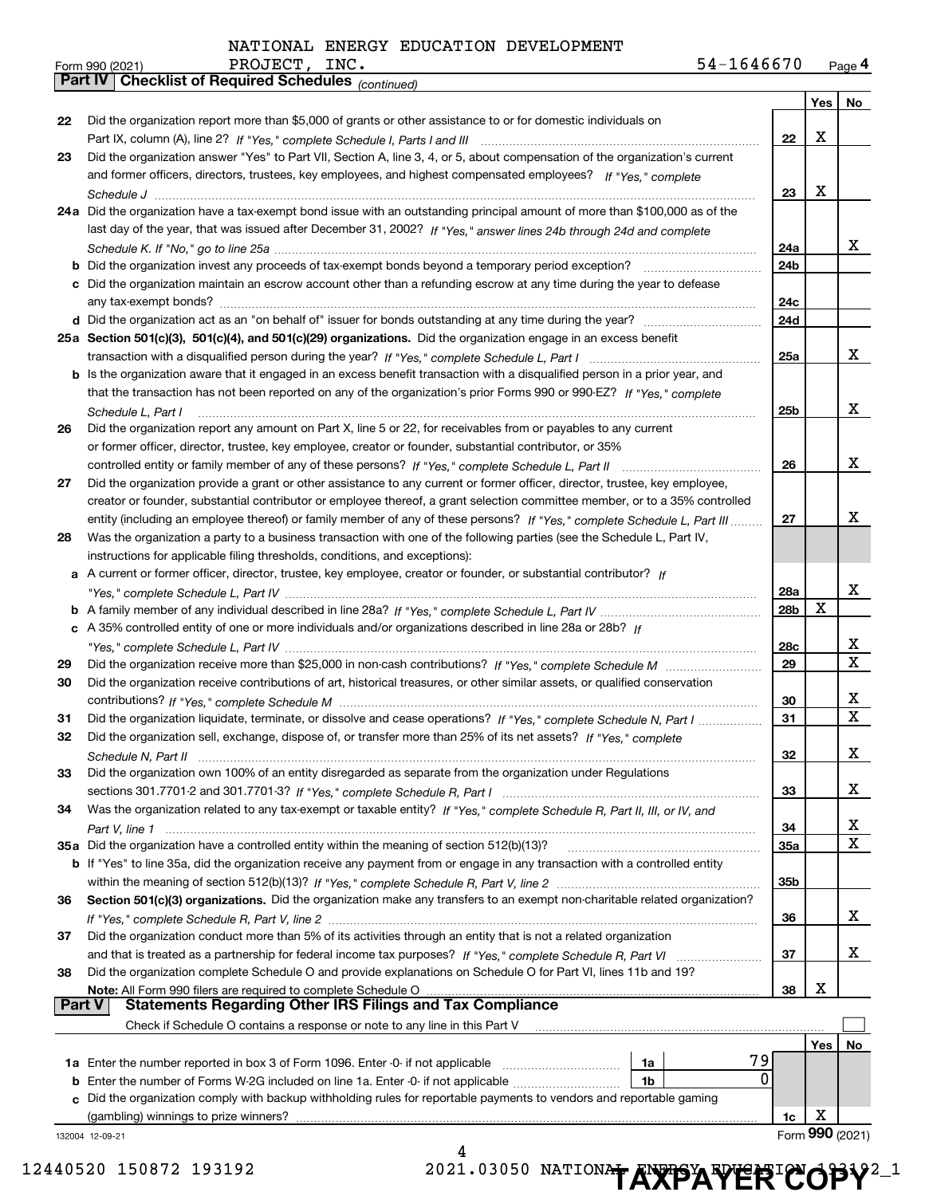NATIONAL ENERGY EDUCATION DEVELOPMENT PROJECT, INC. 54-1646670

Form 990 (2021) Page 4

**Part IV Checklist of Required Schedules** *(continued)*

| | | | Yes | No |
|---|---|---|---|---|
| 22 | Did the organization report more than $5,000 of grants or other assistance to or for domestic individuals on Part IX, column (A), line 2? *If "Yes," complete Schedule I, Parts I and III* | 22 | X | |
| 23 | Did the organization answer "Yes" to Part VII, Section A, line 3, 4, or 5, about compensation of the organization's current and former officers, directors, trustees, key employees, and highest compensated employees? *If "Yes," complete Schedule J* | 23 | X | |
| 24a | Did the organization have a tax-exempt bond issue with an outstanding principal amount of more than $100,000 as of the last day of the year, that was issued after December 31, 2002? *If "Yes," answer lines 24b through 24d and complete Schedule K. If "No," go to line 25a* | 24a | | X |
| b | Did the organization invest any proceeds of tax-exempt bonds beyond a temporary period exception? | 24b | | |
| c | Did the organization maintain an escrow account other than a refunding escrow at any time during the year to defease any tax-exempt bonds? | 24c | | |
| d | Did the organization act as an "on behalf of" issuer for bonds outstanding at any time during the year? | 24d | | |
| 25a | **Section 501(c)(3), 501(c)(4), and 501(c)(29) organizations.** Did the organization engage in an excess benefit transaction with a disqualified person during the year? *If "Yes," complete Schedule L, Part I* | 25a | | X |
| b | Is the organization aware that it engaged in an excess benefit transaction with a disqualified person in a prior year, and that the transaction has not been reported on any of the organization's prior Forms 990 or 990-EZ? *If "Yes," complete Schedule L, Part I* | 25b | | X |
| 26 | Did the organization report any amount on Part X, line 5 or 22, for receivables from or payables to any current or former officer, director, trustee, key employee, creator or founder, substantial contributor, or 35% controlled entity or family member of any of these persons? *If "Yes," complete Schedule L, Part II* | 26 | | X |
| 27 | Did the organization provide a grant or other assistance to any current or former officer, director, trustee, key employee, creator or founder, substantial contributor or employee thereof, a grant selection committee member, or to a 35% controlled entity (including an employee thereof) or family member of any of these persons? *If "Yes," complete Schedule L, Part III* | 27 | | X |
| 28 | Was the organization a party to a business transaction with one of the following parties (see the Schedule L, Part IV, instructions for applicable filing thresholds, conditions, and exceptions): | | | |
| a | A current or former officer, director, trustee, key employee, creator or founder, or substantial contributor? *If "Yes," complete Schedule L, Part IV* | 28a | | X |
| b | A family member of any individual described in line 28a? *If "Yes," complete Schedule L, Part IV* | 28b | X | |
| c | A 35% controlled entity of one or more individuals and/or organizations described in line 28a or 28b? *If "Yes," complete Schedule L, Part IV* | 28c | | X |
| 29 | Did the organization receive more than $25,000 in non-cash contributions? *If "Yes," complete Schedule M* | 29 | | X |
| 30 | Did the organization receive contributions of art, historical treasures, or other similar assets, or qualified conservation contributions? *If "Yes," complete Schedule M* | 30 | | X |
| 31 | Did the organization liquidate, terminate, or dissolve and cease operations? *If "Yes," complete Schedule N, Part I* | 31 | | X |
| 32 | Did the organization sell, exchange, dispose of, or transfer more than 25% of its net assets? *If "Yes," complete Schedule N, Part II* | 32 | | X |
| 33 | Did the organization own 100% of an entity disregarded as separate from the organization under Regulations sections 301.7701-2 and 301.7701-3? *If "Yes," complete Schedule R, Part I* | 33 | | X |
| 34 | Was the organization related to any tax-exempt or taxable entity? *If "Yes," complete Schedule R, Part II, III, or IV, and Part V, line 1* | 34 | | X |
| 35a | Did the organization have a controlled entity within the meaning of section 512(b)(13)? | 35a | | X |
| b | If "Yes" to line 35a, did the organization receive any payment from or engage in any transaction with a controlled entity within the meaning of section 512(b)(13)? *If "Yes," complete Schedule R, Part V, line 2* | 35b | | |
| 36 | **Section 501(c)(3) organizations.** Did the organization make any transfers to an exempt non-charitable related organization? *If "Yes," complete Schedule R, Part V, line 2* | 36 | | X |
| 37 | Did the organization conduct more than 5% of its activities through an entity that is not a related organization and that is treated as a partnership for federal income tax purposes? *If "Yes," complete Schedule R, Part VI* | 37 | | X |
| 38 | Did the organization complete Schedule O and provide explanations on Schedule O for Part VI, lines 11b and 19? **Note:** All Form 990 filers are required to complete Schedule O | 38 | X | |

**Part V Statements Regarding Other IRS Filings and Tax Compliance**

Check if Schedule O contains a response or note to any line in this Part V ☐

| | | | | | Yes | No |
|---|---|---|---|---|---|---|
| 1a | Enter the number reported in box 3 of Form 1096. Enter -0- if not applicable | 1a | 79 | | | |
| b | Enter the number of Forms W-2G included on line 1a. Enter -0- if not applicable | 1b | 0 | | | |
| c | Did the organization comply with backup withholding rules for reportable payments to vendors and reportable gaming (gambling) winnings to prize winners? | | | 1c | X | |

132004 12-09-21

Form **990** (2021)

12440520 150872 193192 2021.03050 NATIONAL ENERGY EDUCATION 193192_1

**TAXPAYER COPY**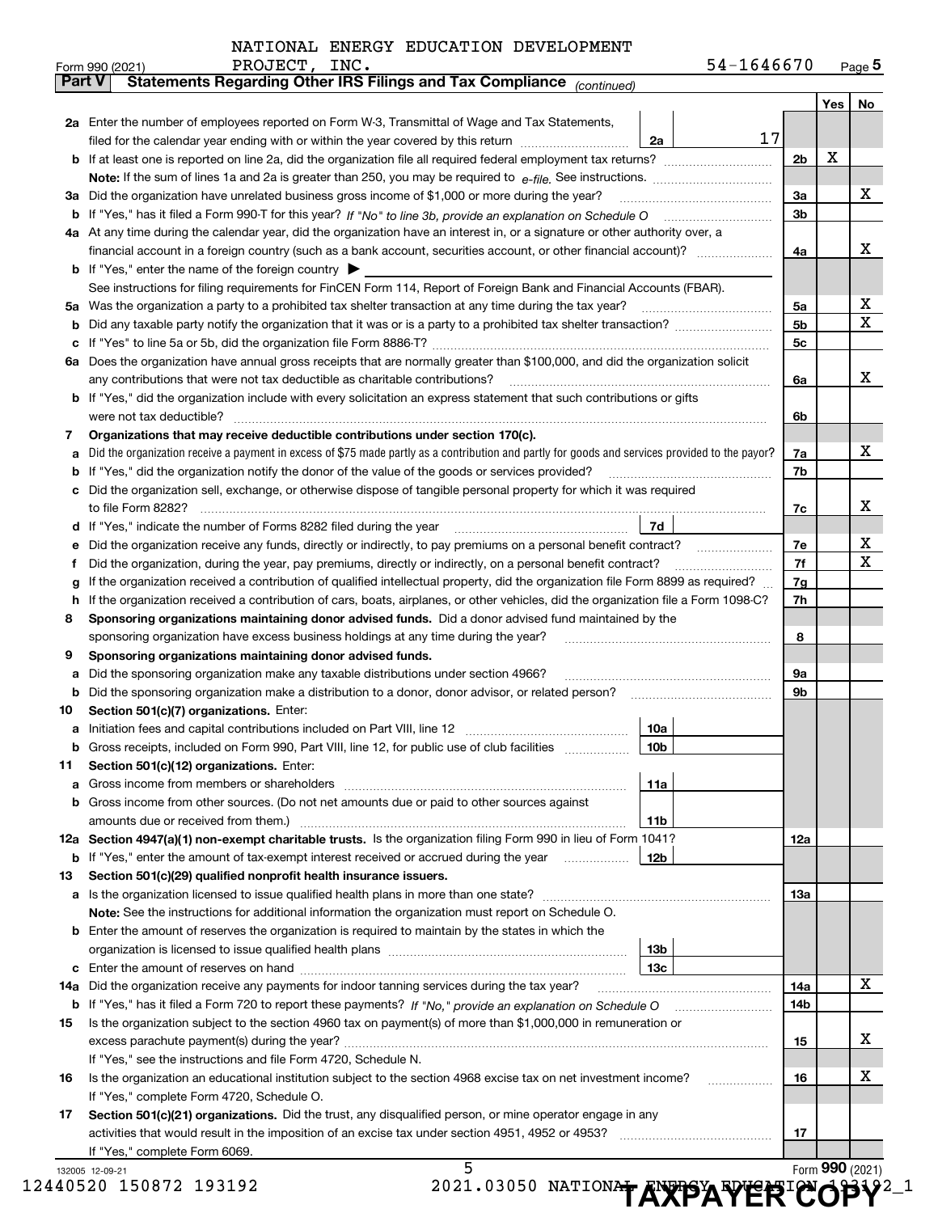NATIONAL ENERGY EDUCATION DEVELOPMENT PROJECT, INC. 54-1646670

Form 990 (2021)

## Part V Statements Regarding Other IRS Filings and Tax Compliance *(continued)*

| | | | Yes | No |
|---|---|---|---|---|
| **2a** | Enter the number of employees reported on Form W-3, Transmittal of Wage and Tax Statements, filed for the calendar year ending with or within the year covered by this return ... **2a** 17 | | | |
| **b** | If at least one is reported on line 2a, did the organization file all required federal employment tax returns? | **2b** | X | |
| | **Note:** If the sum of lines 1a and 2a is greater than 250, you may be required to *e-file.* See instructions. | | | |
| **3a** | Did the organization have unrelated business gross income of $1,000 or more during the year? | **3a** | | X |
| **b** | If "Yes," has it filed a Form 990-T for this year? *If "No" to line 3b, provide an explanation on Schedule O* | **3b** | | |
| **4a** | At any time during the calendar year, did the organization have an interest in, or a signature or other authority over, a financial account in a foreign country (such as a bank account, securities account, or other financial account)? | **4a** | | X |
| **b** | If "Yes," enter the name of the foreign country ▶ | | | |
| | See instructions for filing requirements for FinCEN Form 114, Report of Foreign Bank and Financial Accounts (FBAR). | | | |
| **5a** | Was the organization a party to a prohibited tax shelter transaction at any time during the tax year? | **5a** | | X |
| **b** | Did any taxable party notify the organization that it was or is a party to a prohibited tax shelter transaction? | **5b** | | X |
| **c** | If "Yes" to line 5a or 5b, did the organization file Form 8886-T? | **5c** | | |
| **6a** | Does the organization have annual gross receipts that are normally greater than $100,000, and did the organization solicit any contributions that were not tax deductible as charitable contributions? | **6a** | | X |
| **b** | If "Yes," did the organization include with every solicitation an express statement that such contributions or gifts were not tax deductible? | **6b** | | |
| **7** | **Organizations that may receive deductible contributions under section 170(c).** | | | |
| **a** | Did the organization receive a payment in excess of $75 made partly as a contribution and partly for goods and services provided to the payor? | **7a** | | X |
| **b** | If "Yes," did the organization notify the donor of the value of the goods or services provided? | **7b** | | |
| **c** | Did the organization sell, exchange, or otherwise dispose of tangible personal property for which it was required to file Form 8282? | **7c** | | X |
| **d** | If "Yes," indicate the number of Forms 8282 filed during the year ... **7d** | | | |
| **e** | Did the organization receive any funds, directly or indirectly, to pay premiums on a personal benefit contract? | **7e** | | X |
| **f** | Did the organization, during the year, pay premiums, directly or indirectly, on a personal benefit contract? | **7f** | | X |
| **g** | If the organization received a contribution of qualified intellectual property, did the organization file Form 8899 as required? | **7g** | | |
| **h** | If the organization received a contribution of cars, boats, airplanes, or other vehicles, did the organization file a Form 1098-C? | **7h** | | |
| **8** | **Sponsoring organizations maintaining donor advised funds.** Did a donor advised fund maintained by the sponsoring organization have excess business holdings at any time during the year? | **8** | | |
| **9** | **Sponsoring organizations maintaining donor advised funds.** | | | |
| **a** | Did the sponsoring organization make any taxable distributions under section 4966? | **9a** | | |
| **b** | Did the sponsoring organization make a distribution to a donor, donor advisor, or related person? | **9b** | | |
| **10** | **Section 501(c)(7) organizations.** Enter: | | | |
| **a** | Initiation fees and capital contributions included on Part VIII, line 12 ... **10a** | | | |
| **b** | Gross receipts, included on Form 990, Part VIII, line 12, for public use of club facilities ... **10b** | | | |
| **11** | **Section 501(c)(12) organizations.** Enter: | | | |
| **a** | Gross income from members or shareholders ... **11a** | | | |
| **b** | Gross income from other sources. (Do not net amounts due or paid to other sources against amounts due or received from them.) ... **11b** | | | |
| **12a** | **Section 4947(a)(1) non-exempt charitable trusts.** Is the organization filing Form 990 in lieu of Form 1041? | **12a** | | |
| **b** | If "Yes," enter the amount of tax-exempt interest received or accrued during the year ... **12b** | | | |
| **13** | **Section 501(c)(29) qualified nonprofit health insurance issuers.** | | | |
| **a** | Is the organization licensed to issue qualified health plans in more than one state? | **13a** | | |
| | **Note:** See the instructions for additional information the organization must report on Schedule O. | | | |
| **b** | Enter the amount of reserves the organization is required to maintain by the states in which the organization is licensed to issue qualified health plans ... **13b** | | | |
| **c** | Enter the amount of reserves on hand ... **13c** | | | |
| **14a** | Did the organization receive any payments for indoor tanning services during the tax year? | **14a** | | X |
| **b** | If "Yes," has it filed a Form 720 to report these payments? *If "No," provide an explanation on Schedule O* | **14b** | | |
| **15** | Is the organization subject to the section 4960 tax on payment(s) of more than $1,000,000 in remuneration or excess parachute payment(s) during the year? | **15** | | X |
| | If "Yes," see the instructions and file Form 4720, Schedule N. | | | |
| **16** | Is the organization an educational institution subject to the section 4968 excise tax on net investment income? | **16** | | X |
| | If "Yes," complete Form 4720, Schedule O. | | | |
| **17** | **Section 501(c)(21) organizations.** Did the trust, any disqualified person, or mine operator engage in any activities that would result in the imposition of an excise tax under section 4951, 4952 or 4953? | **17** | | |
| | If "Yes," complete Form 6069. | | | |

Form **990** (2021)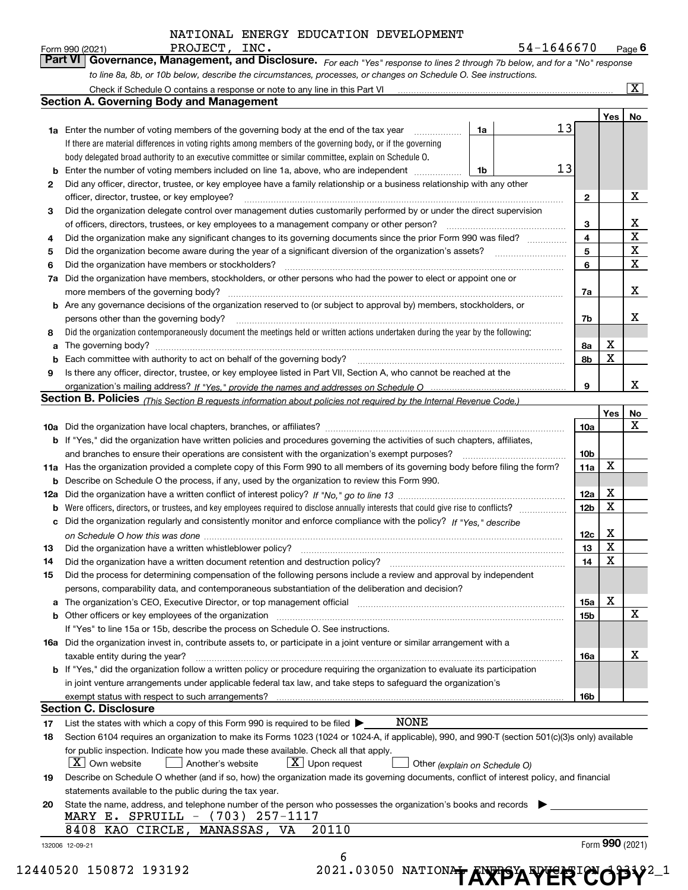NATIONAL ENERGY EDUCATION DEVELOPMENT PROJECT, INC. 54-1646670

Form 990 (2021) Page 6

**Part VI Governance, Management, and Disclosure.** *For each "Yes" response to lines 2 through 7b below, and for a "No" response to line 8a, 8b, or 10b below, describe the circumstances, processes, or changes on Schedule O. See instructions.*

Check if Schedule O contains a response or note to any line in this Part VI [X]

## Section A. Governing Body and Management

| | | | | Yes | No |
|---|---|---|---|---|---|
| 1a | Enter the number of voting members of the governing body at the end of the tax year. If there are material differences in voting rights among members of the governing body, or if the governing body delegated broad authority to an executive committee or similar committee, explain on Schedule O. | 1a | 13 | | |
| b | Enter the number of voting members included on line 1a, above, who are independent | 1b | 13 | | |
| 2 | Did any officer, director, trustee, or key employee have a family relationship or a business relationship with any other officer, director, trustee, or key employee? | 2 | | | X |
| 3 | Did the organization delegate control over management duties customarily performed by or under the direct supervision of officers, directors, trustees, or key employees to a management company or other person? | 3 | | | X |
| 4 | Did the organization make any significant changes to its governing documents since the prior Form 990 was filed? | 4 | | | X |
| 5 | Did the organization become aware during the year of a significant diversion of the organization's assets? | 5 | | | X |
| 6 | Did the organization have members or stockholders? | 6 | | | X |
| 7a | Did the organization have members, stockholders, or other persons who had the power to elect or appoint one or more members of the governing body? | 7a | | | X |
| b | Are any governance decisions of the organization reserved to (or subject to approval by) members, stockholders, or persons other than the governing body? | 7b | | | X |
| 8 | Did the organization contemporaneously document the meetings held or written actions undertaken during the year by the following: | | | | |
| a | The governing body? | 8a | | X | |
| b | Each committee with authority to act on behalf of the governing body? | 8b | | X | |
| 9 | Is there any officer, director, trustee, or key employee listed in Part VII, Section A, who cannot be reached at the organization's mailing address? *If "Yes," provide the names and addresses on Schedule O* | 9 | | | X |

## Section B. Policies *(This Section B requests information about policies not required by the Internal Revenue Code.)*

| | | | Yes | No |
|---|---|---|---|---|
| 10a | Did the organization have local chapters, branches, or affiliates? | 10a | | X |
| b | If "Yes," did the organization have written policies and procedures governing the activities of such chapters, affiliates, and branches to ensure their operations are consistent with the organization's exempt purposes? | 10b | | |
| 11a | Has the organization provided a complete copy of this Form 990 to all members of its governing body before filing the form? | 11a | X | |
| b | Describe on Schedule O the process, if any, used by the organization to review this Form 990. | | | |
| 12a | Did the organization have a written conflict of interest policy? *If "No," go to line 13* | 12a | X | |
| b | Were officers, directors, or trustees, and key employees required to disclose annually interests that could give rise to conflicts? | 12b | X | |
| c | Did the organization regularly and consistently monitor and enforce compliance with the policy? *If "Yes," describe on Schedule O how this was done* | 12c | X | |
| 13 | Did the organization have a written whistleblower policy? | 13 | X | |
| 14 | Did the organization have a written document retention and destruction policy? | 14 | X | |
| 15 | Did the process for determining compensation of the following persons include a review and approval by independent persons, comparability data, and contemporaneous substantiation of the deliberation and decision? | | | |
| a | The organization's CEO, Executive Director, or top management official | 15a | X | |
| b | Other officers or key employees of the organization | 15b | | X |
| | If "Yes" to line 15a or 15b, describe the process on Schedule O. See instructions. | | | |
| 16a | Did the organization invest in, contribute assets to, or participate in a joint venture or similar arrangement with a taxable entity during the year? | 16a | | X |
| b | If "Yes," did the organization follow a written policy or procedure requiring the organization to evaluate its participation in joint venture arrangements under applicable federal tax law, and take steps to safeguard the organization's exempt status with respect to such arrangements? | 16b | | |

## Section C. Disclosure

17 List the states with which a copy of this Form 990 is required to be filed ▶ NONE

18 Section 6104 requires an organization to make its Forms 1023 (1024 or 1024-A, if applicable), 990, and 990-T (section 501(c)(3)s only) available for public inspection. Indicate how you made these available. Check all that apply.

[X] Own website [ ] Another's website [X] Upon request [ ] Other *(explain on Schedule O)*

19 Describe on Schedule O whether (and if so, how) the organization made its governing documents, conflict of interest policy, and financial statements available to the public during the tax year.

20 State the name, address, and telephone number of the person who possesses the organization's books and records ▶

MARY E. SPRUILL - (703) 257-1117
8408 KAO CIRCLE, MANASSAS, VA 20110

132006 12-09-21 Form **990** (2021)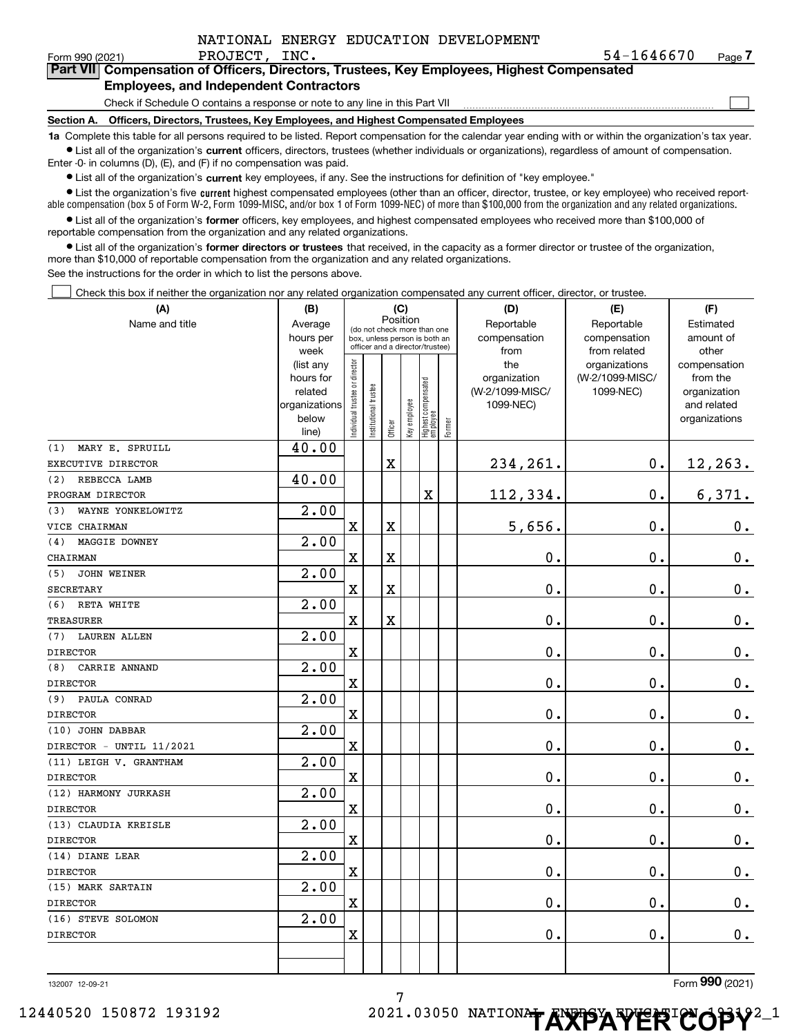NATIONAL ENERGY EDUCATION DEVELOPMENT PROJECT, INC. 54-1646670

Form 990 (2021)

## Part VII Compensation of Officers, Directors, Trustees, Key Employees, Highest Compensated Employees, and Independent Contractors

Check if Schedule O contains a response or note to any line in this Part VII ☐

**Section A. Officers, Directors, Trustees, Key Employees, and Highest Compensated Employees**

**1a** Complete this table for all persons required to be listed. Report compensation for the calendar year ending with or within the organization's tax year.

- List all of the organization's **current** officers, directors, trustees (whether individuals or organizations), regardless of amount of compensation. Enter -0- in columns (D), (E), and (F) if no compensation was paid.
- List all of the organization's **current** key employees, if any. See the instructions for definition of "key employee."
- List the organization's five **current** highest compensated employees (other than an officer, director, trustee, or key employee) who received reportable compensation (box 5 of Form W-2, Form 1099-MISC, and/or box 1 of Form 1099-NEC) of more than $100,000 from the organization and any related organizations.
- List all of the organization's **former** officers, key employees, and highest compensated employees who received more than $100,000 of reportable compensation from the organization and any related organizations.
- List all of the organization's **former directors or trustees** that received, in the capacity as a former director or trustee of the organization, more than $10,000 of reportable compensation from the organization and any related organizations.

See the instructions for the order in which to list the persons above.

☐ Check this box if neither the organization nor any related organization compensated any current officer, director, or trustee.

| (A) Name and title | (B) Average hours per week (list any hours for related organizations below line) | (C) Position: Individual trustee or director | Institutional trustee | Officer | Key employee | Highest compensated employee | Former | (D) Reportable compensation from the organization (W-2/1099-MISC/1099-NEC) | (E) Reportable compensation from related organizations (W-2/1099-MISC/1099-NEC) | (F) Estimated amount of other compensation from the organization and related organizations |
|---|---|---|---|---|---|---|---|---|---|---|
| (1) MARY E. SPRUILL<br>EXECUTIVE DIRECTOR | 40.00 | | | X | | | | 234,261. | 0. | 12,263. |
| (2) REBECCA LAMB<br>PROGRAM DIRECTOR | 40.00 | | | | | X | | 112,334. | 0. | 6,371. |
| (3) WAYNE YONKELOWITZ<br>VICE CHAIRMAN | 2.00 | X | | X | | | | 5,656. | 0. | 0. |
| (4) MAGGIE DOWNEY<br>CHAIRMAN | 2.00 | X | | X | | | | 0. | 0. | 0. |
| (5) JOHN WEINER<br>SECRETARY | 2.00 | X | | X | | | | 0. | 0. | 0. |
| (6) RETA WHITE<br>TREASURER | 2.00 | X | | X | | | | 0. | 0. | 0. |
| (7) LAUREN ALLEN<br>DIRECTOR | 2.00 | X | | | | | | 0. | 0. | 0. |
| (8) CARRIE ANNAND<br>DIRECTOR | 2.00 | X | | | | | | 0. | 0. | 0. |
| (9) PAULA CONRAD<br>DIRECTOR | 2.00 | X | | | | | | 0. | 0. | 0. |
| (10) JOHN DABBAR<br>DIRECTOR - UNTIL 11/2021 | 2.00 | X | | | | | | 0. | 0. | 0. |
| (11) LEIGH V. GRANTHAM<br>DIRECTOR | 2.00 | X | | | | | | 0. | 0. | 0. |
| (12) HARMONY JURKASH<br>DIRECTOR | 2.00 | X | | | | | | 0. | 0. | 0. |
| (13) CLAUDIA KREISLE<br>DIRECTOR | 2.00 | X | | | | | | 0. | 0. | 0. |
| (14) DIANE LEAR<br>DIRECTOR | 2.00 | X | | | | | | 0. | 0. | 0. |
| (15) MARK SARTAIN<br>DIRECTOR | 2.00 | X | | | | | | 0. | 0. | 0. |
| (16) STEVE SOLOMON<br>DIRECTOR | 2.00 | X | | | | | | 0. | 0. | 0. |

132007 12-09-21

Form 990 (2021)

12440520 150872 193192 2021.03050 NATIONAL ENERGY EDUCATION 193192_1

TAXPAYER COPY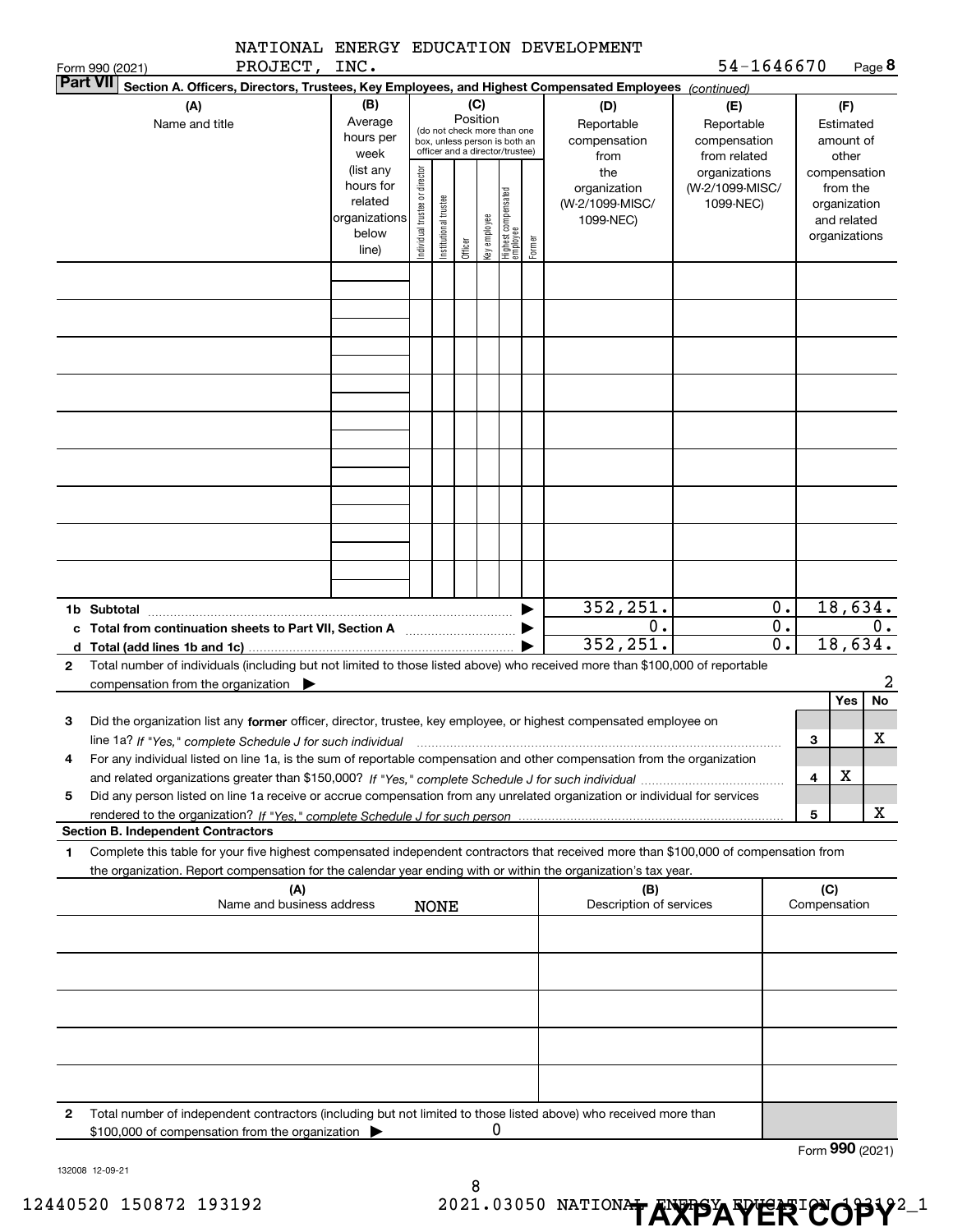NATIONAL ENERGY EDUCATION DEVELOPMENT PROJECT, INC. 54-1646670

Form 990 (2021)

**Part VII** **Section A. Officers, Directors, Trustees, Key Employees, and Highest Compensated Employees** *(continued)*

| (A) Name and title | (B) Average hours per week (list any hours for related organizations below line) | (C) Position (do not check more than one box, unless person is both an officer and a director/trustee): Individual trustee or director | Institutional trustee | Officer | Key employee | Highest compensated employee | Former | (D) Reportable compensation from the organization (W-2/1099-MISC/1099-NEC) | (E) Reportable compensation from related organizations (W-2/1099-MISC/1099-NEC) | (F) Estimated amount of other compensation from the organization and related organizations |
|---|---|---|---|---|---|---|---|---|---|---|
| | | | | | | | | | | |
| | | | | | | | | | | |
| | | | | | | | | | | |
| | | | | | | | | | | |
| | | | | | | | | | | |
| | | | | | | | | | | |
| | | | | | | | | | | |
| | | | | | | | | | | |
| | | | | | | | | | | |
| **1b Subtotal** | | | | | | | | 352,251. | 0. | 18,634. |
| **c Total from continuation sheets to Part VII, Section A** | | | | | | | | 0. | 0. | 0. |
| **d Total (add lines 1b and 1c)** | | | | | | | | 352,251. | 0. | 18,634. |

**2** Total number of individuals (including but not limited to those listed above) who received more than $100,000 of reportable compensation from the organization ▶ 2

| | | | Yes | No |
|---|---|---|---|---|
| **3** | Did the organization list any **former** officer, director, trustee, key employee, or highest compensated employee on line 1a? *If "Yes," complete Schedule J for such individual* | 3 | | X |
| **4** | For any individual listed on line 1a, is the sum of reportable compensation and other compensation from the organization and related organizations greater than $150,000? *If "Yes," complete Schedule J for such individual* | 4 | X | |
| **5** | Did any person listed on line 1a receive or accrue compensation from any unrelated organization or individual for services rendered to the organization? *If "Yes," complete Schedule J for such person* | 5 | | X |

**Section B. Independent Contractors**

**1** Complete this table for your five highest compensated independent contractors that received more than $100,000 of compensation from the organization. Report compensation for the calendar year ending with or within the organization's tax year.

| (A) Name and business address | (B) Description of services | (C) Compensation |
|---|---|---|
| NONE | | |
| | | |
| | | |
| | | |
| | | |

**2** Total number of independent contractors (including but not limited to those listed above) who received more than $100,000 of compensation from the organization ▶ 0

Form **990** (2021)

132008 12-09-21

12440520 150872 193192 2021.03050 NATIONAL ENERGY EDUCATION 193192_1

**TAXPAYER COPY**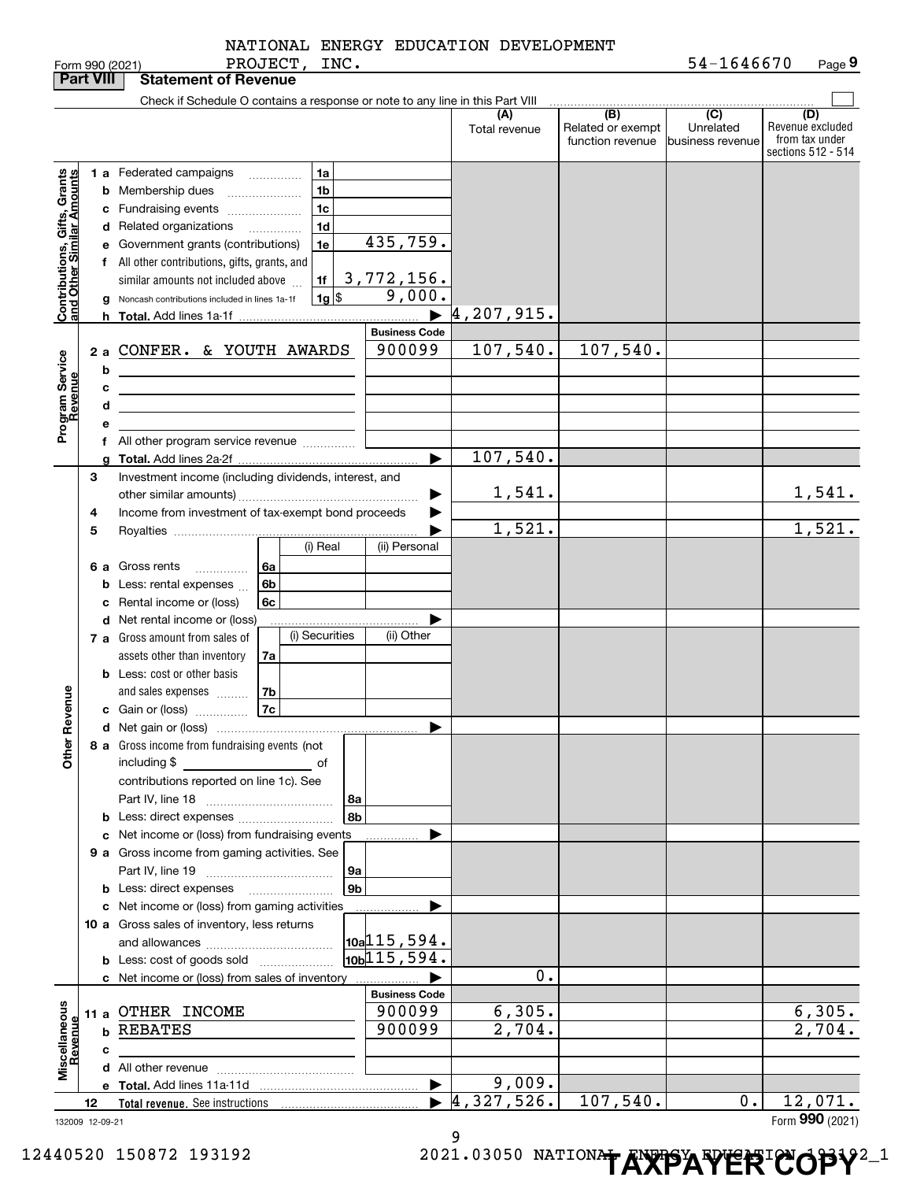NATIONAL ENERGY EDUCATION DEVELOPMENT PROJECT, INC. 54-1646670

Form 990 (2021) Page **9**

## Part VIII Statement of Revenue

Check if Schedule O contains a response or note to any line in this Part VIII

| | | | (A) Total revenue | (B) Related or exempt function revenue | (C) Unrelated business revenue | (D) Revenue excluded from tax under sections 512 - 514 |
|---|---|---|---|---|---|---|
| **Contributions, Gifts, Grants and Other Similar Amounts** | 1a Federated campaigns | 1a | | | | |
| | b Membership dues | 1b | | | | |
| | c Fundraising events | 1c | | | | |
| | d Related organizations | 1d | | | | |
| | e Government grants (contributions) | 1e 435,759. | | | | |
| | f All other contributions, gifts, grants, and similar amounts not included above | 1f 3,772,156. | | | | |
| | g Noncash contributions included in lines 1a-1f | 1g $ 9,000. | | | | |
| | h **Total.** Add lines 1a-1f | | 4,207,915. | | | |
| | | **Business Code** | | | | |
| **Program Service Revenue** | 2a CONFER. & YOUTH AWARDS | 900099 | 107,540. | 107,540. | | |
| | b | | | | | |
| | c | | | | | |
| | d | | | | | |
| | e | | | | | |
| | f All other program service revenue | | | | | |
| | g **Total.** Add lines 2a-2f | | 107,540. | | | |
| **Other Revenue** | 3 Investment income (including dividends, interest, and other similar amounts) | | 1,541. | | | 1,541. |
| | 4 Income from investment of tax-exempt bond proceeds | | | | | |
| | 5 Royalties | | 1,521. | | | 1,521. |
| | | (i) Real / (ii) Personal | | | | |
| | 6a Gross rents | 6a | | | | |
| | b Less: rental expenses | 6b | | | | |
| | c Rental income or (loss) | 6c | | | | |
| | d Net rental income or (loss) | | | | | |
| | | (i) Securities / (ii) Other | | | | |
| | 7a Gross amount from sales of assets other than inventory | 7a | | | | |
| | b Less: cost or other basis and sales expenses | 7b | | | | |
| | c Gain or (loss) | 7c | | | | |
| | d Net gain or (loss) | | | | | |
| | 8a Gross income from fundraising events (not including $ of contributions reported on line 1c). See Part IV, line 18 | 8a | | | | |
| | b Less: direct expenses | 8b | | | | |
| | c Net income or (loss) from fundraising events | | | | | |
| | 9a Gross income from gaming activities. See Part IV, line 19 | 9a | | | | |
| | b Less: direct expenses | 9b | | | | |
| | c Net income or (loss) from gaming activities | | | | | |
| | 10a Gross sales of inventory, less returns and allowances | 10a 115,594. | | | | |
| | b Less: cost of goods sold | 10b 115,594. | | | | |
| | c Net income or (loss) from sales of inventory | | 0. | | | |
| | | **Business Code** | | | | |
| **Miscellaneous Revenue** | 11a OTHER INCOME | 900099 | 6,305. | | | 6,305. |
| | b REBATES | 900099 | 2,704. | | | 2,704. |
| | c | | | | | |
| | d All other revenue | | | | | |
| | e **Total.** Add lines 11a-11d | | 9,009. | | | |
| | 12 **Total revenue.** See instructions | | 4,327,526. | 107,540. | 0. | 12,071. |

132009 12-09-21 Form **990** (2021)

12440520 150872 193192 2021.03050 NATIONAL ENERGY EDUCATION 193192_1

**TAXPAYER COPY**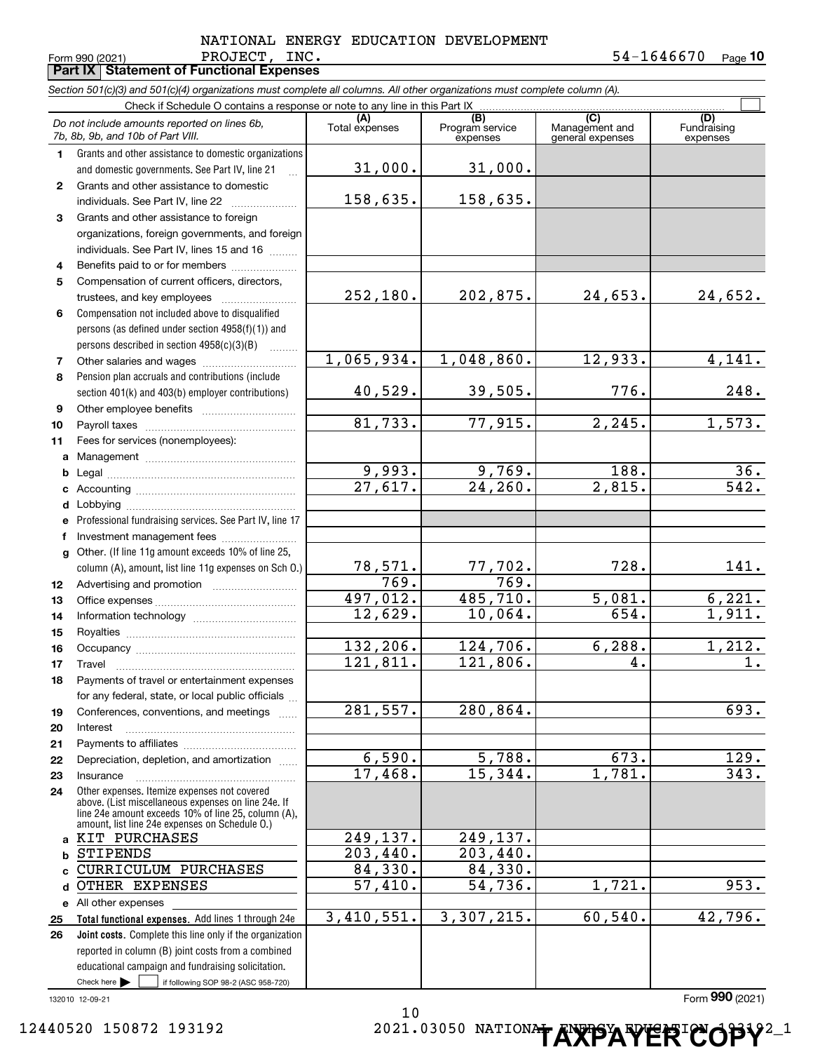NATIONAL ENERGY EDUCATION DEVELOPMENT PROJECT, INC. 54-1646670

Form 990 (2021)

## Part IX Statement of Functional Expenses

*Section 501(c)(3) and 501(c)(4) organizations must complete all columns. All other organizations must complete column (A).*

Check if Schedule O contains a response or note to any line in this Part IX ☐

| | *Do not include amounts reported on lines 6b, 7b, 8b, 9b, and 10b of Part VIII.* | (A) Total expenses | (B) Program service expenses | (C) Management and general expenses | (D) Fundraising expenses |
|---|---|---|---|---|---|
| 1 | Grants and other assistance to domestic organizations and domestic governments. See Part IV, line 21 | 31,000. | 31,000. | | |
| 2 | Grants and other assistance to domestic individuals. See Part IV, line 22 | 158,635. | 158,635. | | |
| 3 | Grants and other assistance to foreign organizations, foreign governments, and foreign individuals. See Part IV, lines 15 and 16 | | | | |
| 4 | Benefits paid to or for members | | | | |
| 5 | Compensation of current officers, directors, trustees, and key employees | 252,180. | 202,875. | 24,653. | 24,652. |
| 6 | Compensation not included above to disqualified persons (as defined under section 4958(f)(1)) and persons described in section 4958(c)(3)(B) | | | | |
| 7 | Other salaries and wages | 1,065,934. | 1,048,860. | 12,933. | 4,141. |
| 8 | Pension plan accruals and contributions (include section 401(k) and 403(b) employer contributions) | 40,529. | 39,505. | 776. | 248. |
| 9 | Other employee benefits | | | | |
| 10 | Payroll taxes | 81,733. | 77,915. | 2,245. | 1,573. |
| 11 | Fees for services (nonemployees): | | | | |
| a | Management | | | | |
| b | Legal | 9,993. | 9,769. | 188. | 36. |
| c | Accounting | 27,617. | 24,260. | 2,815. | 542. |
| d | Lobbying | | | | |
| e | Professional fundraising services. See Part IV, line 17 | | | | |
| f | Investment management fees | | | | |
| g | Other. (If line 11g amount exceeds 10% of line 25, column (A), amount, list line 11g expenses on Sch O.) | 78,571. | 77,702. | 728. | 141. |
| 12 | Advertising and promotion | 769. | 769. | | |
| 13 | Office expenses | 497,012. | 485,710. | 5,081. | 6,221. |
| 14 | Information technology | 12,629. | 10,064. | 654. | 1,911. |
| 15 | Royalties | | | | |
| 16 | Occupancy | 132,206. | 124,706. | 6,288. | 1,212. |
| 17 | Travel | 121,811. | 121,806. | 4. | 1. |
| 18 | Payments of travel or entertainment expenses for any federal, state, or local public officials | | | | |
| 19 | Conferences, conventions, and meetings | 281,557. | 280,864. | | 693. |
| 20 | Interest | | | | |
| 21 | Payments to affiliates | | | | |
| 22 | Depreciation, depletion, and amortization | 6,590. | 5,788. | 673. | 129. |
| 23 | Insurance | 17,468. | 15,344. | 1,781. | 343. |
| 24 | Other expenses. Itemize expenses not covered above. (List miscellaneous expenses on line 24e. If line 24e amount exceeds 10% of line 25, column (A), amount, list line 24e expenses on Schedule O.) | | | | |
| a | KIT PURCHASES | 249,137. | 249,137. | | |
| b | STIPENDS | 203,440. | 203,440. | | |
| c | CURRICULUM PURCHASES | 84,330. | 84,330. | | |
| d | OTHER EXPENSES | 57,410. | 54,736. | 1,721. | 953. |
| e | All other expenses | | | | |
| 25 | **Total functional expenses.** Add lines 1 through 24e | 3,410,551. | 3,307,215. | 60,540. | 42,796. |
| 26 | **Joint costs.** Complete this line only if the organization reported in column (B) joint costs from a combined educational campaign and fundraising solicitation. Check here ☐ if following SOP 98-2 (ASC 958-720) | | | | |

132010 12-09-21

Form **990** (2021)

12440520 150872 193192 2021.03050 NATIONAL ENERGY EDUCATION 193192_1

**TAXPAYER COPY**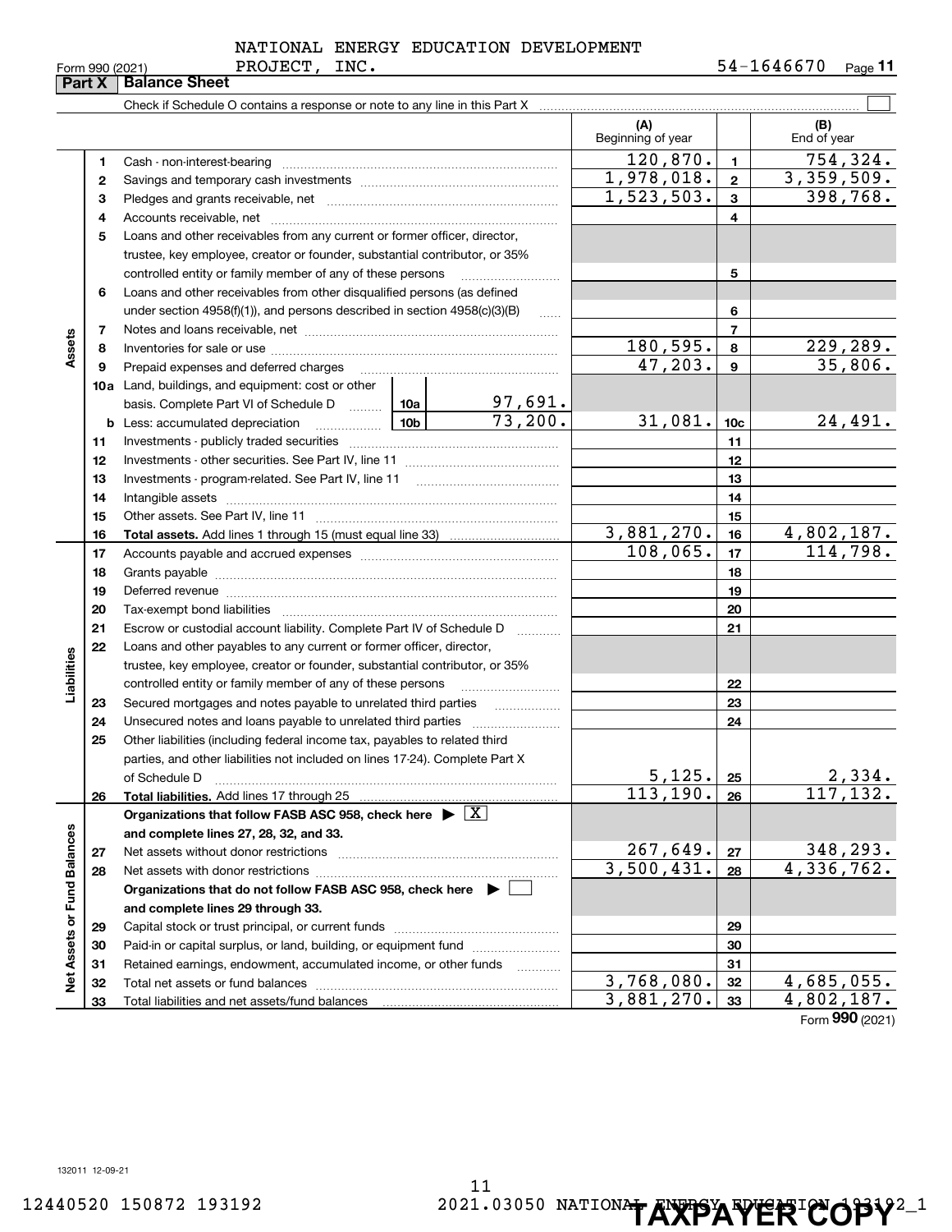NATIONAL ENERGY EDUCATION DEVELOPMENT PROJECT, INC. 54-1646670

Form 990 (2021)

## Part X Balance Sheet

Check if Schedule O contains a response or note to any line in this Part X

| | | | | (A) Beginning of year | | (B) End of year |
|---|---|---|---|---|---|---|
| Assets | 1 | Cash - non-interest-bearing | | 120,870. | 1 | 754,324. |
| | 2 | Savings and temporary cash investments | | 1,978,018. | 2 | 3,359,509. |
| | 3 | Pledges and grants receivable, net | | 1,523,503. | 3 | 398,768. |
| | 4 | Accounts receivable, net | | | 4 | |
| | 5 | Loans and other receivables from any current or former officer, director, trustee, key employee, creator or founder, substantial contributor, or 35% controlled entity or family member of any of these persons | | | 5 | |
| | 6 | Loans and other receivables from other disqualified persons (as defined under section 4958(f)(1)), and persons described in section 4958(c)(3)(B) | | | 6 | |
| | 7 | Notes and loans receivable, net | | | 7 | |
| | 8 | Inventories for sale or use | | 180,595. | 8 | 229,289. |
| | 9 | Prepaid expenses and deferred charges | | 47,203. | 9 | 35,806. |
| | 10a | Land, buildings, and equipment: cost or other basis. Complete Part VI of Schedule D | 10a 97,691. | | | |
| | b | Less: accumulated depreciation | 10b 73,200. | 31,081. | 10c | 24,491. |
| | 11 | Investments - publicly traded securities | | | 11 | |
| | 12 | Investments - other securities. See Part IV, line 11 | | | 12 | |
| | 13 | Investments - program-related. See Part IV, line 11 | | | 13 | |
| | 14 | Intangible assets | | | 14 | |
| | 15 | Other assets. See Part IV, line 11 | | | 15 | |
| | 16 | **Total assets.** Add lines 1 through 15 (must equal line 33) | | 3,881,270. | 16 | 4,802,187. |
| Liabilities | 17 | Accounts payable and accrued expenses | | 108,065. | 17 | 114,798. |
| | 18 | Grants payable | | | 18 | |
| | 19 | Deferred revenue | | | 19 | |
| | 20 | Tax-exempt bond liabilities | | | 20 | |
| | 21 | Escrow or custodial account liability. Complete Part IV of Schedule D | | | 21 | |
| | 22 | Loans and other payables to any current or former officer, director, trustee, key employee, creator or founder, substantial contributor, or 35% controlled entity or family member of any of these persons | | | 22 | |
| | 23 | Secured mortgages and notes payable to unrelated third parties | | | 23 | |
| | 24 | Unsecured notes and loans payable to unrelated third parties | | | 24 | |
| | 25 | Other liabilities (including federal income tax, payables to related third parties, and other liabilities not included on lines 17-24). Complete Part X of Schedule D | | 5,125. | 25 | 2,334. |
| | 26 | **Total liabilities.** Add lines 17 through 25 | | 113,190. | 26 | 117,132. |
| Net Assets or Fund Balances | | **Organizations that follow FASB ASC 958, check here ▶ [X] and complete lines 27, 28, 32, and 33.** | | | | |
| | 27 | Net assets without donor restrictions | | 267,649. | 27 | 348,293. |
| | 28 | Net assets with donor restrictions | | 3,500,431. | 28 | 4,336,762. |
| | | **Organizations that do not follow FASB ASC 958, check here ▶ [ ] and complete lines 29 through 33.** | | | | |
| | 29 | Capital stock or trust principal, or current funds | | | 29 | |
| | 30 | Paid-in or capital surplus, or land, building, or equipment fund | | | 30 | |
| | 31 | Retained earnings, endowment, accumulated income, or other funds | | | 31 | |
| | 32 | Total net assets or fund balances | | 3,768,080. | 32 | 4,685,055. |
| | 33 | Total liabilities and net assets/fund balances | | 3,881,270. | 33 | 4,802,187. |

Form **990** (2021)

132011 12-09-21

12440520 150872 193192 2021.03050 NATIONAL ENERGY EDUCATION 193192_1

**TAXPAYER COPY**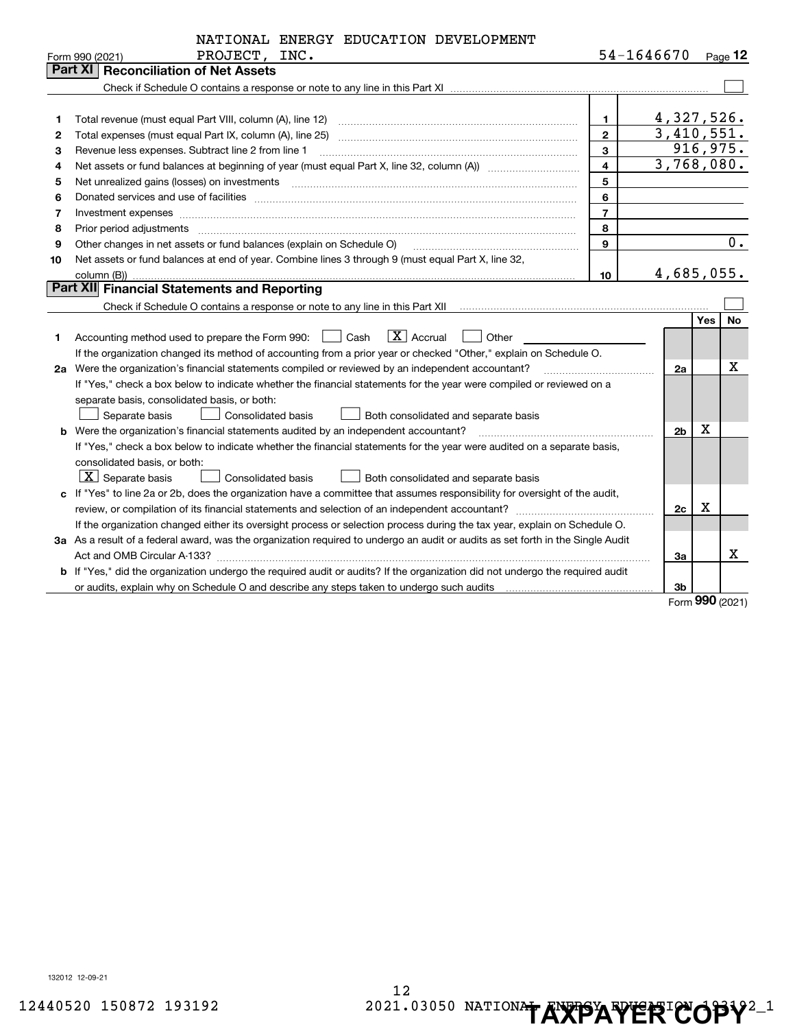NATIONAL ENERGY EDUCATION DEVELOPMENT PROJECT, INC. 54-1646670

Form 990 (2021)

## Part XI Reconciliation of Net Assets

Check if Schedule O contains a response or note to any line in this Part XI ☐

| | | | |
|---|---|---|---|
| 1 | Total revenue (must equal Part VIII, column (A), line 12) | 1 | 4,327,526. |
| 2 | Total expenses (must equal Part IX, column (A), line 25) | 2 | 3,410,551. |
| 3 | Revenue less expenses. Subtract line 2 from line 1 | 3 | 916,975. |
| 4 | Net assets or fund balances at beginning of year (must equal Part X, line 32, column (A)) | 4 | 3,768,080. |
| 5 | Net unrealized gains (losses) on investments | 5 | |
| 6 | Donated services and use of facilities | 6 | |
| 7 | Investment expenses | 7 | |
| 8 | Prior period adjustments | 8 | |
| 9 | Other changes in net assets or fund balances (explain on Schedule O) | 9 | 0. |
| 10 | Net assets or fund balances at end of year. Combine lines 3 through 9 (must equal Part X, line 32, column (B)) | 10 | 4,685,055. |

## Part XII Financial Statements and Reporting

Check if Schedule O contains a response or note to any line in this Part XII ☐

| | | | Yes | No |
|---|---|---|---|---|
| 1 | Accounting method used to prepare the Form 990: ☐ Cash ☒ Accrual ☐ Other<br>If the organization changed its method of accounting from a prior year or checked "Other," explain on Schedule O. | | | |
| 2a | Were the organization's financial statements compiled or reviewed by an independent accountant?<br>If "Yes," check a box below to indicate whether the financial statements for the year were compiled or reviewed on a separate basis, consolidated basis, or both:<br>☐ Separate basis ☐ Consolidated basis ☐ Both consolidated and separate basis | 2a | | X |
| b | Were the organization's financial statements audited by an independent accountant?<br>If "Yes," check a box below to indicate whether the financial statements for the year were audited on a separate basis, consolidated basis, or both:<br>☒ Separate basis ☐ Consolidated basis ☐ Both consolidated and separate basis | 2b | X | |
| c | If "Yes" to line 2a or 2b, does the organization have a committee that assumes responsibility for oversight of the audit, review, or compilation of its financial statements and selection of an independent accountant?<br>If the organization changed either its oversight process or selection process during the tax year, explain on Schedule O. | 2c | X | |
| 3a | As a result of a federal award, was the organization required to undergo an audit or audits as set forth in the Single Audit Act and OMB Circular A-133? | 3a | | X |
| b | If "Yes," did the organization undergo the required audit or audits? If the organization did not undergo the required audit or audits, explain why on Schedule O and describe any steps taken to undergo such audits | 3b | | |

Form 990 (2021)

132012 12-09-21

12440520 150872 193192 2021.03050 NATIONAL ENERGY EDUCATION 193192_1

TAXPAYER COPY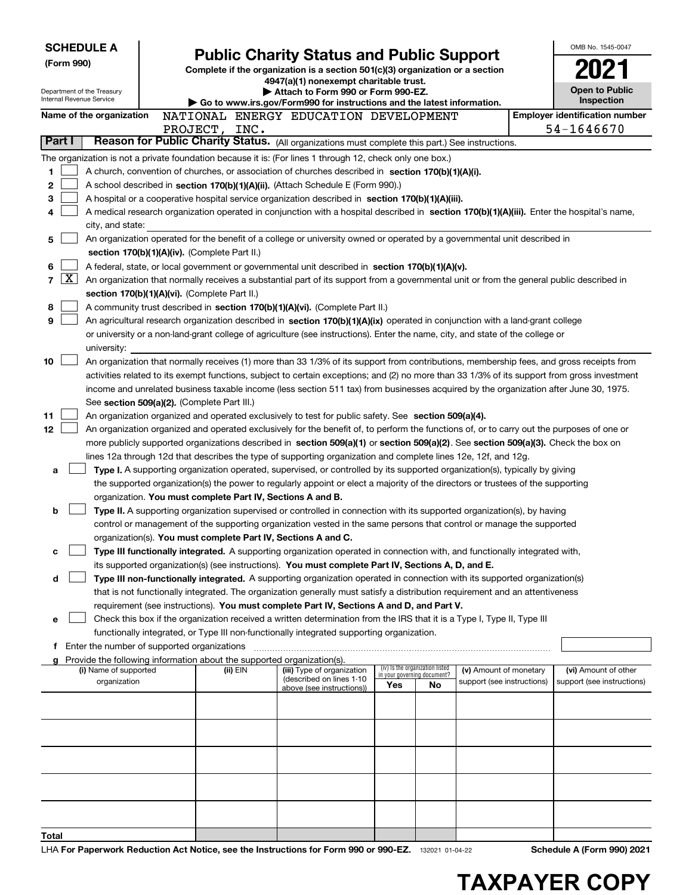**SCHEDULE A**
**(Form 990)**

Department of the Treasury
Internal Revenue Service

# Public Charity Status and Public Support

**Complete if the organization is a section 501(c)(3) organization or a section 4947(a)(1) nonexempt charitable trust.**
**▶ Attach to Form 990 or Form 990-EZ.**
**▶ Go to www.irs.gov/Form990 for instructions and the latest information.**

OMB No. 1545-0047
**2021**
**Open to Public Inspection**

**Name of the organization** NATIONAL ENERGY EDUCATION DEVELOPMENT PROJECT, INC.
**Employer identification number** 54-1646670

## Part I Reason for Public Charity Status. (All organizations must complete this part.) See instructions.

The organization is not a private foundation because it is: (For lines 1 through 12, check only one box.)

1 [ ] A church, convention of churches, or association of churches described in **section 170(b)(1)(A)(i).**

2 [ ] A school described in **section 170(b)(1)(A)(ii).** (Attach Schedule E (Form 990).)

3 [ ] A hospital or a cooperative hospital service organization described in **section 170(b)(1)(A)(iii).**

4 [ ] A medical research organization operated in conjunction with a hospital described in **section 170(b)(1)(A)(iii).** Enter the hospital's name, city, and state:

5 [ ] An organization operated for the benefit of a college or university owned or operated by a governmental unit described in **section 170(b)(1)(A)(iv).** (Complete Part II.)

6 [ ] A federal, state, or local government or governmental unit described in **section 170(b)(1)(A)(v).**

7 [X] An organization that normally receives a substantial part of its support from a governmental unit or from the general public described in **section 170(b)(1)(A)(vi).** (Complete Part II.)

8 [ ] A community trust described in **section 170(b)(1)(A)(vi).** (Complete Part II.)

9 [ ] An agricultural research organization described in **section 170(b)(1)(A)(ix)** operated in conjunction with a land-grant college or university or a non-land-grant college of agriculture (see instructions). Enter the name, city, and state of the college or university:

10 [ ] An organization that normally receives (1) more than 33 1/3% of its support from contributions, membership fees, and gross receipts from activities related to its exempt functions, subject to certain exceptions; and (2) no more than 33 1/3% of its support from gross investment income and unrelated business taxable income (less section 511 tax) from businesses acquired by the organization after June 30, 1975. See **section 509(a)(2).** (Complete Part III.)

11 [ ] An organization organized and operated exclusively to test for public safety. See **section 509(a)(4).**

12 [ ] An organization organized and operated exclusively for the benefit of, to perform the functions of, or to carry out the purposes of one or more publicly supported organizations described in **section 509(a)(1)** or **section 509(a)(2)**. See **section 509(a)(3).** Check the box on lines 12a through 12d that describes the type of supporting organization and complete lines 12e, 12f, and 12g.

a [ ] **Type I.** A supporting organization operated, supervised, or controlled by its supported organization(s), typically by giving the supported organization(s) the power to regularly appoint or elect a majority of the directors or trustees of the supporting organization. **You must complete Part IV, Sections A and B.**

b [ ] **Type II.** A supporting organization supervised or controlled in connection with its supported organization(s), by having control or management of the supporting organization vested in the same persons that control or manage the supported organization(s). **You must complete Part IV, Sections A and C.**

c [ ] **Type III functionally integrated.** A supporting organization operated in connection with, and functionally integrated with, its supported organization(s) (see instructions). **You must complete Part IV, Sections A, D, and E.**

d [ ] **Type III non-functionally integrated.** A supporting organization operated in connection with its supported organization(s) that is not functionally integrated. The organization generally must satisfy a distribution requirement and an attentiveness requirement (see instructions). **You must complete Part IV, Sections A and D, and Part V.**

e [ ] Check this box if the organization received a written determination from the IRS that it is a Type I, Type II, Type III functionally integrated, or Type III non-functionally integrated supporting organization.

f Enter the number of supported organizations

g Provide the following information about the supported organization(s).

| (i) Name of supported organization | (ii) EIN | (iii) Type of organization (described on lines 1-10 above (see instructions)) | (iv) Is the organization listed in your governing document? Yes | No | (v) Amount of monetary support (see instructions) | (vi) Amount of other support (see instructions) |
|---|---|---|---|---|---|---|
| | | | | | | |
| | | | | | | |
| | | | | | | |
| | | | | | | |
| | | | | | | |
| **Total** | | | | | | |

LHA **For Paperwork Reduction Act Notice, see the Instructions for Form 990 or 990-EZ.** 132021 01-04-22 **Schedule A (Form 990) 2021**

**TAXPAYER COPY**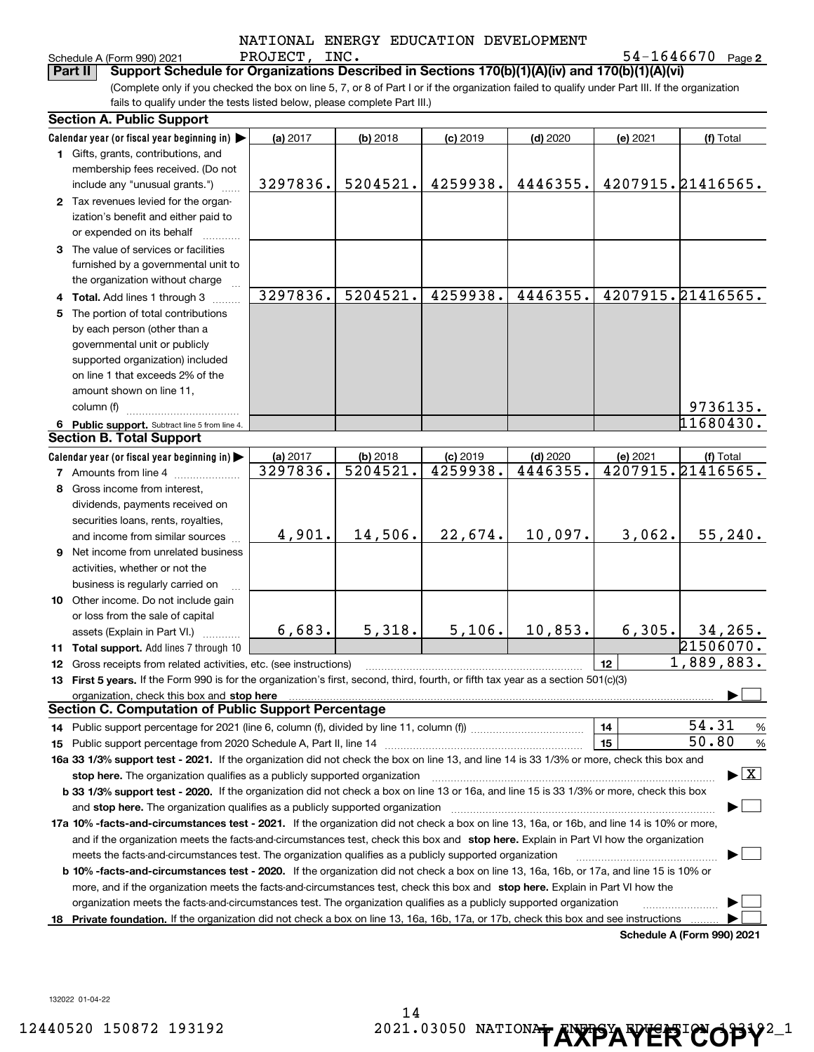NATIONAL ENERGY EDUCATION DEVELOPMENT PROJECT, INC. 54-1646670

Schedule A (Form 990) 2021 Page 2

## Part II Support Schedule for Organizations Described in Sections 170(b)(1)(A)(iv) and 170(b)(1)(A)(vi)

(Complete only if you checked the box on line 5, 7, or 8 of Part I or if the organization failed to qualify under Part III. If the organization fails to qualify under the tests listed below, please complete Part III.)

### Section A. Public Support

| Calendar year (or fiscal year beginning in) ▶ | (a) 2017 | (b) 2018 | (c) 2019 | (d) 2020 | (e) 2021 | (f) Total |
|---|---|---|---|---|---|---|
| **1** Gifts, grants, contributions, and membership fees received. (Do not include any "unusual grants.") | 3297836. | 5204521. | 4259938. | 4446355. | 4207915. | 21416565. |
| **2** Tax revenues levied for the organization's benefit and either paid to or expended on its behalf | | | | | | |
| **3** The value of services or facilities furnished by a governmental unit to the organization without charge | | | | | | |
| **4 Total.** Add lines 1 through 3 | 3297836. | 5204521. | 4259938. | 4446355. | 4207915. | 21416565. |
| **5** The portion of total contributions by each person (other than a governmental unit or publicly supported organization) included on line 1 that exceeds 2% of the amount shown on line 11, column (f) | | | | | | 9736135. |
| **6 Public support.** Subtract line 5 from line 4. | | | | | | 11680430. |

### Section B. Total Support

| Calendar year (or fiscal year beginning in) ▶ | (a) 2017 | (b) 2018 | (c) 2019 | (d) 2020 | (e) 2021 | (f) Total |
|---|---|---|---|---|---|---|
| **7** Amounts from line 4 | 3297836. | 5204521. | 4259938. | 4446355. | 4207915. | 21416565. |
| **8** Gross income from interest, dividends, payments received on securities loans, rents, royalties, and income from similar sources | 4,901. | 14,506. | 22,674. | 10,097. | 3,062. | 55,240. |
| **9** Net income from unrelated business activities, whether or not the business is regularly carried on | | | | | | |
| **10** Other income. Do not include gain or loss from the sale of capital assets (Explain in Part VI.) | 6,683. | 5,318. | 5,106. | 10,853. | 6,305. | 34,265. |
| **11 Total support.** Add lines 7 through 10 | | | | | | 21506070. |

**12** Gross receipts from related activities, etc. (see instructions) **12** 1,889,883.

**13 First 5 years.** If the Form 990 is for the organization's first, second, third, fourth, or fifth tax year as a section 501(c)(3) organization, check this box and **stop here** ▶ ☐

### Section C. Computation of Public Support Percentage

**14** Public support percentage for 2021 (line 6, column (f), divided by line 11, column (f)) **14** 54.31 %

**15** Public support percentage from 2020 Schedule A, Part II, line 14 **15** 50.80 %

**16a 33 1/3% support test - 2021.** If the organization did not check the box on line 13, and line 14 is 33 1/3% or more, check this box and **stop here.** The organization qualifies as a publicly supported organization ▶ ☒

**b 33 1/3% support test - 2020.** If the organization did not check a box on line 13 or 16a, and line 15 is 33 1/3% or more, check this box and **stop here.** The organization qualifies as a publicly supported organization ▶ ☐

**17a 10% -facts-and-circumstances test - 2021.** If the organization did not check a box on line 13, 16a, or 16b, and line 14 is 10% or more, and if the organization meets the facts-and-circumstances test, check this box and **stop here.** Explain in Part VI how the organization meets the facts-and-circumstances test. The organization qualifies as a publicly supported organization ▶ ☐

**b 10% -facts-and-circumstances test - 2020.** If the organization did not check a box on line 13, 16a, 16b, or 17a, and line 15 is 10% or more, and if the organization meets the facts-and-circumstances test, check this box and **stop here.** Explain in Part VI how the organization meets the facts-and-circumstances test. The organization qualifies as a publicly supported organization ▶ ☐

**18 Private foundation.** If the organization did not check a box on line 13, 16a, 16b, 17a, or 17b, check this box and see instructions ▶ ☐

**Schedule A (Form 990) 2021**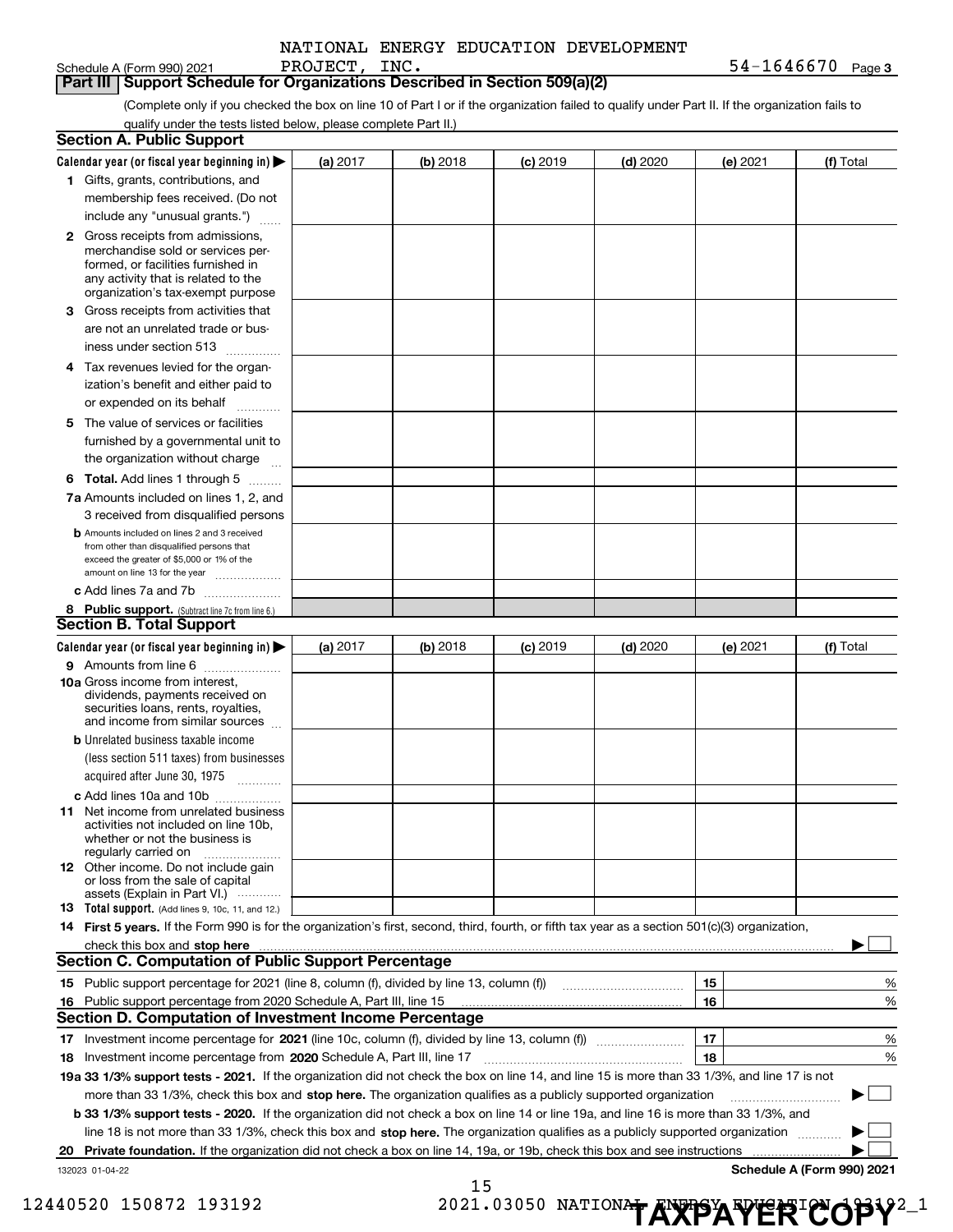NATIONAL ENERGY EDUCATION DEVELOPMENT PROJECT, INC. 54-1646670

## Part III Support Schedule for Organizations Described in Section 509(a)(2)

(Complete only if you checked the box on line 10 of Part I or if the organization failed to qualify under Part II. If the organization fails to qualify under the tests listed below, please complete Part II.)

### Section A. Public Support

| Calendar year (or fiscal year beginning in) ▶ | (a) 2017 | (b) 2018 | (c) 2019 | (d) 2020 | (e) 2021 | (f) Total |
|---|---|---|---|---|---|---|
| **1** Gifts, grants, contributions, and membership fees received. (Do not include any "unusual grants.") | | | | | | |
| **2** Gross receipts from admissions, merchandise sold or services performed, or facilities furnished in any activity that is related to the organization's tax-exempt purpose | | | | | | |
| **3** Gross receipts from activities that are not an unrelated trade or business under section 513 | | | | | | |
| **4** Tax revenues levied for the organization's benefit and either paid to or expended on its behalf | | | | | | |
| **5** The value of services or facilities furnished by a governmental unit to the organization without charge | | | | | | |
| **6 Total.** Add lines 1 through 5 | | | | | | |
| **7a** Amounts included on lines 1, 2, and 3 received from disqualified persons | | | | | | |
| **b** Amounts included on lines 2 and 3 received from other than disqualified persons that exceed the greater of $5,000 or 1% of the amount on line 13 for the year | | | | | | |
| **c** Add lines 7a and 7b | | | | | | |
| **8 Public support.** (Subtract line 7c from line 6.) | | | | | | |

### Section B. Total Support

| Calendar year (or fiscal year beginning in) ▶ | (a) 2017 | (b) 2018 | (c) 2019 | (d) 2020 | (e) 2021 | (f) Total |
|---|---|---|---|---|---|---|
| **9** Amounts from line 6 | | | | | | |
| **10a** Gross income from interest, dividends, payments received on securities loans, rents, royalties, and income from similar sources | | | | | | |
| **b** Unrelated business taxable income (less section 511 taxes) from businesses acquired after June 30, 1975 | | | | | | |
| **c** Add lines 10a and 10b | | | | | | |
| **11** Net income from unrelated business activities not included on line 10b, whether or not the business is regularly carried on | | | | | | |
| **12** Other income. Do not include gain or loss from the sale of capital assets (Explain in Part VI.) | | | | | | |
| **13 Total support.** (Add lines 9, 10c, 11, and 12.) | | | | | | |

**14 First 5 years.** If the Form 990 is for the organization's first, second, third, fourth, or fifth tax year as a section 501(c)(3) organization, check this box and **stop here** ▶ ☐

### Section C. Computation of Public Support Percentage

| | | | |
|---|---|---|---|
| **15** | Public support percentage for 2021 (line 8, column (f), divided by line 13, column (f)) | 15 | % |
| **16** | Public support percentage from 2020 Schedule A, Part III, line 15 | 16 | % |

### Section D. Computation of Investment Income Percentage

| | | | |
|---|---|---|---|
| **17** | Investment income percentage for **2021** (line 10c, column (f), divided by line 13, column (f)) | 17 | % |
| **18** | Investment income percentage from **2020** Schedule A, Part III, line 17 | 18 | % |

**19a 33 1/3% support tests - 2021.** If the organization did not check the box on line 14, and line 15 is more than 33 1/3%, and line 17 is not more than 33 1/3%, check this box and **stop here.** The organization qualifies as a publicly supported organization ▶ ☐

**b 33 1/3% support tests - 2020.** If the organization did not check a box on line 14 or line 19a, and line 16 is more than 33 1/3%, and line 18 is not more than 33 1/3%, check this box and **stop here.** The organization qualifies as a publicly supported organization ▶ ☐

**20 Private foundation.** If the organization did not check a box on line 14, 19a, or 19b, check this box and see instructions ▶ ☐

132023 01-04-22

Schedule A (Form 990) 2021

12440520 150872 193192 2021.03050 NATIONAL ENERGY EDUCATION 193192_1

TAXPAYER COPY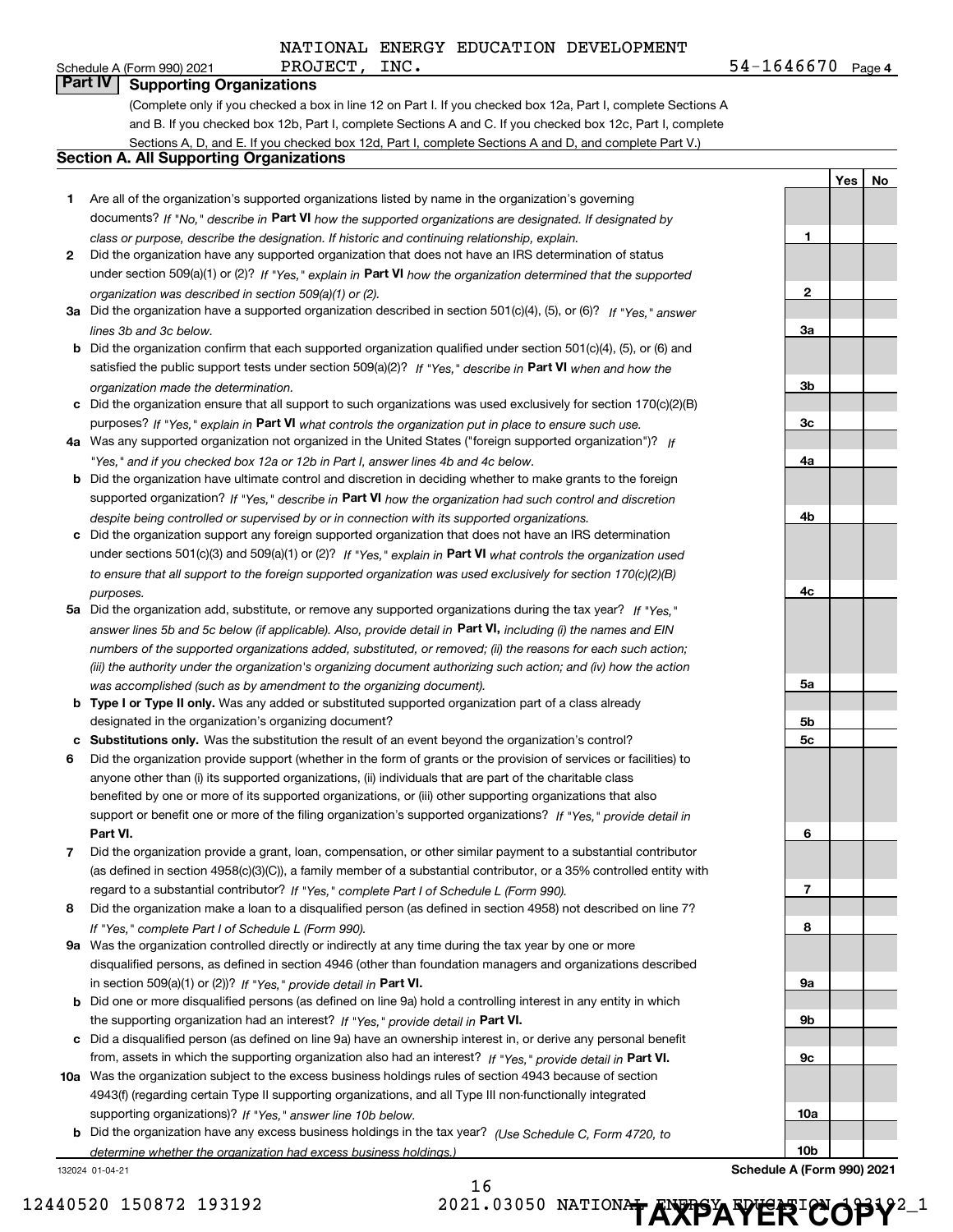NATIONAL ENERGY EDUCATION DEVELOPMENT PROJECT, INC. 54-1646670

## Part IV Supporting Organizations

(Complete only if you checked a box in line 12 on Part I. If you checked box 12a, Part I, complete Sections A and B. If you checked box 12b, Part I, complete Sections A and C. If you checked box 12c, Part I, complete Sections A, D, and E. If you checked box 12d, Part I, complete Sections A and D, and complete Part V.)

### Section A. All Supporting Organizations

| | | Line | Yes | No |
|---|---|---|---|---|
| **1** | Are all of the organization's supported organizations listed by name in the organization's governing documents? *If "No," describe in* **Part VI** *how the supported organizations are designated. If designated by class or purpose, describe the designation. If historic and continuing relationship, explain.* | 1 | | |
| **2** | Did the organization have any supported organization that does not have an IRS determination of status under section 509(a)(1) or (2)? *If "Yes," explain in* **Part VI** *how the organization determined that the supported organization was described in section 509(a)(1) or (2).* | 2 | | |
| **3a** | Did the organization have a supported organization described in section 501(c)(4), (5), or (6)? *If "Yes," answer lines 3b and 3c below.* | 3a | | |
| **b** | Did the organization confirm that each supported organization qualified under section 501(c)(4), (5), or (6) and satisfied the public support tests under section 509(a)(2)? *If "Yes," describe in* **Part VI** *when and how the organization made the determination.* | 3b | | |
| **c** | Did the organization ensure that all support to such organizations was used exclusively for section 170(c)(2)(B) purposes? *If "Yes," explain in* **Part VI** *what controls the organization put in place to ensure such use.* | 3c | | |
| **4a** | Was any supported organization not organized in the United States ("foreign supported organization")? *If "Yes," and if you checked box 12a or 12b in Part I, answer lines 4b and 4c below.* | 4a | | |
| **b** | Did the organization have ultimate control and discretion in deciding whether to make grants to the foreign supported organization? *If "Yes," describe in* **Part VI** *how the organization had such control and discretion despite being controlled or supervised by or in connection with its supported organizations.* | 4b | | |
| **c** | Did the organization support any foreign supported organization that does not have an IRS determination under sections 501(c)(3) and 509(a)(1) or (2)? *If "Yes," explain in* **Part VI** *what controls the organization used to ensure that all support to the foreign supported organization was used exclusively for section 170(c)(2)(B) purposes.* | 4c | | |
| **5a** | Did the organization add, substitute, or remove any supported organizations during the tax year? *If "Yes," answer lines 5b and 5c below (if applicable). Also, provide detail in* **Part VI,** *including (i) the names and EIN numbers of the supported organizations added, substituted, or removed; (ii) the reasons for each such action; (iii) the authority under the organization's organizing document authorizing such action; and (iv) how the action was accomplished (such as by amendment to the organizing document).* | 5a | | |
| **b** | **Type I or Type II only.** Was any added or substituted supported organization part of a class already designated in the organization's organizing document? | 5b | | |
| **c** | **Substitutions only.** Was the substitution the result of an event beyond the organization's control? | 5c | | |
| **6** | Did the organization provide support (whether in the form of grants or the provision of services or facilities) to anyone other than (i) its supported organizations, (ii) individuals that are part of the charitable class benefited by one or more of its supported organizations, or (iii) other supporting organizations that also support or benefit one or more of the filing organization's supported organizations? *If "Yes," provide detail in* **Part VI.** | 6 | | |
| **7** | Did the organization provide a grant, loan, compensation, or other similar payment to a substantial contributor (as defined in section 4958(c)(3)(C)), a family member of a substantial contributor, or a 35% controlled entity with regard to a substantial contributor? *If "Yes," complete Part I of Schedule L (Form 990).* | 7 | | |
| **8** | Did the organization make a loan to a disqualified person (as defined in section 4958) not described on line 7? *If "Yes," complete Part I of Schedule L (Form 990).* | 8 | | |
| **9a** | Was the organization controlled directly or indirectly at any time during the tax year by one or more disqualified persons, as defined in section 4946 (other than foundation managers and organizations described in section 509(a)(1) or (2))? *If "Yes," provide detail in* **Part VI.** | 9a | | |
| **b** | Did one or more disqualified persons (as defined on line 9a) hold a controlling interest in any entity in which the supporting organization had an interest? *If "Yes," provide detail in* **Part VI.** | 9b | | |
| **c** | Did a disqualified person (as defined on line 9a) have an ownership interest in, or derive any personal benefit from, assets in which the supporting organization also had an interest? *If "Yes," provide detail in* **Part VI.** | 9c | | |
| **10a** | Was the organization subject to the excess business holdings rules of section 4943 because of section 4943(f) (regarding certain Type II supporting organizations, and all Type III non-functionally integrated supporting organizations)? *If "Yes," answer line 10b below.* | 10a | | |
| **b** | Did the organization have any excess business holdings in the tax year? *(Use Schedule C, Form 4720, to determine whether the organization had excess business holdings.)* | 10b | | |

132024 01-04-21

**Schedule A (Form 990) 2021**

12440520 150872 193192 2021.03050 NATIONAL ENERGY EDUCATION 193192_1

**TAXPAYER COPY**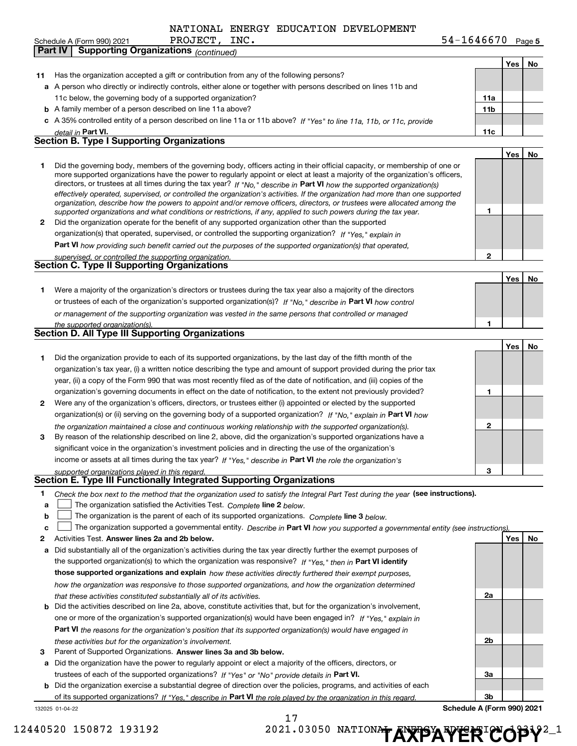NATIONAL ENERGY EDUCATION DEVELOPMENT PROJECT, INC. 54-1646670

Schedule A (Form 990) 2021 Page 5

**Part IV Supporting Organizations** *(continued)*

| | | | Yes | No |
|---|---|---|---|---|
| **11** | Has the organization accepted a gift or contribution from any of the following persons? | | | |
| **a** | A person who directly or indirectly controls, either alone or together with persons described on lines 11b and 11c below, the governing body of a supported organization? | 11a | | |
| **b** | A family member of a person described on line 11a above? | 11b | | |
| **c** | A 35% controlled entity of a person described on line 11a or 11b above? *If "Yes" to line 11a, 11b, or 11c, provide detail in* **Part VI.** | 11c | | |

**Section B. Type I Supporting Organizations**

| | | | Yes | No |
|---|---|---|---|---|
| **1** | Did the governing body, members of the governing body, officers acting in their official capacity, or membership of one or more supported organizations have the power to regularly appoint or elect at least a majority of the organization's officers, directors, or trustees at all times during the tax year? *If "No," describe in* **Part VI** *how the supported organization(s) effectively operated, supervised, or controlled the organization's activities. If the organization had more than one supported organization, describe how the powers to appoint and/or remove officers, directors, or trustees were allocated among the supported organizations and what conditions or restrictions, if any, applied to such powers during the tax year.* | 1 | | |
| **2** | Did the organization operate for the benefit of any supported organization other than the supported organization(s) that operated, supervised, or controlled the supporting organization? *If "Yes," explain in* **Part VI** *how providing such benefit carried out the purposes of the supported organization(s) that operated, supervised, or controlled the supporting organization.* | 2 | | |

**Section C. Type II Supporting Organizations**

| | | | Yes | No |
|---|---|---|---|---|
| **1** | Were a majority of the organization's directors or trustees during the tax year also a majority of the directors or trustees of each of the organization's supported organization(s)? *If "No," describe in* **Part VI** *how control or management of the supporting organization was vested in the same persons that controlled or managed the supported organization(s).* | 1 | | |

**Section D. All Type III Supporting Organizations**

| | | | Yes | No |
|---|---|---|---|---|
| **1** | Did the organization provide to each of its supported organizations, by the last day of the fifth month of the organization's tax year, (i) a written notice describing the type and amount of support provided during the prior tax year, (ii) a copy of the Form 990 that was most recently filed as of the date of notification, and (iii) copies of the organization's governing documents in effect on the date of notification, to the extent not previously provided? | 1 | | |
| **2** | Were any of the organization's officers, directors, or trustees either (i) appointed or elected by the supported organization(s) or (ii) serving on the governing body of a supported organization? *If "No," explain in* **Part VI** *how the organization maintained a close and continuous working relationship with the supported organization(s).* | 2 | | |
| **3** | By reason of the relationship described on line 2, above, did the organization's supported organizations have a significant voice in the organization's investment policies and in directing the use of the organization's income or assets at all times during the tax year? *If "Yes," describe in* **Part VI** *the role the organization's supported organizations played in this regard.* | 3 | | |

**Section E. Type III Functionally Integrated Supporting Organizations**

**1** *Check the box next to the method that the organization used to satisfy the Integral Part Test during the year* **(see instructions).**

**a** ☐ The organization satisfied the Activities Test. *Complete* **line 2** *below.*

**b** ☐ The organization is the parent of each of its supported organizations. *Complete* **line 3** *below.*

**c** ☐ The organization supported a governmental entity. *Describe in* **Part VI** *how you supported a governmental entity (see instructions).*

| | | | Yes | No |
|---|---|---|---|---|
| **2** | Activities Test. **Answer lines 2a and 2b below.** | | | |
| **a** | Did substantially all of the organization's activities during the tax year directly further the exempt purposes of the supported organization(s) to which the organization was responsive? *If "Yes," then in* **Part VI identify those supported organizations and explain** *how these activities directly furthered their exempt purposes, how the organization was responsive to those supported organizations, and how the organization determined that these activities constituted substantially all of its activities.* | 2a | | |
| **b** | Did the activities described on line 2a, above, constitute activities that, but for the organization's involvement, one or more of the organization's supported organization(s) would have been engaged in? *If "Yes," explain in* **Part VI** *the reasons for the organization's position that its supported organization(s) would have engaged in these activities but for the organization's involvement.* | 2b | | |
| **3** | Parent of Supported Organizations. **Answer lines 3a and 3b below.** | | | |
| **a** | Did the organization have the power to regularly appoint or elect a majority of the officers, directors, or trustees of each of the supported organizations? *If "Yes" or "No" provide details in* **Part VI.** | 3a | | |
| **b** | Did the organization exercise a substantial degree of direction over the policies, programs, and activities of each of its supported organizations? *If "Yes," describe in* **Part VI** *the role played by the organization in this regard.* | 3b | | |

132025 01-04-22 **Schedule A (Form 990) 2021**

12440520 150872 193192 2021.03050 NATIONAL ENERGY EDUCATION 193192_1

**TAXPAYER COPY**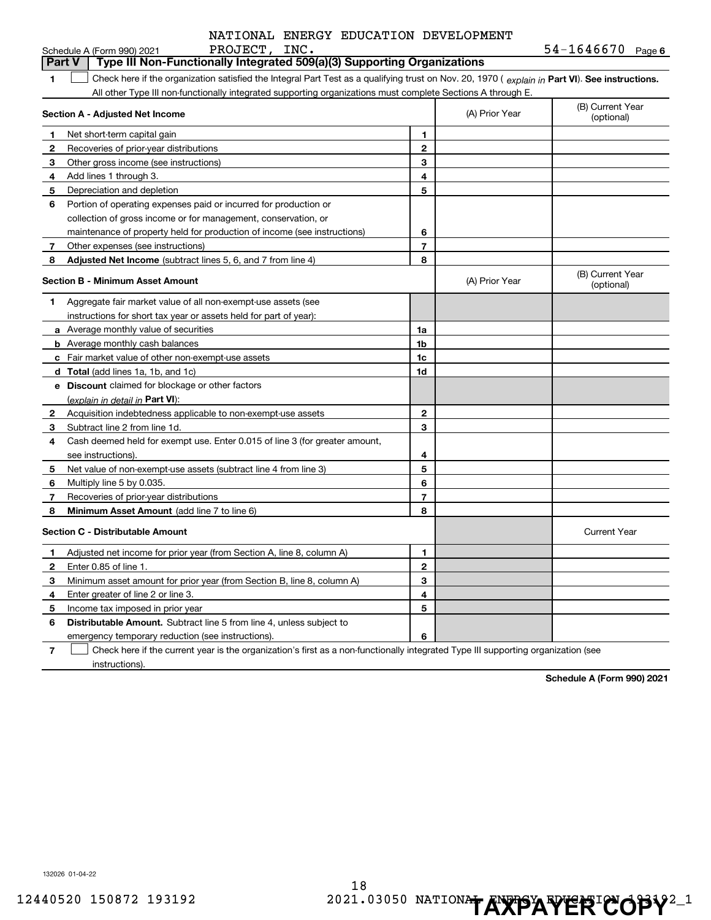NATIONAL ENERGY EDUCATION DEVELOPMENT PROJECT, INC. 54-1646670

Schedule A (Form 990) 2021

## Part V Type III Non-Functionally Integrated 509(a)(3) Supporting Organizations

**1** ☐ Check here if the organization satisfied the Integral Part Test as a qualifying trust on Nov. 20, 1970 ( *explain in* **Part VI**). **See instructions.** All other Type III non-functionally integrated supporting organizations must complete Sections A through E.

| **Section A - Adjusted Net Income** | | (A) Prior Year | (B) Current Year (optional) |
|---|---|---|---|
| **1** Net short-term capital gain | 1 | | |
| **2** Recoveries of prior-year distributions | 2 | | |
| **3** Other gross income (see instructions) | 3 | | |
| **4** Add lines 1 through 3. | 4 | | |
| **5** Depreciation and depletion | 5 | | |
| **6** Portion of operating expenses paid or incurred for production or collection of gross income or for management, conservation, or maintenance of property held for production of income (see instructions) | 6 | | |
| **7** Other expenses (see instructions) | 7 | | |
| **8** **Adjusted Net Income** (subtract lines 5, 6, and 7 from line 4) | 8 | | |

| **Section B - Minimum Asset Amount** | | (A) Prior Year | (B) Current Year (optional) |
|---|---|---|---|
| **1** Aggregate fair market value of all non-exempt-use assets (see instructions for short tax year or assets held for part of year): | | | |
| **a** Average monthly value of securities | 1a | | |
| **b** Average monthly cash balances | 1b | | |
| **c** Fair market value of other non-exempt-use assets | 1c | | |
| **d** **Total** (add lines 1a, 1b, and 1c) | 1d | | |
| **e** **Discount** claimed for blockage or other factors (*explain in detail in* **Part VI**): | | | |
| **2** Acquisition indebtedness applicable to non-exempt-use assets | 2 | | |
| **3** Subtract line 2 from line 1d. | 3 | | |
| **4** Cash deemed held for exempt use. Enter 0.015 of line 3 (for greater amount, see instructions). | 4 | | |
| **5** Net value of non-exempt-use assets (subtract line 4 from line 3) | 5 | | |
| **6** Multiply line 5 by 0.035. | 6 | | |
| **7** Recoveries of prior-year distributions | 7 | | |
| **8** **Minimum Asset Amount** (add line 7 to line 6) | 8 | | |

| **Section C - Distributable Amount** | | | Current Year |
|---|---|---|---|
| **1** Adjusted net income for prior year (from Section A, line 8, column A) | 1 | | |
| **2** Enter 0.85 of line 1. | 2 | | |
| **3** Minimum asset amount for prior year (from Section B, line 8, column A) | 3 | | |
| **4** Enter greater of line 2 or line 3. | 4 | | |
| **5** Income tax imposed in prior year | 5 | | |
| **6** **Distributable Amount.** Subtract line 5 from line 4, unless subject to emergency temporary reduction (see instructions). | 6 | | |

**7** ☐ Check here if the current year is the organization's first as a non-functionally integrated Type III supporting organization (see instructions).

**Schedule A (Form 990) 2021**

132026 01-04-22

12440520 150872 193192 2021.03050 NATIONAL ENERGY EDUCATION 193192_1

TAXPAYER COPY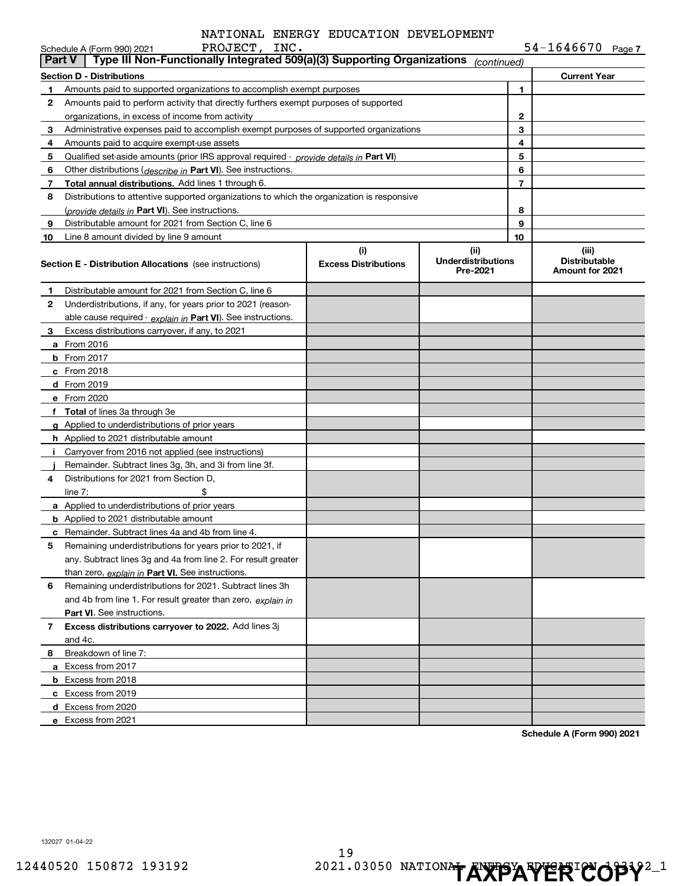NATIONAL ENERGY EDUCATION DEVELOPMENT PROJECT, INC. 54-1646670

## Part V Type III Non-Functionally Integrated 509(a)(3) Supporting Organizations *(continued)*

| **Section D - Distributions** | | **Current Year** |
|---|---|---|
| **1** Amounts paid to supported organizations to accomplish exempt purposes | 1 | |
| **2** Amounts paid to perform activity that directly furthers exempt purposes of supported organizations, in excess of income from activity | 2 | |
| **3** Administrative expenses paid to accomplish exempt purposes of supported organizations | 3 | |
| **4** Amounts paid to acquire exempt-use assets | 4 | |
| **5** Qualified set-aside amounts (prior IRS approval required - *provide details in* **Part VI**) | 5 | |
| **6** Other distributions (*describe in* **Part VI**). See instructions. | 6 | |
| **7** **Total annual distributions.** Add lines 1 through 6. | 7 | |
| **8** Distributions to attentive supported organizations to which the organization is responsive (*provide details in* **Part VI**). See instructions. | 8 | |
| **9** Distributable amount for 2021 from Section C, line 6 | 9 | |
| **10** Line 8 amount divided by line 9 amount | 10 | |

| **Section E - Distribution Allocations** (see instructions) | **(i)** Excess Distributions | **(ii)** Underdistributions Pre-2021 | **(iii)** Distributable Amount for 2021 |
|---|---|---|---|
| **1** Distributable amount for 2021 from Section C, line 6 | | | |
| **2** Underdistributions, if any, for years prior to 2021 (reasonable cause required - *explain in* **Part VI**). See instructions. | | | |
| **3** Excess distributions carryover, if any, to 2021 | | | |
| **a** From 2016 | | | |
| **b** From 2017 | | | |
| **c** From 2018 | | | |
| **d** From 2019 | | | |
| **e** From 2020 | | | |
| **f** **Total** of lines 3a through 3e | | | |
| **g** Applied to underdistributions of prior years | | | |
| **h** Applied to 2021 distributable amount | | | |
| **i** Carryover from 2016 not applied (see instructions) | | | |
| **j** Remainder. Subtract lines 3g, 3h, and 3i from line 3f. | | | |
| **4** Distributions for 2021 from Section D, line 7: $ | | | |
| **a** Applied to underdistributions of prior years | | | |
| **b** Applied to 2021 distributable amount | | | |
| **c** Remainder. Subtract lines 4a and 4b from line 4. | | | |
| **5** Remaining underdistributions for years prior to 2021, if any. Subtract lines 3g and 4a from line 2. For result greater than zero, *explain in* **Part VI.** See instructions. | | | |
| **6** Remaining underdistributions for 2021. Subtract lines 3h and 4b from line 1. For result greater than zero, *explain in* **Part VI**. See instructions. | | | |
| **7** **Excess distributions carryover to 2022.** Add lines 3j and 4c. | | | |
| **8** Breakdown of line 7: | | | |
| **a** Excess from 2017 | | | |
| **b** Excess from 2018 | | | |
| **c** Excess from 2019 | | | |
| **d** Excess from 2020 | | | |
| **e** Excess from 2021 | | | |

**Schedule A (Form 990) 2021**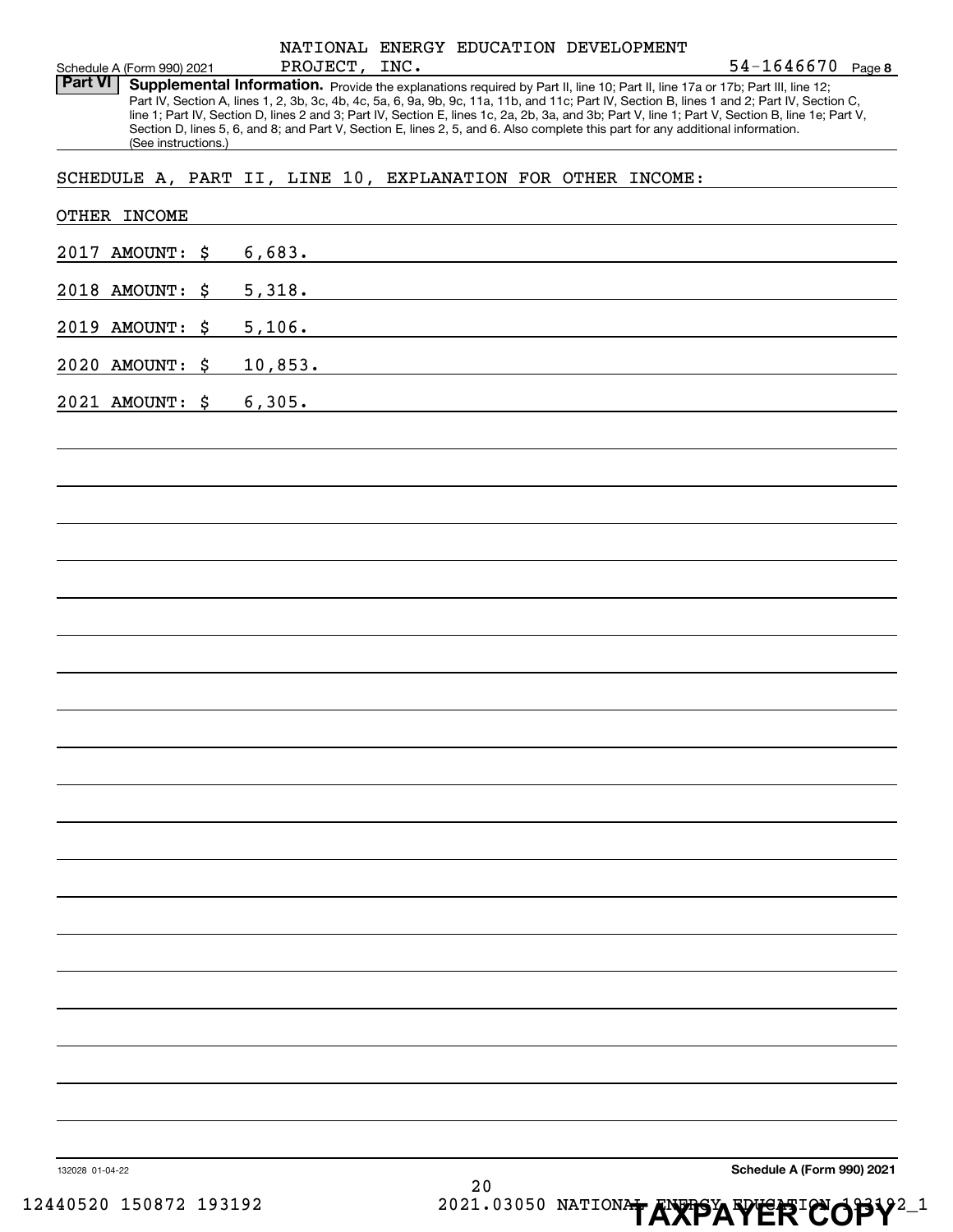NATIONAL ENERGY EDUCATION DEVELOPMENT PROJECT, INC. 54-1646670

Schedule A (Form 990) 2021 Page **8**

**Part VI** **Supplemental Information.** Provide the explanations required by Part II, line 10; Part II, line 17a or 17b; Part III, line 12; Part IV, Section A, lines 1, 2, 3b, 3c, 4b, 4c, 5a, 6, 9a, 9b, 9c, 11a, 11b, and 11c; Part IV, Section B, lines 1 and 2; Part IV, Section C, line 1; Part IV, Section D, lines 2 and 3; Part IV, Section E, lines 1c, 2a, 2b, 3a, and 3b; Part V, line 1; Part V, Section B, line 1e; Part V, Section D, lines 5, 6, and 8; and Part V, Section E, lines 2, 5, and 6. Also complete this part for any additional information. (See instructions.)

SCHEDULE A, PART II, LINE 10, EXPLANATION FOR OTHER INCOME:

OTHER INCOME

2017 AMOUNT: $ 6,683.

2018 AMOUNT: $ 5,318.

2019 AMOUNT: $ 5,106.

2020 AMOUNT: $ 10,853.

2021 AMOUNT: $ 6,305.

132028 01-04-22 **Schedule A (Form 990) 2021**

12440520 150872 193192 2021.03050 NATIONAL ENERGY EDUCATION 193192_1

**TAXPAYER COPY**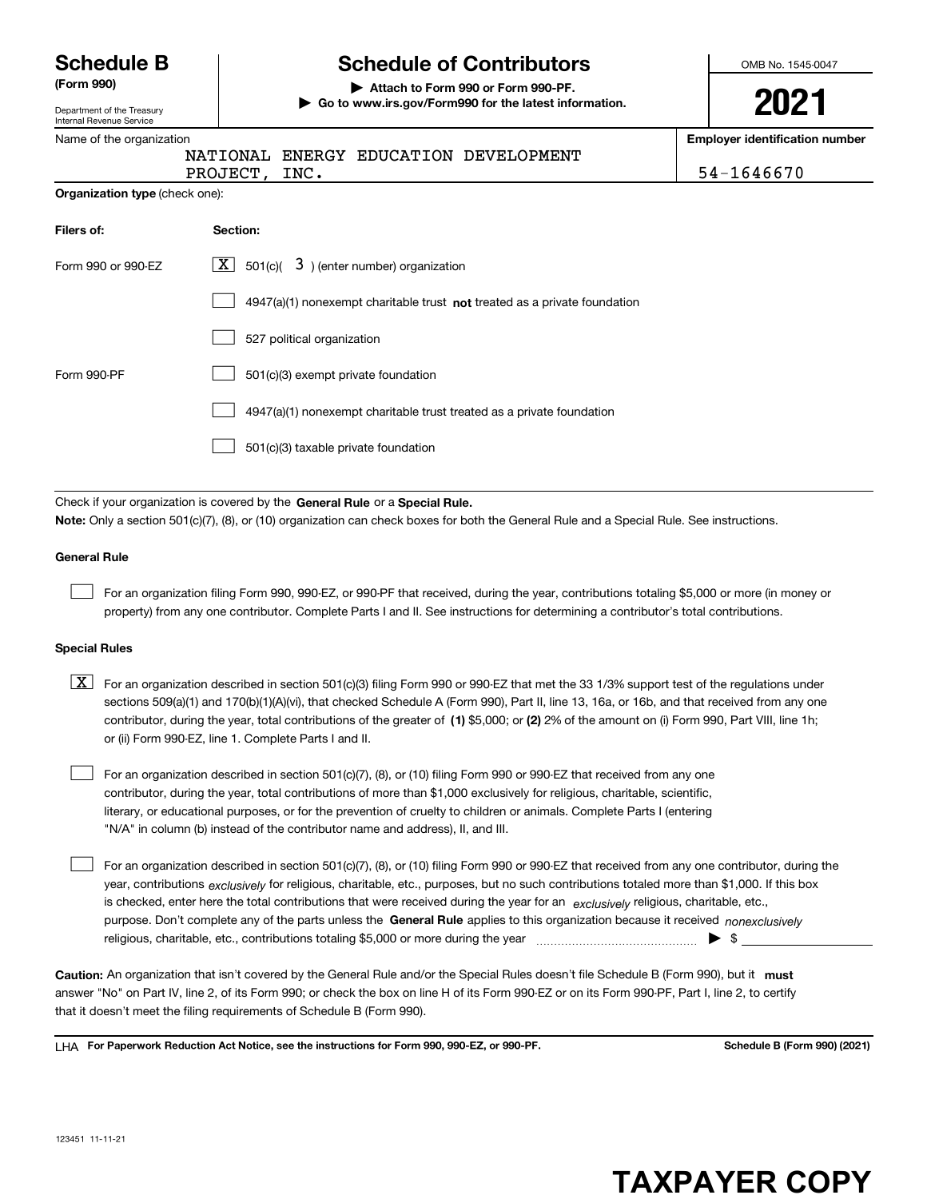# Schedule B (Form 990)

Department of the Treasury
Internal Revenue Service

## Schedule of Contributors

▶ Attach to Form 990 or Form 990-PF.
▶ Go to www.irs.gov/Form990 for the latest information.

OMB No. 1545-0047

**2021**

Name of the organization: NATIONAL ENERGY EDUCATION DEVELOPMENT PROJECT, INC.

Employer identification number: 54-1646670

**Organization type** (check one):

| Filers of: | Section: |
|---|---|
| Form 990 or 990-EZ | [X] 501(c)( 3 ) (enter number) organization |
| | [ ] 4947(a)(1) nonexempt charitable trust **not** treated as a private foundation |
| | [ ] 527 political organization |
| Form 990-PF | [ ] 501(c)(3) exempt private foundation |
| | [ ] 4947(a)(1) nonexempt charitable trust treated as a private foundation |
| | [ ] 501(c)(3) taxable private foundation |

Check if your organization is covered by the **General Rule** or a **Special Rule.**

**Note:** Only a section 501(c)(7), (8), or (10) organization can check boxes for both the General Rule and a Special Rule. See instructions.

### General Rule

[ ] For an organization filing Form 990, 990-EZ, or 990-PF that received, during the year, contributions totaling $5,000 or more (in money or property) from any one contributor. Complete Parts I and II. See instructions for determining a contributor's total contributions.

### Special Rules

[X] For an organization described in section 501(c)(3) filing Form 990 or 990-EZ that met the 33 1/3% support test of the regulations under sections 509(a)(1) and 170(b)(1)(A)(vi), that checked Schedule A (Form 990), Part II, line 13, 16a, or 16b, and that received from any one contributor, during the year, total contributions of the greater of **(1)** $5,000; or **(2)** 2% of the amount on (i) Form 990, Part VIII, line 1h; or (ii) Form 990-EZ, line 1. Complete Parts I and II.

[ ] For an organization described in section 501(c)(7), (8), or (10) filing Form 990 or 990-EZ that received from any one contributor, during the year, total contributions of more than $1,000 exclusively for religious, charitable, scientific, literary, or educational purposes, or for the prevention of cruelty to children or animals. Complete Parts I (entering "N/A" in column (b) instead of the contributor name and address), II, and III.

[ ] For an organization described in section 501(c)(7), (8), or (10) filing Form 990 or 990-EZ that received from any one contributor, during the year, contributions *exclusively* for religious, charitable, etc., purposes, but no such contributions totaled more than $1,000. If this box is checked, enter here the total contributions that were received during the year for an *exclusively* religious, charitable, etc., purpose. Don't complete any of the parts unless the **General Rule** applies to this organization because it received *nonexclusively* religious, charitable, etc., contributions totaling $5,000 or more during the year ▶ $ ____________

**Caution:** An organization that isn't covered by the General Rule and/or the Special Rules doesn't file Schedule B (Form 990), but it **must** answer "No" on Part IV, line 2, of its Form 990; or check the box on line H of its Form 990-EZ or on its Form 990-PF, Part I, line 2, to certify that it doesn't meet the filing requirements of Schedule B (Form 990).

LHA **For Paperwork Reduction Act Notice, see the instructions for Form 990, 990-EZ, or 990-PF.** **Schedule B (Form 990) (2021)**

123451 11-11-21

# TAXPAYER COPY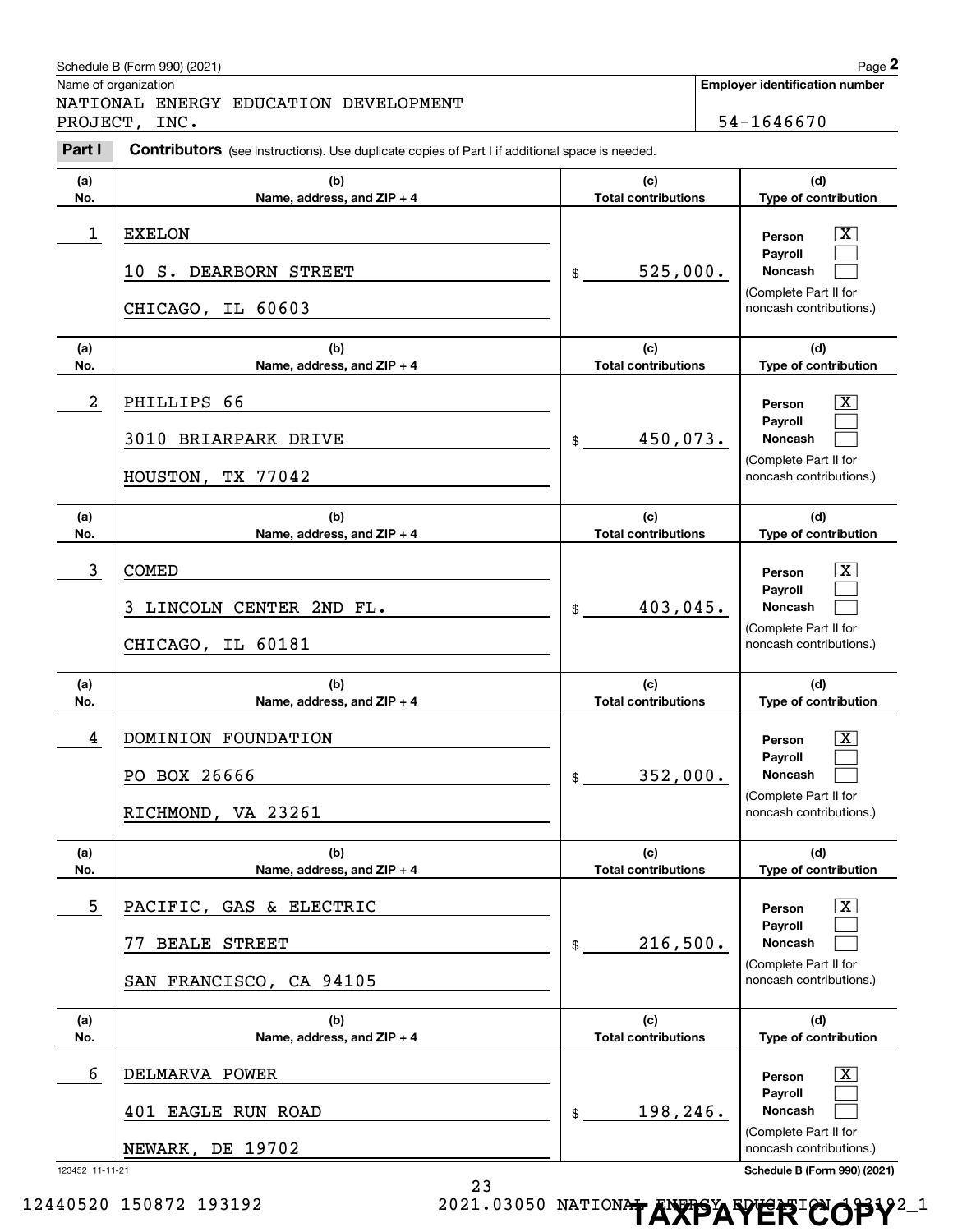Schedule B (Form 990) (2021)

Name of organization: NATIONAL ENERGY EDUCATION DEVELOPMENT PROJECT, INC.

Employer identification number: 54-1646670

**Part I** **Contributors** (see instructions). Use duplicate copies of Part I if additional space is needed.

| (a) No. | (b) Name, address, and ZIP + 4 | (c) Total contributions | (d) Type of contribution |
|---|---|---|---|
| 1 | EXELON<br>10 S. DEARBORN STREET<br>CHICAGO, IL 60603 | $ 525,000. | Person [X]<br>Payroll [ ]<br>Noncash [ ]<br>(Complete Part II for noncash contributions.) |
| 2 | PHILLIPS 66<br>3010 BRIARPARK DRIVE<br>HOUSTON, TX 77042 | $ 450,073. | Person [X]<br>Payroll [ ]<br>Noncash [ ]<br>(Complete Part II for noncash contributions.) |
| 3 | COMED<br>3 LINCOLN CENTER 2ND FL.<br>CHICAGO, IL 60181 | $ 403,045. | Person [X]<br>Payroll [ ]<br>Noncash [ ]<br>(Complete Part II for noncash contributions.) |
| 4 | DOMINION FOUNDATION<br>PO BOX 26666<br>RICHMOND, VA 23261 | $ 352,000. | Person [X]<br>Payroll [ ]<br>Noncash [ ]<br>(Complete Part II for noncash contributions.) |
| 5 | PACIFIC, GAS & ELECTRIC<br>77 BEALE STREET<br>SAN FRANCISCO, CA 94105 | $ 216,500. | Person [X]<br>Payroll [ ]<br>Noncash [ ]<br>(Complete Part II for noncash contributions.) |
| 6 | DELMARVA POWER<br>401 EAGLE RUN ROAD<br>NEWARK, DE 19702 | $ 198,246. | Person [X]<br>Payroll [ ]<br>Noncash [ ]<br>(Complete Part II for noncash contributions.) |

123452 11-11-21

12440520 150872 193192 2021.03050 NATIONAL ENERGY EDUCATION 193192_1

TAXPAYER COPY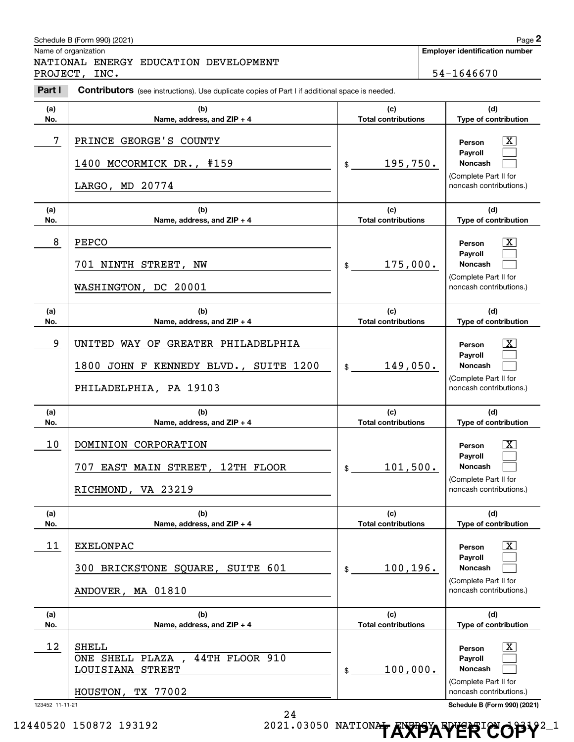Name of organization

NATIONAL ENERGY EDUCATION DEVELOPMENT PROJECT, INC.

**Employer identification number**

54-1646670

**Part I** **Contributors** (see instructions). Use duplicate copies of Part I if additional space is needed.

| (a) No. | (b) Name, address, and ZIP + 4 | (c) Total contributions | (d) Type of contribution |
|---|---|---|---|
| 7 | PRINCE GEORGE'S COUNTY<br>1400 MCCORMICK DR., #159<br>LARGO, MD 20774 | $ 195,750. | Person [X]<br>Payroll [ ]<br>Noncash [ ]<br>(Complete Part II for noncash contributions.) |
| 8 | PEPCO<br>701 NINTH STREET, NW<br>WASHINGTON, DC 20001 | $ 175,000. | Person [X]<br>Payroll [ ]<br>Noncash [ ]<br>(Complete Part II for noncash contributions.) |
| 9 | UNITED WAY OF GREATER PHILADELPHIA<br>1800 JOHN F KENNEDY BLVD., SUITE 1200<br>PHILADELPHIA, PA 19103 | $ 149,050. | Person [X]<br>Payroll [ ]<br>Noncash [ ]<br>(Complete Part II for noncash contributions.) |
| 10 | DOMINION CORPORATION<br>707 EAST MAIN STREET, 12TH FLOOR<br>RICHMOND, VA 23219 | $ 101,500. | Person [X]<br>Payroll [ ]<br>Noncash [ ]<br>(Complete Part II for noncash contributions.) |
| 11 | EXELONPAC<br>300 BRICKSTONE SQUARE, SUITE 601<br>ANDOVER, MA 01810 | $ 100,196. | Person [X]<br>Payroll [ ]<br>Noncash [ ]<br>(Complete Part II for noncash contributions.) |
| 12 | SHELL<br>ONE SHELL PLAZA , 44TH FLOOR 910 LOUISIANA STREET<br>HOUSTON, TX 77002 | $ 100,000. | Person [X]<br>Payroll [ ]<br>Noncash [ ]<br>(Complete Part II for noncash contributions.) |

**TAXPAYER COPY**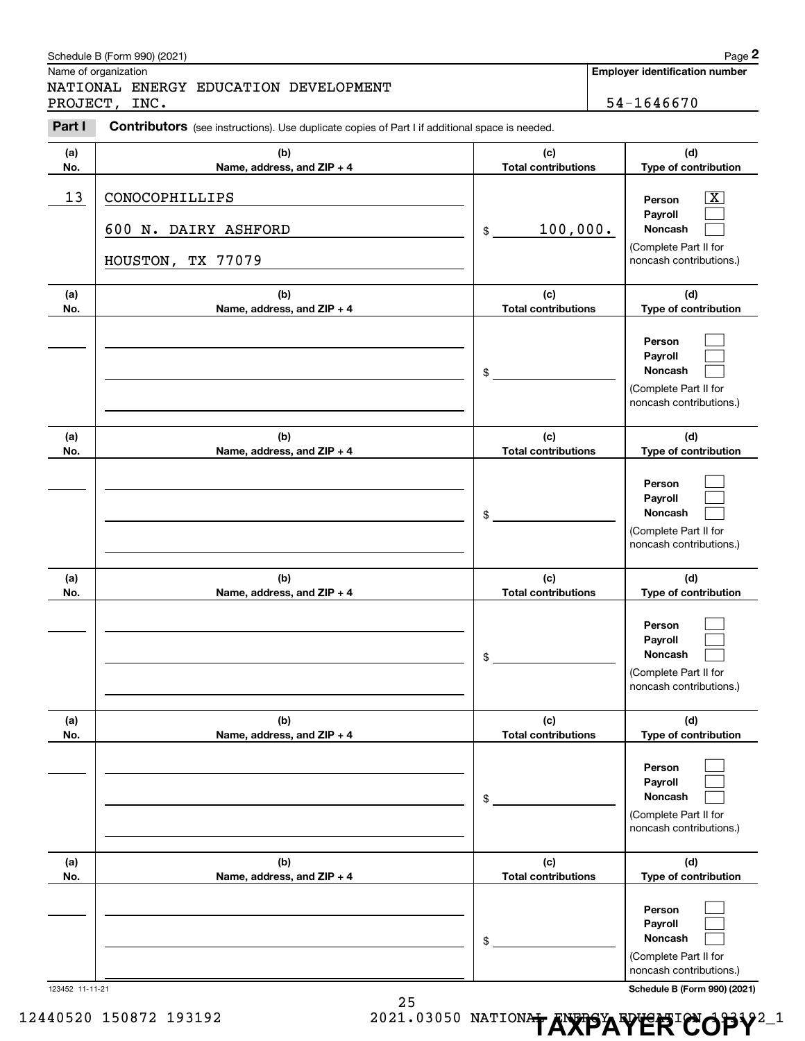Schedule B (Form 990) (2021)

Name of organization: NATIONAL ENERGY EDUCATION DEVELOPMENT PROJECT, INC.

**Employer identification number:** 54-1646670

**Part I** **Contributors** (see instructions). Use duplicate copies of Part I if additional space is needed.

| (a) No. | (b) Name, address, and ZIP + 4 | (c) Total contributions | (d) Type of contribution |
|---|---|---|---|
| 13 | CONOCOPHILLIPS<br>600 N. DAIRY ASHFORD<br>HOUSTON, TX 77079 | $ 100,000. | Person [X]<br>Payroll [ ]<br>Noncash [ ]<br>(Complete Part II for noncash contributions.) |
| | | $ | Person [ ]<br>Payroll [ ]<br>Noncash [ ]<br>(Complete Part II for noncash contributions.) |
| | | $ | Person [ ]<br>Payroll [ ]<br>Noncash [ ]<br>(Complete Part II for noncash contributions.) |
| | | $ | Person [ ]<br>Payroll [ ]<br>Noncash [ ]<br>(Complete Part II for noncash contributions.) |
| | | $ | Person [ ]<br>Payroll [ ]<br>Noncash [ ]<br>(Complete Part II for noncash contributions.) |
| | | $ | Person [ ]<br>Payroll [ ]<br>Noncash [ ]<br>(Complete Part II for noncash contributions.) |

123452 11-11-21

Schedule B (Form 990) (2021)

12440520 150872 193192 2021.03050 NATIONAL ENERGY EDUCATION 193192_1

TAXPAYER COPY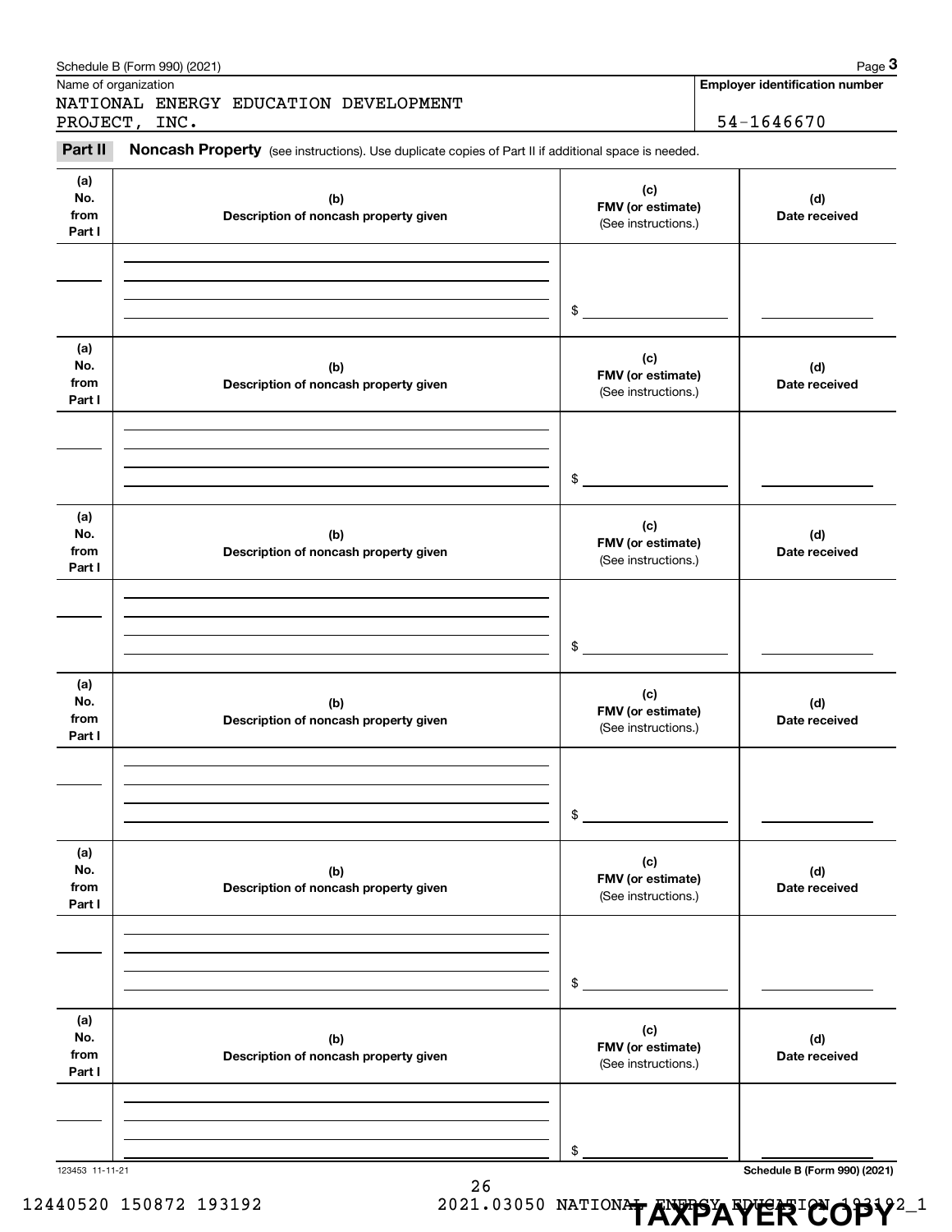Schedule B (Form 990) (2021) Page **3**

Name of organization: NATIONAL ENERGY EDUCATION DEVELOPMENT PROJECT, INC.

**Employer identification number:** 54-1646670

**Part II** **Noncash Property** (see instructions). Use duplicate copies of Part II if additional space is needed.

| (a) No. from Part I | (b) Description of noncash property given | (c) FMV (or estimate) (See instructions.) | (d) Date received |
|---|---|---|---|
| | | $ | |

| (a) No. from Part I | (b) Description of noncash property given | (c) FMV (or estimate) (See instructions.) | (d) Date received |
|---|---|---|---|
| | | $ | |

| (a) No. from Part I | (b) Description of noncash property given | (c) FMV (or estimate) (See instructions.) | (d) Date received |
|---|---|---|---|
| | | $ | |

| (a) No. from Part I | (b) Description of noncash property given | (c) FMV (or estimate) (See instructions.) | (d) Date received |
|---|---|---|---|
| | | $ | |

| (a) No. from Part I | (b) Description of noncash property given | (c) FMV (or estimate) (See instructions.) | (d) Date received |
|---|---|---|---|
| | | $ | |

| (a) No. from Part I | (b) Description of noncash property given | (c) FMV (or estimate) (See instructions.) | (d) Date received |
|---|---|---|---|
| | | $ | |

123453 11-11-21

**Schedule B (Form 990) (2021)**

12440520 150872 193192 2021.03050 NATIONAL ENERGY EDUCATION 193192_1

**TAXPAYER COPY**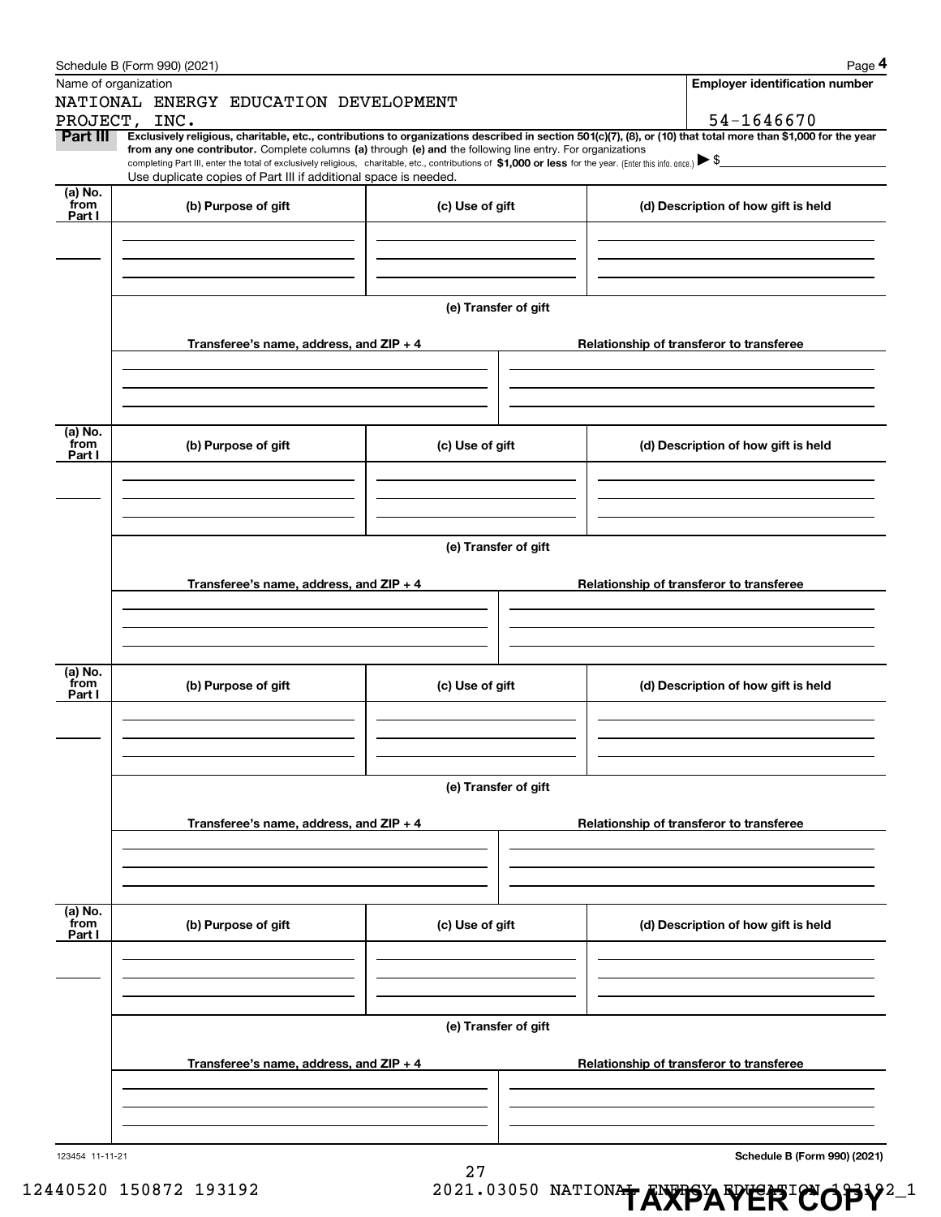Schedule B (Form 990) (2021) Page **4**

Name of organization: NATIONAL ENERGY EDUCATION DEVELOPMENT PROJECT, INC.

**Employer identification number:** 54-1646670

**Part III** **Exclusively religious, charitable, etc., contributions to organizations described in section 501(c)(7), (8), or (10) that total more than $1,000 for the year from any one contributor.** Complete columns **(a)** through **(e) and** the following line entry. For organizations completing Part III, enter the total of exclusively religious, charitable, etc., contributions of **$1,000 or less** for the year. (Enter this info. once.) ▶ $\_\_\_\_\_\_\_\_

Use duplicate copies of Part III if additional space is needed.

| (a) No. from Part I | (b) Purpose of gift | (c) Use of gift | (d) Description of how gift is held |
|---|---|---|---|
| | | | |

**(e) Transfer of gift**

| Transferee's name, address, and ZIP + 4 | Relationship of transferor to transferee |
|---|---|
| | |

| (a) No. from Part I | (b) Purpose of gift | (c) Use of gift | (d) Description of how gift is held |
|---|---|---|---|
| | | | |

**(e) Transfer of gift**

| Transferee's name, address, and ZIP + 4 | Relationship of transferor to transferee |
|---|---|
| | |

| (a) No. from Part I | (b) Purpose of gift | (c) Use of gift | (d) Description of how gift is held |
|---|---|---|---|
| | | | |

**(e) Transfer of gift**

| Transferee's name, address, and ZIP + 4 | Relationship of transferor to transferee |
|---|---|
| | |

| (a) No. from Part I | (b) Purpose of gift | (c) Use of gift | (d) Description of how gift is held |
|---|---|---|---|
| | | | |

**(e) Transfer of gift**

| Transferee's name, address, and ZIP + 4 | Relationship of transferor to transferee |
|---|---|
| | |

123454 11-11-21 **Schedule B (Form 990) (2021)**

12440520 150872 193192 2021.03050 NATIONAL ENERGY EDUCATION 193192_1

**TAXPAYER COPY**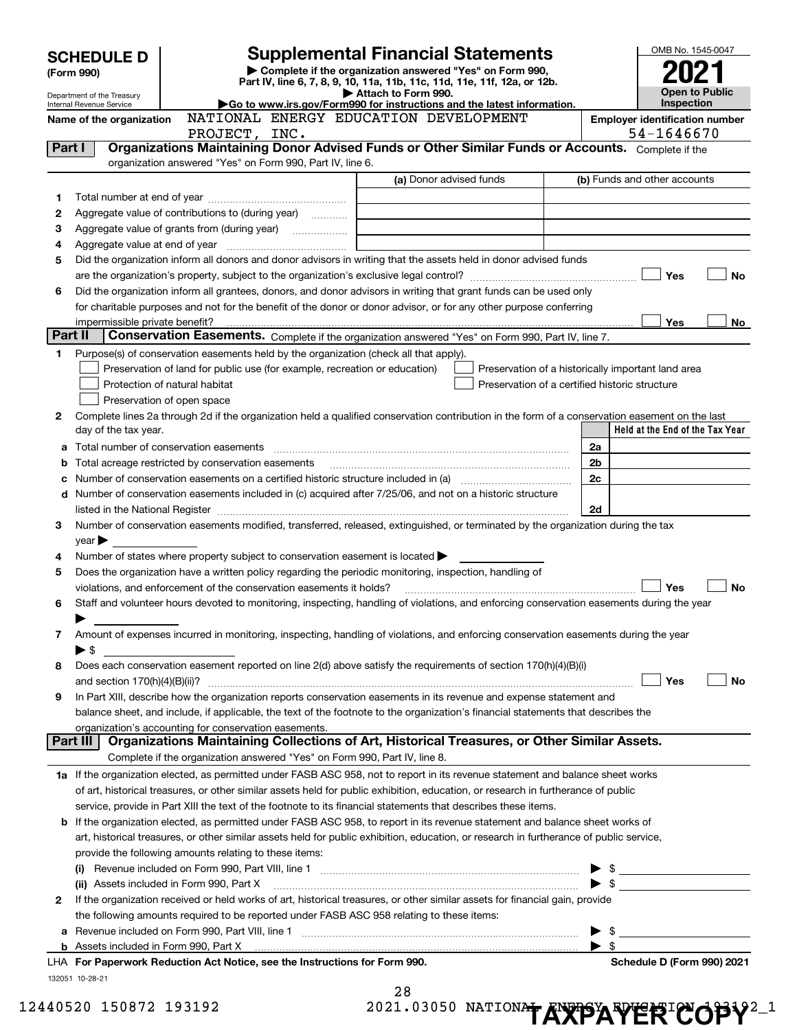# SCHEDULE D (Form 990)

Department of the Treasury
Internal Revenue Service

## Supplemental Financial Statements

▶ Complete if the organization answered "Yes" on Form 990, Part IV, line 6, 7, 8, 9, 10, 11a, 11b, 11c, 11d, 11e, 11f, 12a, or 12b.
▶ Attach to Form 990.
▶Go to www.irs.gov/Form990 for instructions and the latest information.

OMB No. 1545-0047
**2021**
**Open to Public Inspection**

**Name of the organization:** NATIONAL ENERGY EDUCATION DEVELOPMENT PROJECT, INC.

**Employer identification number:** 54-1646670

### Part I — Organizations Maintaining Donor Advised Funds or Other Similar Funds or Accounts.
Complete if the organization answered "Yes" on Form 990, Part IV, line 6.

| | | (a) Donor advised funds | (b) Funds and other accounts |
|---|---|---|---|
| 1 | Total number at end of year | | |
| 2 | Aggregate value of contributions to (during year) | | |
| 3 | Aggregate value of grants from (during year) | | |
| 4 | Aggregate value at end of year | | |

5 Did the organization inform all donors and donor advisors in writing that the assets held in donor advised funds are the organization's property, subject to the organization's exclusive legal control? ☐ Yes ☐ No

6 Did the organization inform all grantees, donors, and donor advisors in writing that grant funds can be used only for charitable purposes and not for the benefit of the donor or donor advisor, or for any other purpose conferring impermissible private benefit? ☐ Yes ☐ No

### Part II — Conservation Easements.
Complete if the organization answered "Yes" on Form 990, Part IV, line 7.

1 Purpose(s) of conservation easements held by the organization (check all that apply).
- ☐ Preservation of land for public use (for example, recreation or education)
- ☐ Preservation of a historically important land area
- ☐ Protection of natural habitat
- ☐ Preservation of a certified historic structure
- ☐ Preservation of open space

2 Complete lines 2a through 2d if the organization held a qualified conservation contribution in the form of a conservation easement on the last day of the tax year.

| | | | Held at the End of the Tax Year |
|---|---|---|---|
| a | Total number of conservation easements | 2a | |
| b | Total acreage restricted by conservation easements | 2b | |
| c | Number of conservation easements on a certified historic structure included in (a) | 2c | |
| d | Number of conservation easements included in (c) acquired after 7/25/06, and not on a historic structure listed in the National Register | 2d | |

3 Number of conservation easements modified, transferred, released, extinguished, or terminated by the organization during the tax year ▶

4 Number of states where property subject to conservation easement is located ▶

5 Does the organization have a written policy regarding the periodic monitoring, inspection, handling of violations, and enforcement of the conservation easements it holds? ☐ Yes ☐ No

6 Staff and volunteer hours devoted to monitoring, inspecting, handling of violations, and enforcing conservation easements during the year ▶

7 Amount of expenses incurred in monitoring, inspecting, handling of violations, and enforcing conservation easements during the year ▶ $

8 Does each conservation easement reported on line 2(d) above satisfy the requirements of section 170(h)(4)(B)(i) and section 170(h)(4)(B)(ii)? ☐ Yes ☐ No

9 In Part XIII, describe how the organization reports conservation easements in its revenue and expense statement and balance sheet, and include, if applicable, the text of the footnote to the organization's financial statements that describes the organization's accounting for conservation easements.

### Part III — Organizations Maintaining Collections of Art, Historical Treasures, or Other Similar Assets.
Complete if the organization answered "Yes" on Form 990, Part IV, line 8.

1a If the organization elected, as permitted under FASB ASC 958, not to report in its revenue statement and balance sheet works of art, historical treasures, or other similar assets held for public exhibition, education, or research in furtherance of public service, provide in Part XIII the text of the footnote to its financial statements that describes these items.

b If the organization elected, as permitted under FASB ASC 958, to report in its revenue statement and balance sheet works of art, historical treasures, or other similar assets held for public exhibition, education, or research in furtherance of public service, provide the following amounts relating to these items:

(i) Revenue included on Form 990, Part VIII, line 1 ▶ $

(ii) Assets included in Form 990, Part X ▶ $

2 If the organization received or held works of art, historical treasures, or other similar assets for financial gain, provide the following amounts required to be reported under FASB ASC 958 relating to these items:

a Revenue included on Form 990, Part VIII, line 1 ▶ $

b Assets included in Form 990, Part X ▶ $

LHA **For Paperwork Reduction Act Notice, see the Instructions for Form 990.** **Schedule D (Form 990) 2021**

132051 10-28-21

12440520 150872 193192 2021.03050 NATIONAL ENERGY EDUCATION 193192_1

TAXPAYER COPY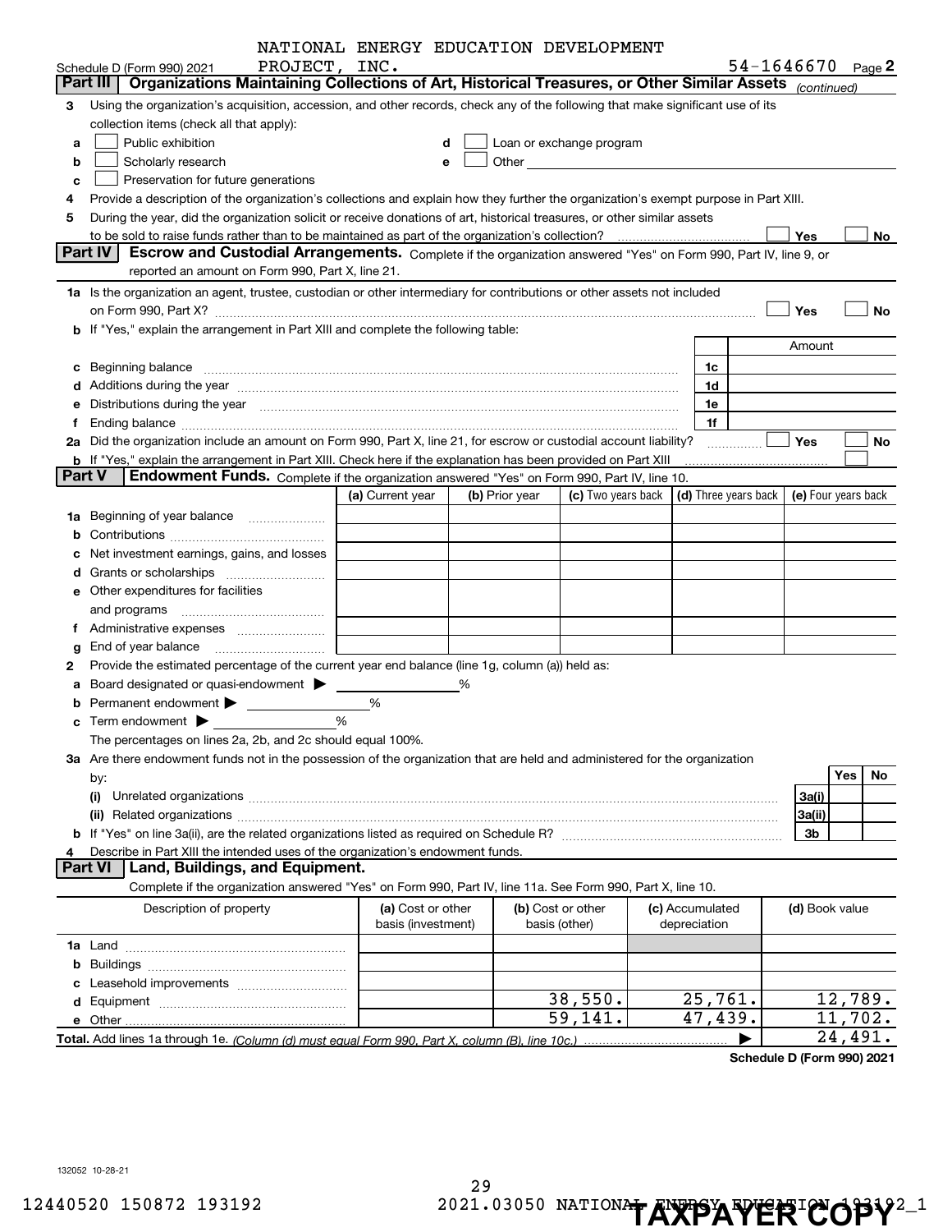Schedule D (Form 990) 2021 NATIONAL ENERGY EDUCATION DEVELOPMENT PROJECT, INC. 54-1646670 Page 2

## Part III Organizations Maintaining Collections of Art, Historical Treasures, or Other Similar Assets *(continued)*

**3** Using the organization's acquisition, accession, and other records, check any of the following that make significant use of its collection items (check all that apply):

- **a** ☐ Public exhibition
- **b** ☐ Scholarly research
- **c** ☐ Preservation for future generations
- **d** ☐ Loan or exchange program
- **e** ☐ Other

**4** Provide a description of the organization's collections and explain how they further the organization's exempt purpose in Part XIII.

**5** During the year, did the organization solicit or receive donations of art, historical treasures, or other similar assets to be sold to raise funds rather than to be maintained as part of the organization's collection? ☐ Yes ☐ No

## Part IV Escrow and Custodial Arrangements.

Complete if the organization answered "Yes" on Form 990, Part IV, line 9, or reported an amount on Form 990, Part X, line 21.

**1a** Is the organization an agent, trustee, custodian or other intermediary for contributions or other assets not included on Form 990, Part X? ☐ Yes ☐ No

**b** If "Yes," explain the arrangement in Part XIII and complete the following table:

| | | Amount |
|---|---|---|
| **c** Beginning balance | 1c | |
| **d** Additions during the year | 1d | |
| **e** Distributions during the year | 1e | |
| **f** Ending balance | 1f | |

**2a** Did the organization include an amount on Form 990, Part X, line 21, for escrow or custodial account liability? ☐ Yes ☐ No

**b** If "Yes," explain the arrangement in Part XIII. Check here if the explanation has been provided on Part XIII ☐

## Part V Endowment Funds.

Complete if the organization answered "Yes" on Form 990, Part IV, line 10.

| | (a) Current year | (b) Prior year | (c) Two years back | (d) Three years back | (e) Four years back |
|---|---|---|---|---|---|
| **1a** Beginning of year balance | | | | | |
| **b** Contributions | | | | | |
| **c** Net investment earnings, gains, and losses | | | | | |
| **d** Grants or scholarships | | | | | |
| **e** Other expenditures for facilities and programs | | | | | |
| **f** Administrative expenses | | | | | |
| **g** End of year balance | | | | | |

**2** Provide the estimated percentage of the current year end balance (line 1g, column (a)) held as:

- **a** Board designated or quasi-endowment ▶ ______ %
- **b** Permanent endowment ▶ ______ %
- **c** Term endowment ▶ ______ %

The percentages on lines 2a, 2b, and 2c should equal 100%.

**3a** Are there endowment funds not in the possession of the organization that are held and administered for the organization by:

| | | Yes | No |
|---|---|---|---|
| **(i)** Unrelated organizations | 3a(i) | | |
| **(ii)** Related organizations | 3a(ii) | | |
| **b** If "Yes" on line 3a(ii), are the related organizations listed as required on Schedule R? | 3b | | |

**4** Describe in Part XIII the intended uses of the organization's endowment funds.

## Part VI Land, Buildings, and Equipment.

Complete if the organization answered "Yes" on Form 990, Part IV, line 11a. See Form 990, Part X, line 10.

| Description of property | (a) Cost or other basis (investment) | (b) Cost or other basis (other) | (c) Accumulated depreciation | (d) Book value |
|---|---|---|---|---|
| **1a** Land | | | | |
| **b** Buildings | | | | |
| **c** Leasehold improvements | | | | |
| **d** Equipment | | 38,550. | 25,761. | 12,789. |
| **e** Other | | 59,141. | 47,439. | 11,702. |
| **Total.** Add lines 1a through 1e. *(Column (d) must equal Form 990, Part X, column (B), line 10c.)* | | | ▶ | 24,491. |

Schedule D (Form 990) 2021

132052 10-28-21

12440520 150872 193192 2021.03050 NATIONAL ENERGY EDUCATION 193192_1

TAXPAYER COPY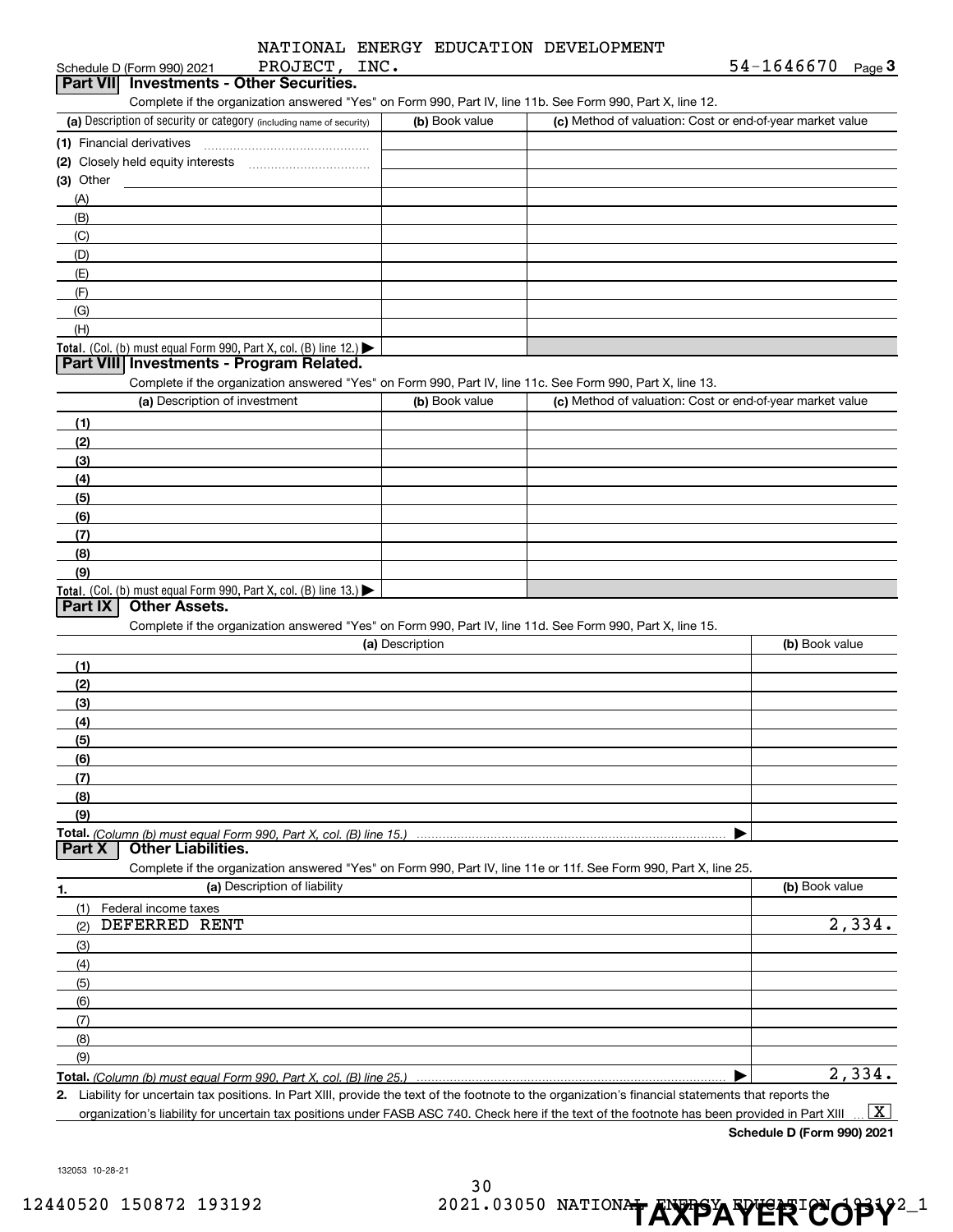Schedule D (Form 990) 2021 NATIONAL ENERGY EDUCATION DEVELOPMENT PROJECT, INC. 54-1646670 Page 3

## Part VII Investments - Other Securities.

Complete if the organization answered "Yes" on Form 990, Part IV, line 11b. See Form 990, Part X, line 12.

| (a) Description of security or category (including name of security) | (b) Book value | (c) Method of valuation: Cost or end-of-year market value |
|---|---|---|
| (1) Financial derivatives | | |
| (2) Closely held equity interests | | |
| (3) Other | | |
| (A) | | |
| (B) | | |
| (C) | | |
| (D) | | |
| (E) | | |
| (F) | | |
| (G) | | |
| (H) | | |
| **Total.** (Col. (b) must equal Form 990, Part X, col. (B) line 12.) | | |

## Part VIII Investments - Program Related.

Complete if the organization answered "Yes" on Form 990, Part IV, line 11c. See Form 990, Part X, line 13.

| (a) Description of investment | (b) Book value | (c) Method of valuation: Cost or end-of-year market value |
|---|---|---|
| (1) | | |
| (2) | | |
| (3) | | |
| (4) | | |
| (5) | | |
| (6) | | |
| (7) | | |
| (8) | | |
| (9) | | |
| **Total.** (Col. (b) must equal Form 990, Part X, col. (B) line 13.) | | |

## Part IX Other Assets.

Complete if the organization answered "Yes" on Form 990, Part IV, line 11d. See Form 990, Part X, line 15.

| (a) Description | (b) Book value |
|---|---|
| (1) | |
| (2) | |
| (3) | |
| (4) | |
| (5) | |
| (6) | |
| (7) | |
| (8) | |
| (9) | |
| **Total.** *(Column (b) must equal Form 990, Part X, col. (B) line 15.)* | |

## Part X Other Liabilities.

Complete if the organization answered "Yes" on Form 990, Part IV, line 11e or 11f. See Form 990, Part X, line 25.

| 1. (a) Description of liability | (b) Book value |
|---|---|
| (1) Federal income taxes | |
| (2) DEFERRED RENT | 2,334. |
| (3) | |
| (4) | |
| (5) | |
| (6) | |
| (7) | |
| (8) | |
| (9) | |
| **Total.** *(Column (b) must equal Form 990, Part X, col. (B) line 25.)* | 2,334. |

2. Liability for uncertain tax positions. In Part XIII, provide the text of the footnote to the organization's financial statements that reports the organization's liability for uncertain tax positions under FASB ASC 740. Check here if the text of the footnote has been provided in Part XIII [X]

**Schedule D (Form 990) 2021**

132053 10-28-21

12440520 150872 193192 2021.03050 NATIONAL ENERGY EDUCATION 193192_1

TAXPAYER COPY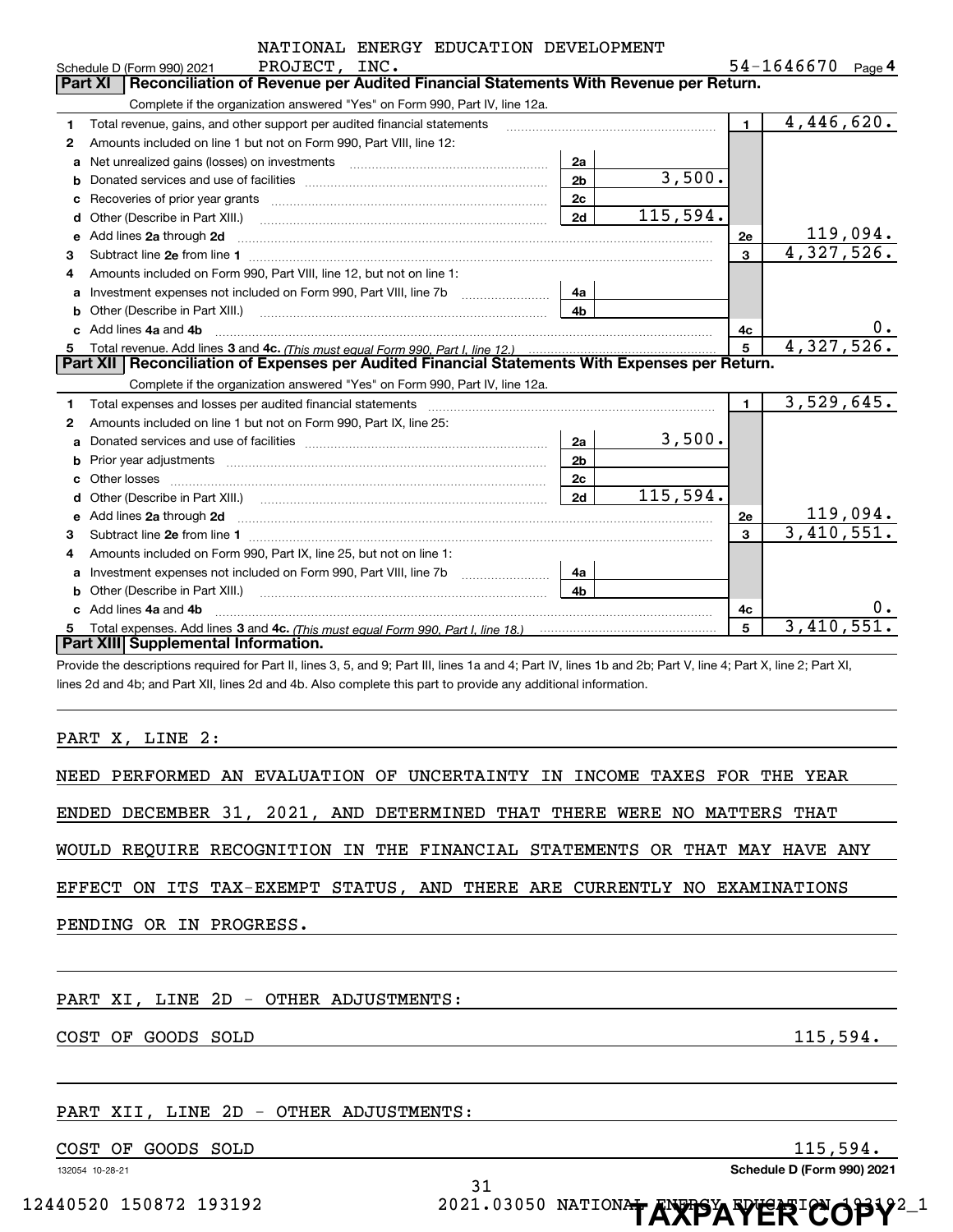Schedule D (Form 990) 2021 NATIONAL ENERGY EDUCATION DEVELOPMENT PROJECT, INC. 54-1646670 Page 4

## Part XI Reconciliation of Revenue per Audited Financial Statements With Revenue per Return.

Complete if the organization answered "Yes" on Form 990, Part IV, line 12a.

| | | | | | |
|---|---|---|---|---|---|
| 1 | Total revenue, gains, and other support per audited financial statements | | | 1 | 4,446,620. |
| 2 | Amounts included on line 1 but not on Form 990, Part VIII, line 12: | | | | |
| a | Net unrealized gains (losses) on investments | 2a | | | |
| b | Donated services and use of facilities | 2b | 3,500. | | |
| c | Recoveries of prior year grants | 2c | | | |
| d | Other (Describe in Part XIII.) | 2d | 115,594. | | |
| e | Add lines 2a through 2d | | | 2e | 119,094. |
| 3 | Subtract line 2e from line 1 | | | 3 | 4,327,526. |
| 4 | Amounts included on Form 990, Part VIII, line 12, but not on line 1: | | | | |
| a | Investment expenses not included on Form 990, Part VIII, line 7b | 4a | | | |
| b | Other (Describe in Part XIII.) | 4b | | | |
| c | Add lines 4a and 4b | | | 4c | 0. |
| 5 | Total revenue. Add lines 3 and 4c. *(This must equal Form 990, Part I, line 12.)* | | | 5 | 4,327,526. |

## Part XII Reconciliation of Expenses per Audited Financial Statements With Expenses per Return.

Complete if the organization answered "Yes" on Form 990, Part IV, line 12a.

| | | | | | |
|---|---|---|---|---|---|
| 1 | Total expenses and losses per audited financial statements | | | 1 | 3,529,645. |
| 2 | Amounts included on line 1 but not on Form 990, Part IX, line 25: | | | | |
| a | Donated services and use of facilities | 2a | 3,500. | | |
| b | Prior year adjustments | 2b | | | |
| c | Other losses | 2c | | | |
| d | Other (Describe in Part XIII.) | 2d | 115,594. | | |
| e | Add lines 2a through 2d | | | 2e | 119,094. |
| 3 | Subtract line 2e from line 1 | | | 3 | 3,410,551. |
| 4 | Amounts included on Form 990, Part IX, line 25, but not on line 1: | | | | |
| a | Investment expenses not included on Form 990, Part VIII, line 7b | 4a | | | |
| b | Other (Describe in Part XIII.) | 4b | | | |
| c | Add lines 4a and 4b | | | 4c | 0. |
| 5 | Total expenses. Add lines 3 and 4c. *(This must equal Form 990, Part I, line 18.)* | | | 5 | 3,410,551. |

## Part XIII Supplemental Information.

Provide the descriptions required for Part II, lines 3, 5, and 9; Part III, lines 1a and 4; Part IV, lines 1b and 2b; Part V, line 4; Part X, line 2; Part XI, lines 2d and 4b; and Part XII, lines 2d and 4b. Also complete this part to provide any additional information.

PART X, LINE 2:

NEED PERFORMED AN EVALUATION OF UNCERTAINTY IN INCOME TAXES FOR THE YEAR ENDED DECEMBER 31, 2021, AND DETERMINED THAT THERE WERE NO MATTERS THAT WOULD REQUIRE RECOGNITION IN THE FINANCIAL STATEMENTS OR THAT MAY HAVE ANY EFFECT ON ITS TAX-EXEMPT STATUS, AND THERE ARE CURRENTLY NO EXAMINATIONS PENDING OR IN PROGRESS.

PART XI, LINE 2D - OTHER ADJUSTMENTS:

COST OF GOODS SOLD 115,594.

PART XII, LINE 2D - OTHER ADJUSTMENTS:

COST OF GOODS SOLD 115,594.

132054 10-28-21 Schedule D (Form 990) 2021

12440520 150872 193192 2021.03050 NATIONAL ENERGY EDUCATION 193192_1

TAXPAYER COPY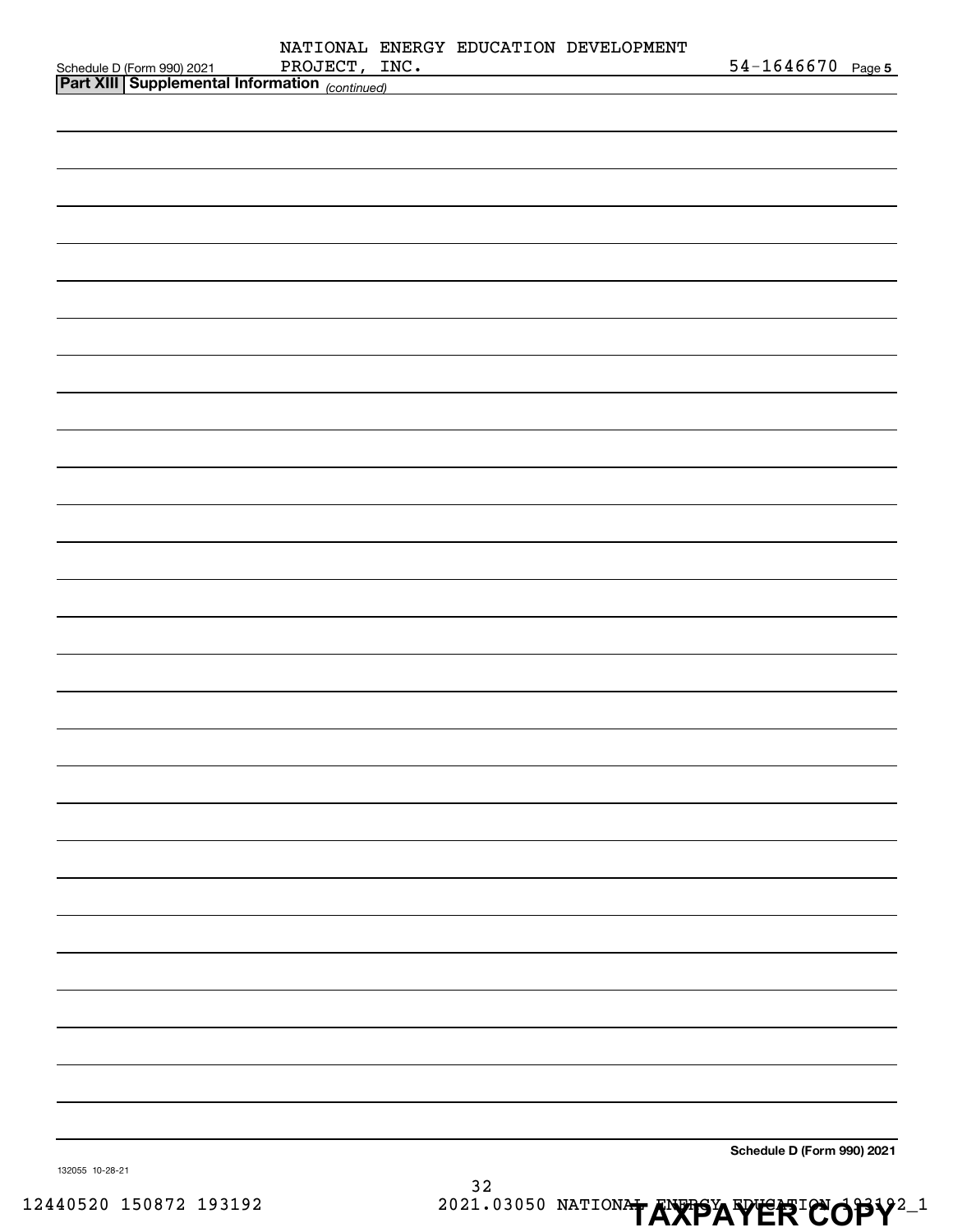NATIONAL ENERGY EDUCATION DEVELOPMENT PROJECT, INC.

54-1646670

## Part XIII Supplemental Information *(continued)*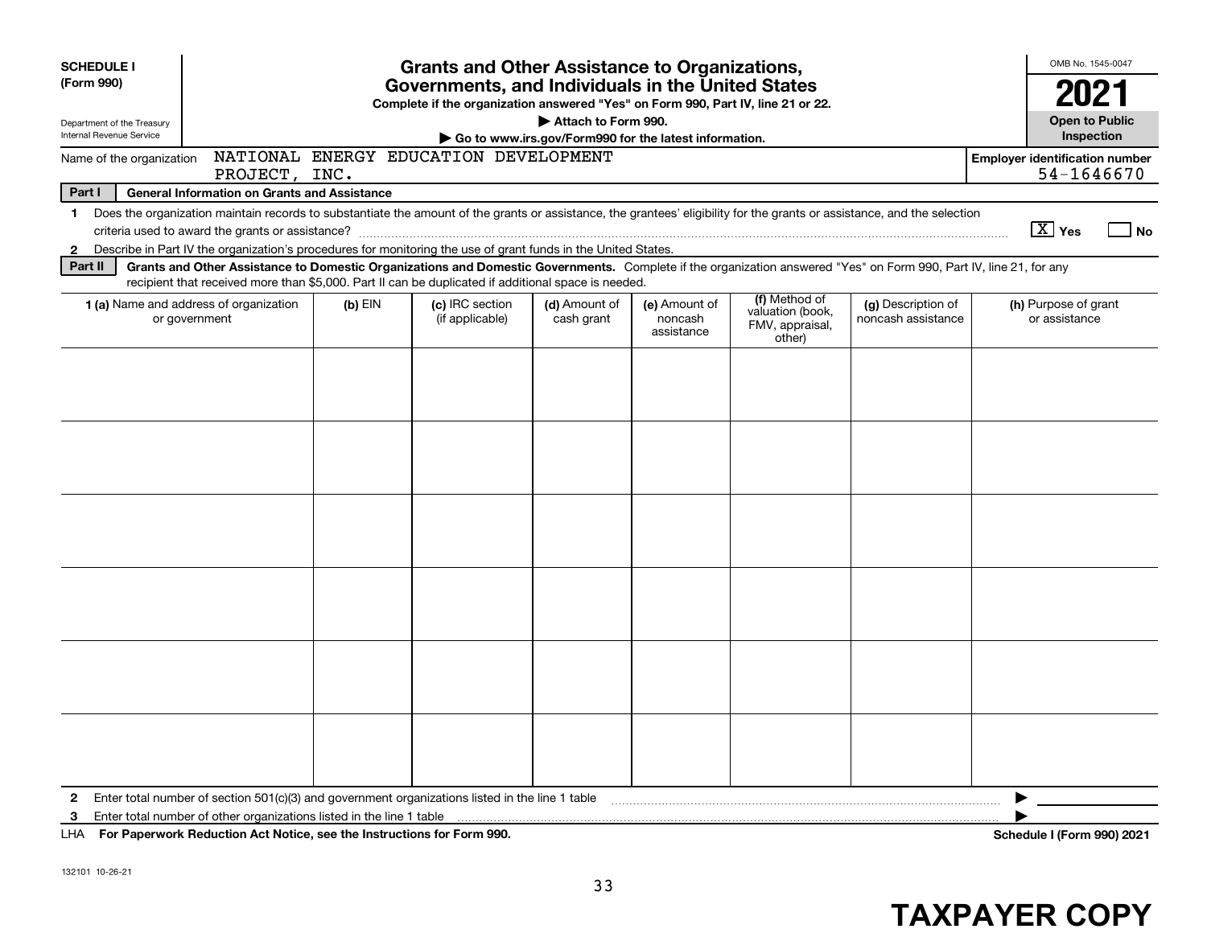**SCHEDULE I**
**(Form 990)**

Department of the Treasury
Internal Revenue Service

# Grants and Other Assistance to Organizations, Governments, and Individuals in the United States

**Complete if the organization answered "Yes" on Form 990, Part IV, line 21 or 22.**
**▶ Attach to Form 990.**
**▶ Go to www.irs.gov/Form990 for the latest information.**

OMB No. 1545-0047

**2021**

**Open to Public Inspection**

Name of the organization: NATIONAL ENERGY EDUCATION DEVELOPMENT PROJECT, INC.

**Employer identification number** 54-1646670

**Part I — General Information on Grants and Assistance**

1 Does the organization maintain records to substantiate the amount of the grants or assistance, the grantees' eligibility for the grants or assistance, and the selection criteria used to award the grants or assistance? [X] Yes [ ] No

2 Describe in Part IV the organization's procedures for monitoring the use of grant funds in the United States.

**Part II — Grants and Other Assistance to Domestic Organizations and Domestic Governments.** Complete if the organization answered "Yes" on Form 990, Part IV, line 21, for any recipient that received more than $5,000. Part II can be duplicated if additional space is needed.

| 1 (a) Name and address of organization or government | (b) EIN | (c) IRC section (if applicable) | (d) Amount of cash grant | (e) Amount of noncash assistance | (f) Method of valuation (book, FMV, appraisal, other) | (g) Description of noncash assistance | (h) Purpose of grant or assistance |
|---|---|---|---|---|---|---|---|
| | | | | | | | |
| | | | | | | | |
| | | | | | | | |
| | | | | | | | |
| | | | | | | | |
| | | | | | | | |

2 Enter total number of section 501(c)(3) and government organizations listed in the line 1 table ▶

3 Enter total number of other organizations listed in the line 1 table ▶

LHA **For Paperwork Reduction Act Notice, see the Instructions for Form 990.** **Schedule I (Form 990) 2021**

132101 10-26-21

**TAXPAYER COPY**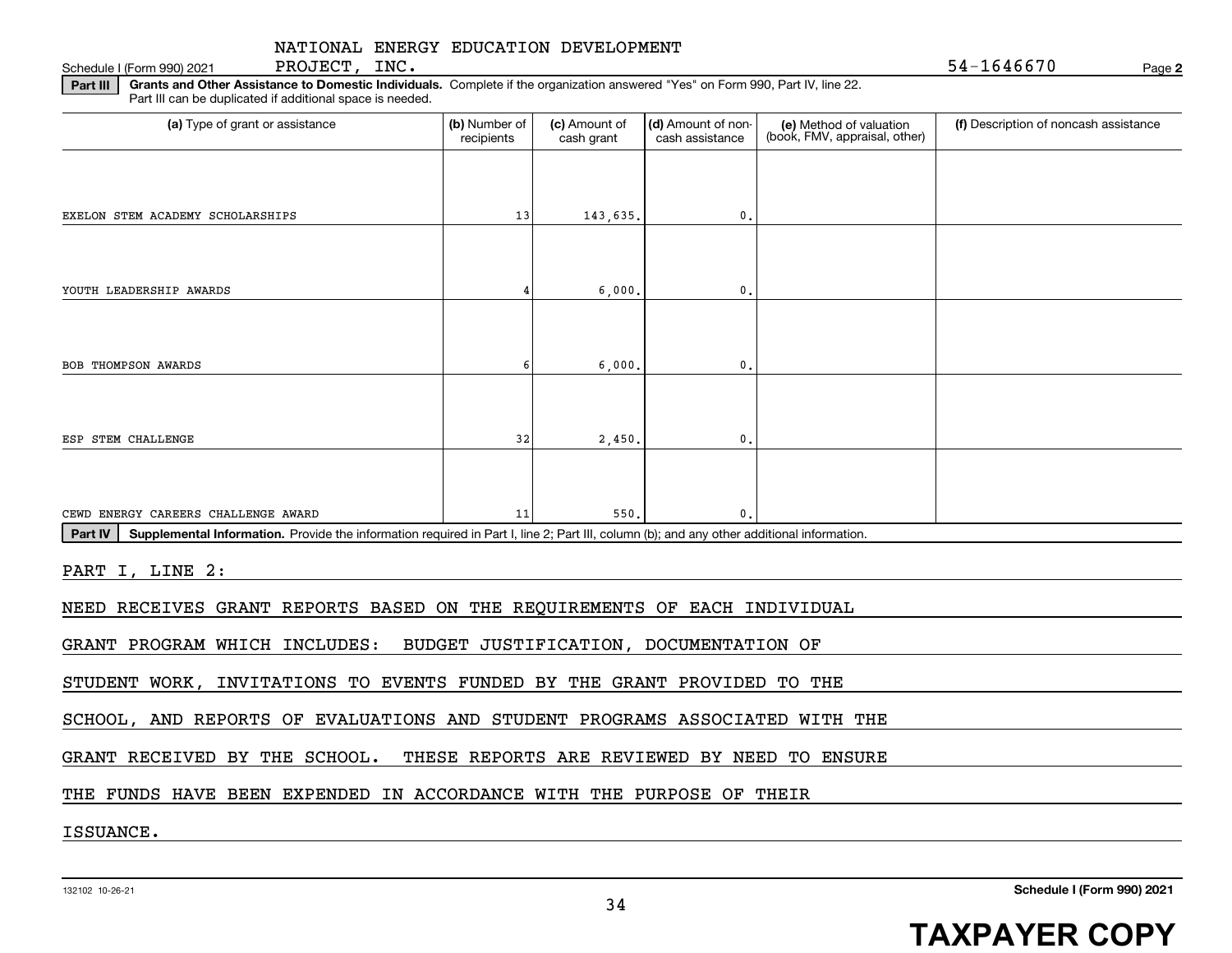NATIONAL ENERGY EDUCATION DEVELOPMENT PROJECT, INC.

Schedule I (Form 990) 2021 — 54-1646670 — Page **2**

**Part III** **Grants and Other Assistance to Domestic Individuals.** Complete if the organization answered "Yes" on Form 990, Part IV, line 22. Part III can be duplicated if additional space is needed.

| (a) Type of grant or assistance | (b) Number of recipients | (c) Amount of cash grant | (d) Amount of non-cash assistance | (e) Method of valuation (book, FMV, appraisal, other) | (f) Description of noncash assistance |
|---|---|---|---|---|---|
| EXELON STEM ACADEMY SCHOLARSHIPS | 13 | 143,635. | 0. | | |
| YOUTH LEADERSHIP AWARDS | 4 | 6,000. | 0. | | |
| BOB THOMPSON AWARDS | 6 | 6,000. | 0. | | |
| ESP STEM CHALLENGE | 32 | 2,450. | 0. | | |
| CEWD ENERGY CAREERS CHALLENGE AWARD | 11 | 550. | 0. | | |

**Part IV** **Supplemental Information.** Provide the information required in Part I, line 2; Part III, column (b); and any other additional information.

PART I, LINE 2:

NEED RECEIVES GRANT REPORTS BASED ON THE REQUIREMENTS OF EACH INDIVIDUAL GRANT PROGRAM WHICH INCLUDES: BUDGET JUSTIFICATION, DOCUMENTATION OF STUDENT WORK, INVITATIONS TO EVENTS FUNDED BY THE GRANT PROVIDED TO THE SCHOOL, AND REPORTS OF EVALUATIONS AND STUDENT PROGRAMS ASSOCIATED WITH THE GRANT RECEIVED BY THE SCHOOL. THESE REPORTS ARE REVIEWED BY NEED TO ENSURE THE FUNDS HAVE BEEN EXPENDED IN ACCORDANCE WITH THE PURPOSE OF THEIR ISSUANCE.

132102 10-26-21 — **Schedule I (Form 990) 2021**

**TAXPAYER COPY**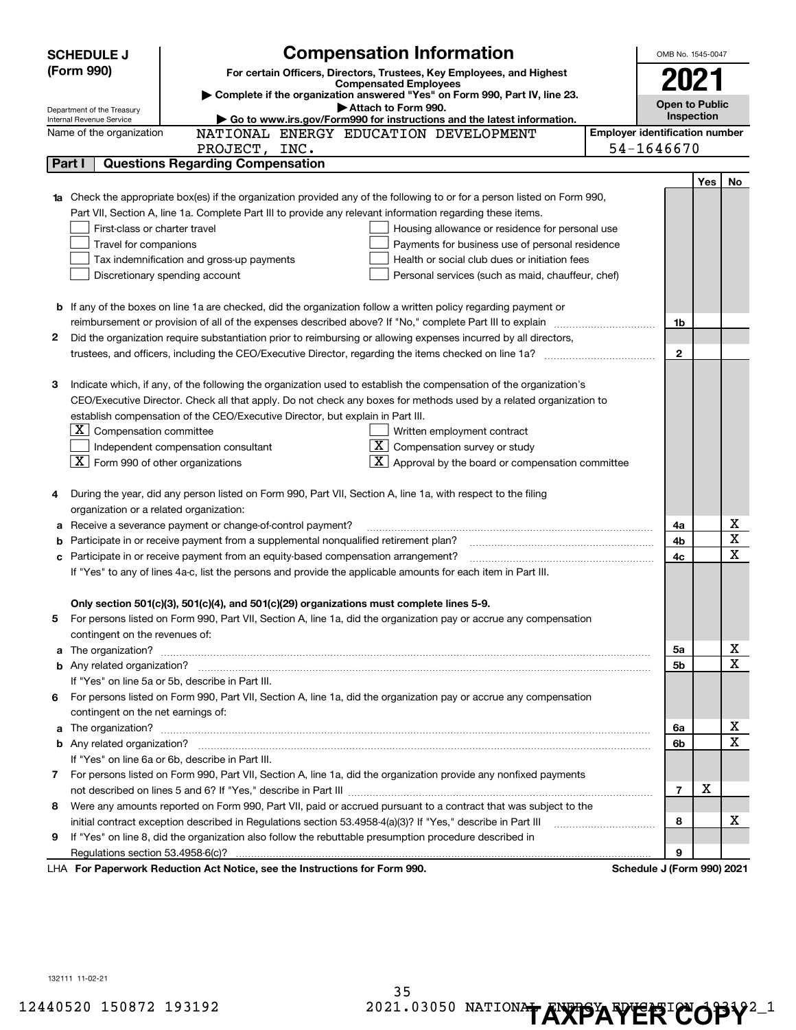**SCHEDULE J (Form 990)**

Department of the Treasury
Internal Revenue Service

# Compensation Information

**For certain Officers, Directors, Trustees, Key Employees, and Highest Compensated Employees**

▶ **Complete if the organization answered "Yes" on Form 990, Part IV, line 23.**

▶ **Attach to Form 990.**

▶ **Go to www.irs.gov/Form990 for instructions and the latest information.**

OMB No. 1545-0047

**2021**

**Open to Public Inspection**

Name of the organization: NATIONAL ENERGY EDUCATION DEVELOPMENT PROJECT, INC.

Employer identification number: 54-1646670

## Part I | Questions Regarding Compensation

| | | | Yes | No |
|---|---|---|---|---|
| **1a** | Check the appropriate box(es) if the organization provided any of the following to or for a person listed on Form 990, Part VII, Section A, line 1a. Complete Part III to provide any relevant information regarding these items.<br>☐ First-class or charter travel ☐ Housing allowance or residence for personal use<br>☐ Travel for companions ☐ Payments for business use of personal residence<br>☐ Tax indemnification and gross-up payments ☐ Health or social club dues or initiation fees<br>☐ Discretionary spending account ☐ Personal services (such as maid, chauffeur, chef) | | | |
| **b** | If any of the boxes on line 1a are checked, did the organization follow a written policy regarding payment or reimbursement or provision of all of the expenses described above? If "No," complete Part III to explain | 1b | | |
| **2** | Did the organization require substantiation prior to reimbursing or allowing expenses incurred by all directors, trustees, and officers, including the CEO/Executive Director, regarding the items checked on line 1a? | 2 | | |
| **3** | Indicate which, if any, of the following the organization used to establish the compensation of the organization's CEO/Executive Director. Check all that apply. Do not check any boxes for methods used by a related organization to establish compensation of the CEO/Executive Director, but explain in Part III.<br>☒ Compensation committee ☐ Written employment contract<br>☐ Independent compensation consultant ☒ Compensation survey or study<br>☒ Form 990 of other organizations ☒ Approval by the board or compensation committee | | | |
| **4** | During the year, did any person listed on Form 990, Part VII, Section A, line 1a, with respect to the filing organization or a related organization: | | | |
| **a** | Receive a severance payment or change-of-control payment? | 4a | | X |
| **b** | Participate in or receive payment from a supplemental nonqualified retirement plan? | 4b | | X |
| **c** | Participate in or receive payment from an equity-based compensation arrangement?<br>If "Yes" to any of lines 4a-c, list the persons and provide the applicable amounts for each item in Part III. | 4c | | X |
| | **Only section 501(c)(3), 501(c)(4), and 501(c)(29) organizations must complete lines 5-9.** | | | |
| **5** | For persons listed on Form 990, Part VII, Section A, line 1a, did the organization pay or accrue any compensation contingent on the revenues of: | | | |
| **a** | The organization? | 5a | | X |
| **b** | Any related organization?<br>If "Yes" on line 5a or 5b, describe in Part III. | 5b | | X |
| **6** | For persons listed on Form 990, Part VII, Section A, line 1a, did the organization pay or accrue any compensation contingent on the net earnings of: | | | |
| **a** | The organization? | 6a | | X |
| **b** | Any related organization?<br>If "Yes" on line 6a or 6b, describe in Part III. | 6b | | X |
| **7** | For persons listed on Form 990, Part VII, Section A, line 1a, did the organization provide any nonfixed payments not described on lines 5 and 6? If "Yes," describe in Part III | 7 | X | |
| **8** | Were any amounts reported on Form 990, Part VII, paid or accrued pursuant to a contract that was subject to the initial contract exception described in Regulations section 53.4958-4(a)(3)? If "Yes," describe in Part III | 8 | | X |
| **9** | If "Yes" on line 8, did the organization also follow the rebuttable presumption procedure described in Regulations section 53.4958-6(c)? | 9 | | |

LHA **For Paperwork Reduction Act Notice, see the Instructions for Form 990.** **Schedule J (Form 990) 2021**

132111 11-02-21

12440520 150872 193192 2021.03050 NATIONAL ENERGY EDUCATION 193192_1

**TAXPAYER COPY**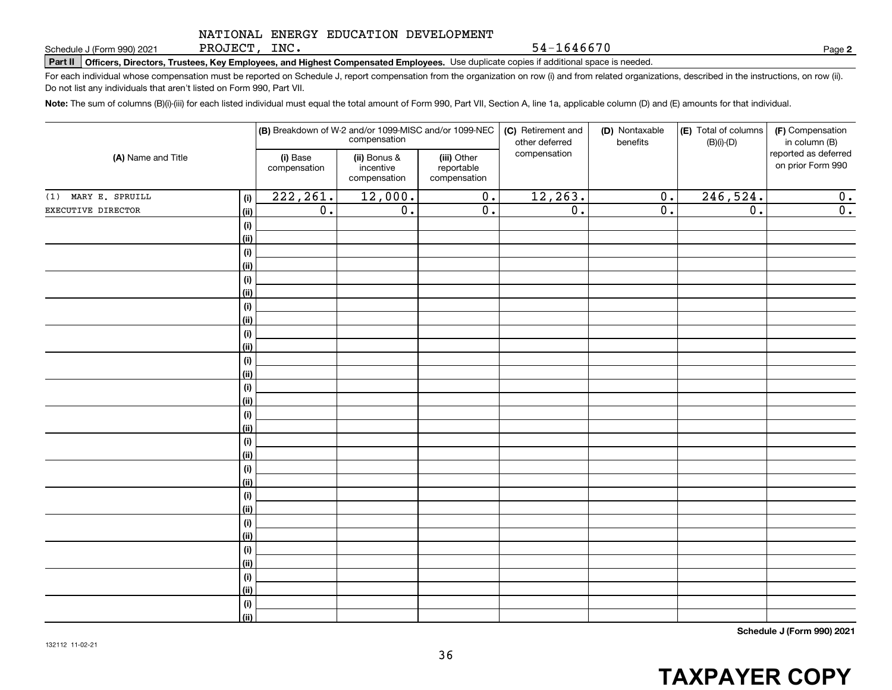NATIONAL ENERGY EDUCATION DEVELOPMENT PROJECT, INC. 54-1646670

Schedule J (Form 990) 2021

**Part II** **Officers, Directors, Trustees, Key Employees, and Highest Compensated Employees.** Use duplicate copies if additional space is needed.

For each individual whose compensation must be reported on Schedule J, report compensation from the organization on row (i) and from related organizations, described in the instructions, on row (ii). Do not list any individuals that aren't listed on Form 990, Part VII.

**Note:** The sum of columns (B)(i)-(iii) for each listed individual must equal the total amount of Form 990, Part VII, Section A, line 1a, applicable column (D) and (E) amounts for that individual.

| (A) Name and Title | | (B) Breakdown of W-2 and/or 1099-MISC and/or 1099-NEC compensation | | | (C) Retirement and other deferred compensation | (D) Nontaxable benefits | (E) Total of columns (B)(i)-(D) | (F) Compensation in column (B) reported as deferred on prior Form 990 |
|---|---|---|---|---|---|---|---|---|
| | | (i) Base compensation | (ii) Bonus & incentive compensation | (iii) Other reportable compensation | | | | |
| (1) MARY E. SPRUILL | (i) | 222,261. | 12,000. | 0. | 12,263. | 0. | 246,524. | 0. |
| EXECUTIVE DIRECTOR | (ii) | 0. | 0. | 0. | 0. | 0. | 0. | 0. |
| | (i) | | | | | | | |
| | (ii) | | | | | | | |
| | (i) | | | | | | | |
| | (ii) | | | | | | | |
| | (i) | | | | | | | |
| | (ii) | | | | | | | |
| | (i) | | | | | | | |
| | (ii) | | | | | | | |
| | (i) | | | | | | | |
| | (ii) | | | | | | | |
| | (i) | | | | | | | |
| | (ii) | | | | | | | |
| | (i) | | | | | | | |
| | (ii) | | | | | | | |
| | (i) | | | | | | | |
| | (ii) | | | | | | | |
| | (i) | | | | | | | |
| | (ii) | | | | | | | |
| | (i) | | | | | | | |
| | (ii) | | | | | | | |
| | (i) | | | | | | | |
| | (ii) | | | | | | | |
| | (i) | | | | | | | |
| | (ii) | | | | | | | |
| | (i) | | | | | | | |
| | (ii) | | | | | | | |
| | (i) | | | | | | | |
| | (ii) | | | | | | | |
| | (i) | | | | | | | |
| | (ii) | | | | | | | |

**Schedule J (Form 990) 2021**

132112 11-02-21

**TAXPAYER COPY**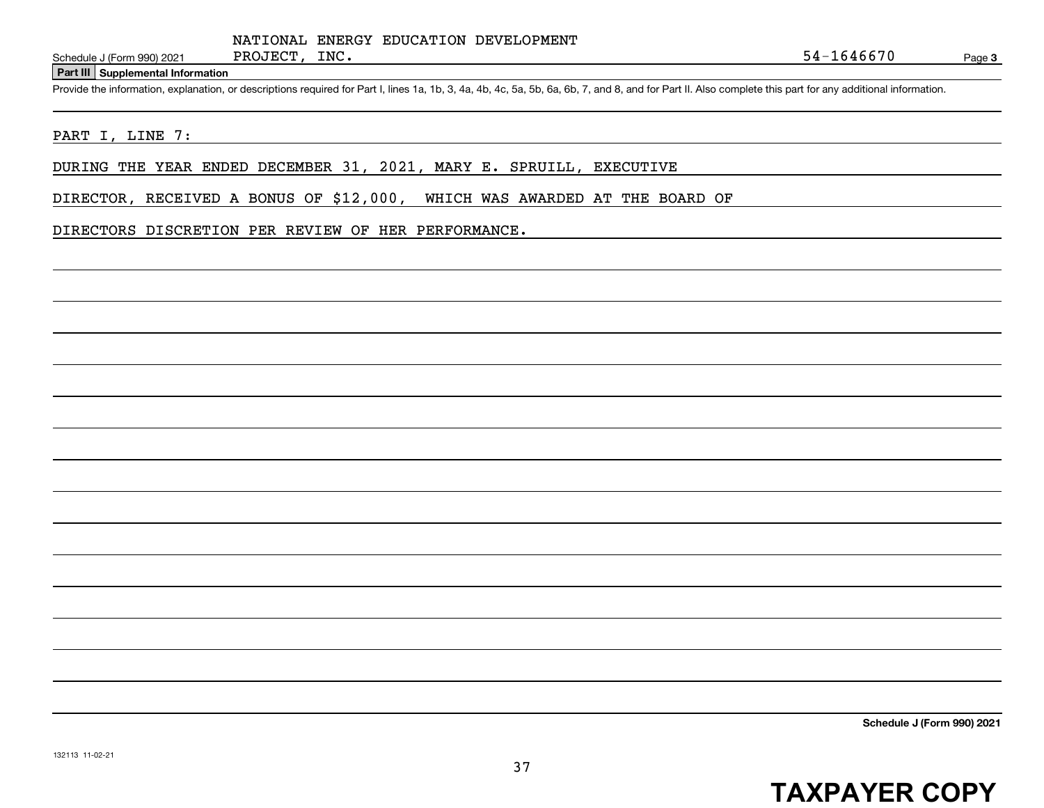NATIONAL ENERGY EDUCATION DEVELOPMENT PROJECT, INC. 54-1646670

Schedule J (Form 990) 2021

## Part III Supplemental Information

Provide the information, explanation, or descriptions required for Part I, lines 1a, 1b, 3, 4a, 4b, 4c, 5a, 5b, 6a, 6b, 7, and 8, and for Part II. Also complete this part for any additional information.

PART I, LINE 7:

DURING THE YEAR ENDED DECEMBER 31, 2021, MARY E. SPRUILL, EXECUTIVE DIRECTOR, RECEIVED A BONUS OF $12,000, WHICH WAS AWARDED AT THE BOARD OF DIRECTORS DISCRETION PER REVIEW OF HER PERFORMANCE.

Schedule J (Form 990) 2021

132113 11-02-21

TAXPAYER COPY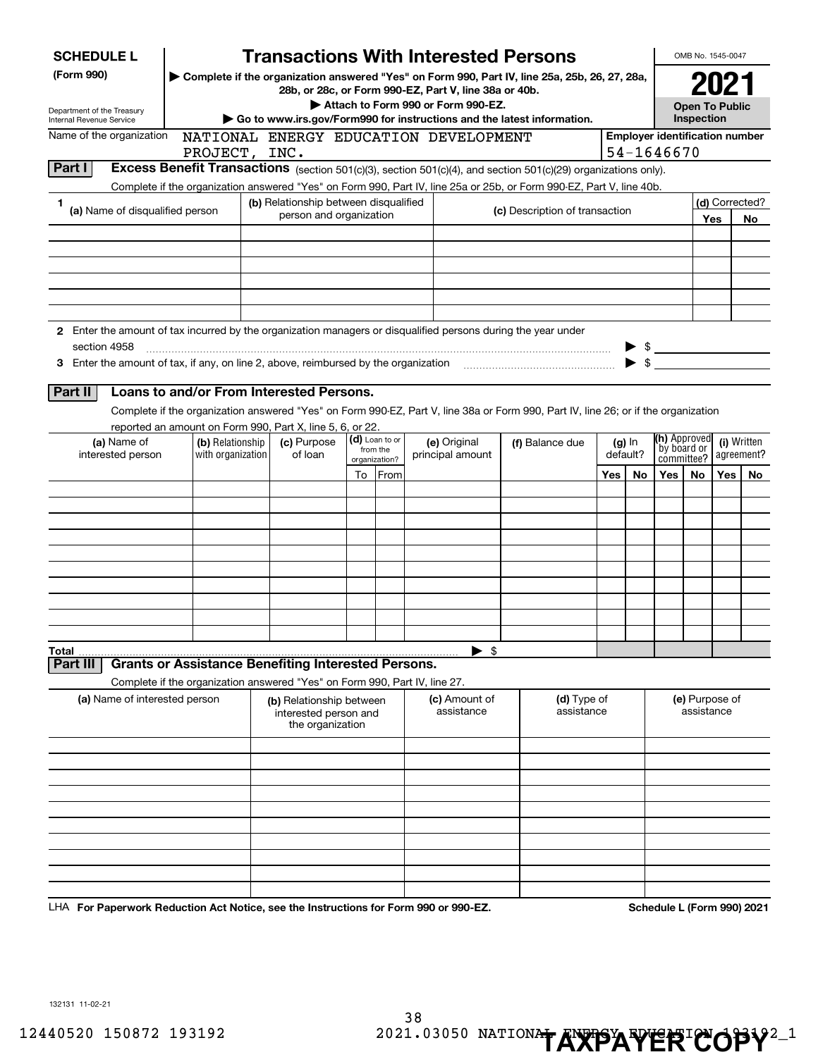# SCHEDULE L (Form 990)

Department of the Treasury
Internal Revenue Service

# Transactions With Interested Persons

▶ Complete if the organization answered "Yes" on Form 990, Part IV, line 25a, 25b, 26, 27, 28a, 28b, or 28c, or Form 990-EZ, Part V, line 38a or 40b.

▶ Attach to Form 990 or Form 990-EZ.

▶ Go to www.irs.gov/Form990 for instructions and the latest information.

OMB No. 1545-0047

**2021**

**Open To Public Inspection**

Name of the organization: NATIONAL ENERGY EDUCATION DEVELOPMENT PROJECT, INC.

Employer identification number: 54-1646670

## Part I Excess Benefit Transactions (section 501(c)(3), section 501(c)(4), and section 501(c)(29) organizations only).

Complete if the organization answered "Yes" on Form 990, Part IV, line 25a or 25b, or Form 990-EZ, Part V, line 40b.

| 1 (a) Name of disqualified person | (b) Relationship between disqualified person and organization | (c) Description of transaction | (d) Corrected? Yes | No |
|---|---|---|---|---|
| | | | | |
| | | | | |
| | | | | |
| | | | | |
| | | | | |
| | | | | |

**2** Enter the amount of tax incurred by the organization managers or disqualified persons during the year under section 4958 ▶ $

**3** Enter the amount of tax, if any, on line 2, above, reimbursed by the organization ▶ $

## Part II Loans to and/or From Interested Persons.

Complete if the organization answered "Yes" on Form 990-EZ, Part V, line 38a or Form 990, Part IV, line 26; or if the organization reported an amount on Form 990, Part X, line 5, 6, or 22.

| (a) Name of interested person | (b) Relationship with organization | (c) Purpose of loan | (d) Loan to or from the organization? | | (e) Original principal amount | (f) Balance due | (g) In default? | | (h) Approved by board or committee? | | (i) Written agreement? | |
|---|---|---|---|---|---|---|---|---|---|---|---|---|
| | | | To | From | | | Yes | No | Yes | No | Yes | No |
| | | | | | | | | | | | | |
| | | | | | | | | | | | | |
| | | | | | | | | | | | | |
| | | | | | | | | | | | | |
| | | | | | | | | | | | | |
| | | | | | | | | | | | | |
| | | | | | | | | | | | | |
| | | | | | | | | | | | | |
| | | | | | | | | | | | | |
| | | | | | | | | | | | | |
| **Total** | | | | | ▶ $ | | | | | | | |

## Part III Grants or Assistance Benefiting Interested Persons.

Complete if the organization answered "Yes" on Form 990, Part IV, line 27.

| (a) Name of interested person | (b) Relationship between interested person and the organization | (c) Amount of assistance | (d) Type of assistance | (e) Purpose of assistance |
|---|---|---|---|---|
| | | | | |
| | | | | |
| | | | | |
| | | | | |
| | | | | |
| | | | | |
| | | | | |
| | | | | |
| | | | | |
| | | | | |

LHA **For Paperwork Reduction Act Notice, see the Instructions for Form 990 or 990-EZ.** **Schedule L (Form 990) 2021**

132131 11-02-21

12440520 150872 193192 2021.03050 NATIONAL ENERGY EDUCATION 193192_1

**TAXPAYER COPY**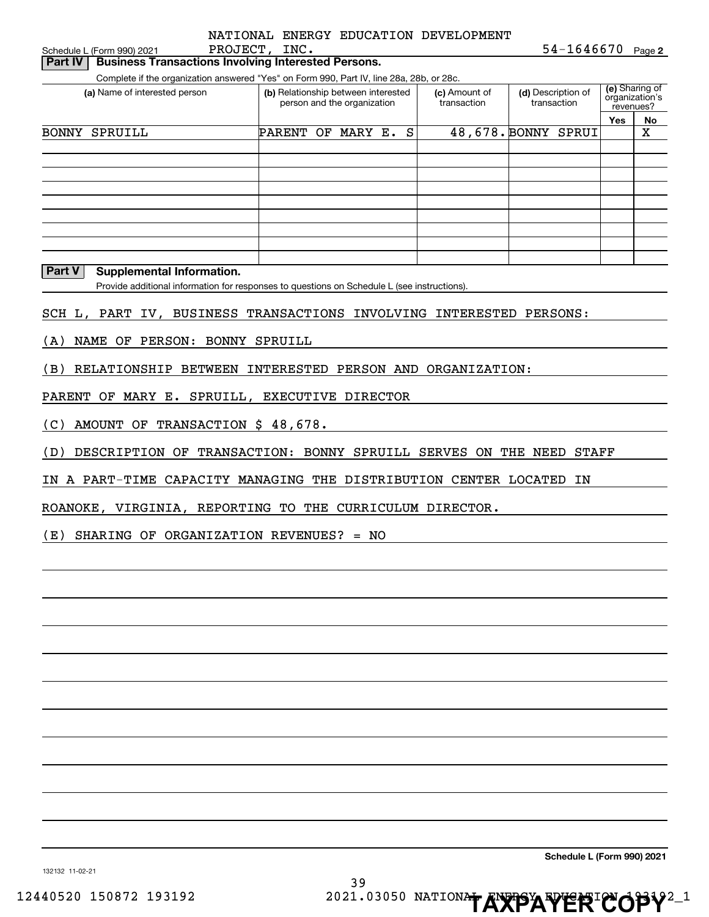NATIONAL ENERGY EDUCATION DEVELOPMENT PROJECT, INC. 54-1646670

## Part IV Business Transactions Involving Interested Persons.

Complete if the organization answered "Yes" on Form 990, Part IV, line 28a, 28b, or 28c.

| (a) Name of interested person | (b) Relationship between interested person and the organization | (c) Amount of transaction | (d) Description of transaction | (e) Sharing of organization's revenues? Yes | No |
|---|---|---|---|---|---|
| BONNY SPRUILL | PARENT OF MARY E. S | 48,678. | BONNY SPRUI | | X |
| | | | | | |
| | | | | | |
| | | | | | |
| | | | | | |
| | | | | | |
| | | | | | |
| | | | | | |
| | | | | | |
| | | | | | |

## Part V Supplemental Information.

Provide additional information for responses to questions on Schedule L (see instructions).

SCH L, PART IV, BUSINESS TRANSACTIONS INVOLVING INTERESTED PERSONS:

(A) NAME OF PERSON: BONNY SPRUILL

(B) RELATIONSHIP BETWEEN INTERESTED PERSON AND ORGANIZATION:

PARENT OF MARY E. SPRUILL, EXECUTIVE DIRECTOR

(C) AMOUNT OF TRANSACTION $ 48,678.

(D) DESCRIPTION OF TRANSACTION: BONNY SPRUILL SERVES ON THE NEED STAFF IN A PART-TIME CAPACITY MANAGING THE DISTRIBUTION CENTER LOCATED IN ROANOKE, VIRGINIA, REPORTING TO THE CURRICULUM DIRECTOR.

(E) SHARING OF ORGANIZATION REVENUES? = NO

Schedule L (Form 990) 2021

132132 11-02-21

12440520 150872 193192 2021.03050 NATIONAL ENERGY EDUCATION 193192_1

TAXPAYER COPY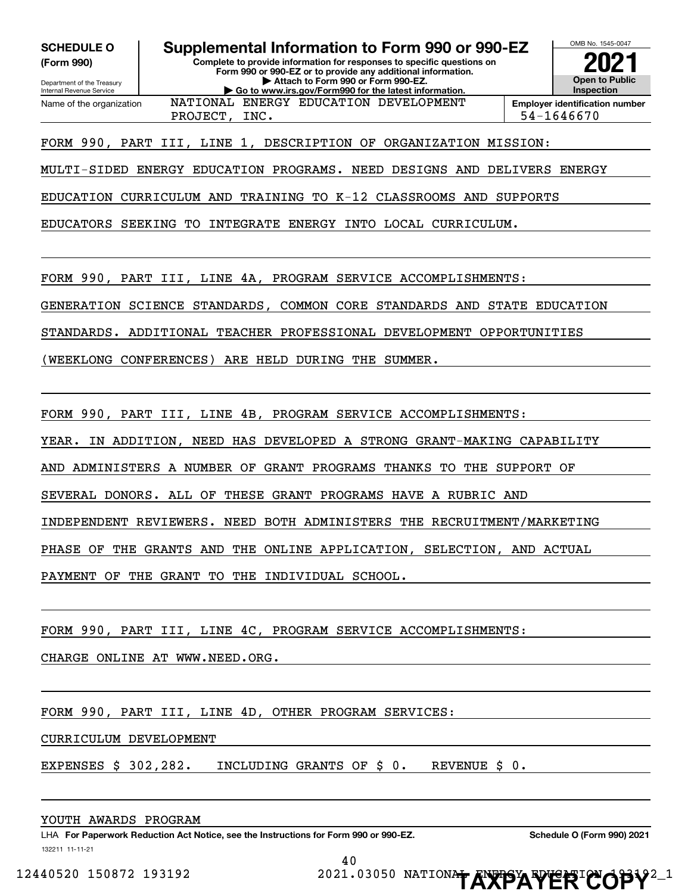**SCHEDULE O**
**(Form 990)**

Department of the Treasury
Internal Revenue Service

# Supplemental Information to Form 990 or 990-EZ

**Complete to provide information for responses to specific questions on Form 990 or 990-EZ or to provide any additional information.**
**▶ Attach to Form 990 or Form 990-EZ.**
**▶ Go to www.irs.gov/Form990 for the latest information.**

OMB No. 1545-0047

**2021**

**Open to Public Inspection**

Name of the organization: NATIONAL ENERGY EDUCATION DEVELOPMENT PROJECT, INC.

**Employer identification number** 54-1646670

FORM 990, PART III, LINE 1, DESCRIPTION OF ORGANIZATION MISSION:

MULTI-SIDED ENERGY EDUCATION PROGRAMS. NEED DESIGNS AND DELIVERS ENERGY EDUCATION CURRICULUM AND TRAINING TO K-12 CLASSROOMS AND SUPPORTS EDUCATORS SEEKING TO INTEGRATE ENERGY INTO LOCAL CURRICULUM.

FORM 990, PART III, LINE 4A, PROGRAM SERVICE ACCOMPLISHMENTS:

GENERATION SCIENCE STANDARDS, COMMON CORE STANDARDS AND STATE EDUCATION STANDARDS. ADDITIONAL TEACHER PROFESSIONAL DEVELOPMENT OPPORTUNITIES (WEEKLONG CONFERENCES) ARE HELD DURING THE SUMMER.

FORM 990, PART III, LINE 4B, PROGRAM SERVICE ACCOMPLISHMENTS:

YEAR. IN ADDITION, NEED HAS DEVELOPED A STRONG GRANT-MAKING CAPABILITY AND ADMINISTERS A NUMBER OF GRANT PROGRAMS THANKS TO THE SUPPORT OF SEVERAL DONORS. ALL OF THESE GRANT PROGRAMS HAVE A RUBRIC AND INDEPENDENT REVIEWERS. NEED BOTH ADMINISTERS THE RECRUITMENT/MARKETING PHASE OF THE GRANTS AND THE ONLINE APPLICATION, SELECTION, AND ACTUAL PAYMENT OF THE GRANT TO THE INDIVIDUAL SCHOOL.

FORM 990, PART III, LINE 4C, PROGRAM SERVICE ACCOMPLISHMENTS:

CHARGE ONLINE AT WWW.NEED.ORG.

FORM 990, PART III, LINE 4D, OTHER PROGRAM SERVICES:

CURRICULUM DEVELOPMENT

EXPENSES $ 302,282. INCLUDING GRANTS OF $ 0. REVENUE $ 0.

YOUTH AWARDS PROGRAM

LHA **For Paperwork Reduction Act Notice, see the Instructions for Form 990 or 990-EZ.** **Schedule O (Form 990) 2021**

132211 11-11-21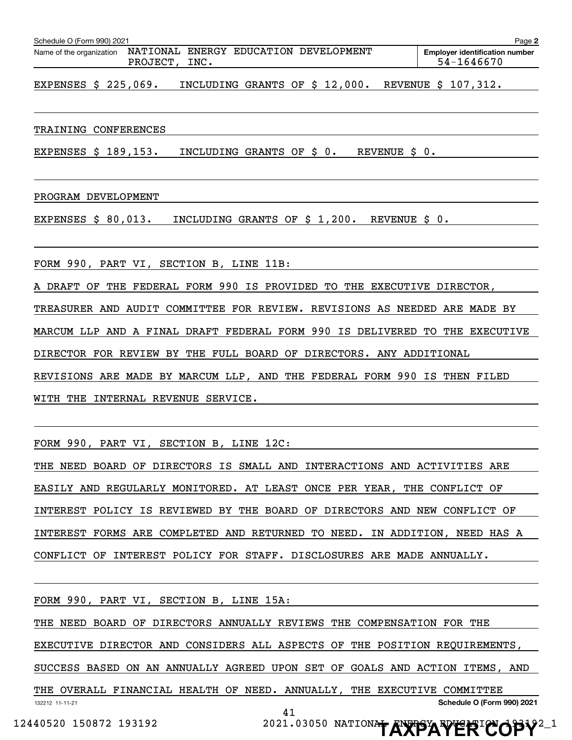Schedule O (Form 990) 2021

Name of the organization NATIONAL ENERGY EDUCATION DEVELOPMENT PROJECT, INC.

Employer identification number 54-1646670

EXPENSES $ 225,069. INCLUDING GRANTS OF $ 12,000. REVENUE $ 107,312.

TRAINING CONFERENCES

EXPENSES $ 189,153. INCLUDING GRANTS OF $ 0. REVENUE $ 0.

PROGRAM DEVELOPMENT

EXPENSES $ 80,013. INCLUDING GRANTS OF $ 1,200. REVENUE $ 0.

FORM 990, PART VI, SECTION B, LINE 11B:

A DRAFT OF THE FEDERAL FORM 990 IS PROVIDED TO THE EXECUTIVE DIRECTOR, TREASURER AND AUDIT COMMITTEE FOR REVIEW. REVISIONS AS NEEDED ARE MADE BY MARCUM LLP AND A FINAL DRAFT FEDERAL FORM 990 IS DELIVERED TO THE EXECUTIVE DIRECTOR FOR REVIEW BY THE FULL BOARD OF DIRECTORS. ANY ADDITIONAL REVISIONS ARE MADE BY MARCUM LLP, AND THE FEDERAL FORM 990 IS THEN FILED WITH THE INTERNAL REVENUE SERVICE.

FORM 990, PART VI, SECTION B, LINE 12C:

THE NEED BOARD OF DIRECTORS IS SMALL AND INTERACTIONS AND ACTIVITIES ARE EASILY AND REGULARLY MONITORED. AT LEAST ONCE PER YEAR, THE CONFLICT OF INTEREST POLICY IS REVIEWED BY THE BOARD OF DIRECTORS AND NEW CONFLICT OF INTEREST FORMS ARE COMPLETED AND RETURNED TO NEED. IN ADDITION, NEED HAS A CONFLICT OF INTEREST POLICY FOR STAFF. DISCLOSURES ARE MADE ANNUALLY.

FORM 990, PART VI, SECTION B, LINE 15A:

THE NEED BOARD OF DIRECTORS ANNUALLY REVIEWS THE COMPENSATION FOR THE EXECUTIVE DIRECTOR AND CONSIDERS ALL ASPECTS OF THE POSITION REQUIREMENTS, SUCCESS BASED ON AN ANNUALLY AGREED UPON SET OF GOALS AND ACTION ITEMS, AND THE OVERALL FINANCIAL HEALTH OF NEED. ANNUALLY, THE EXECUTIVE COMMITTEE

132212 11-11-21 Schedule O (Form 990) 2021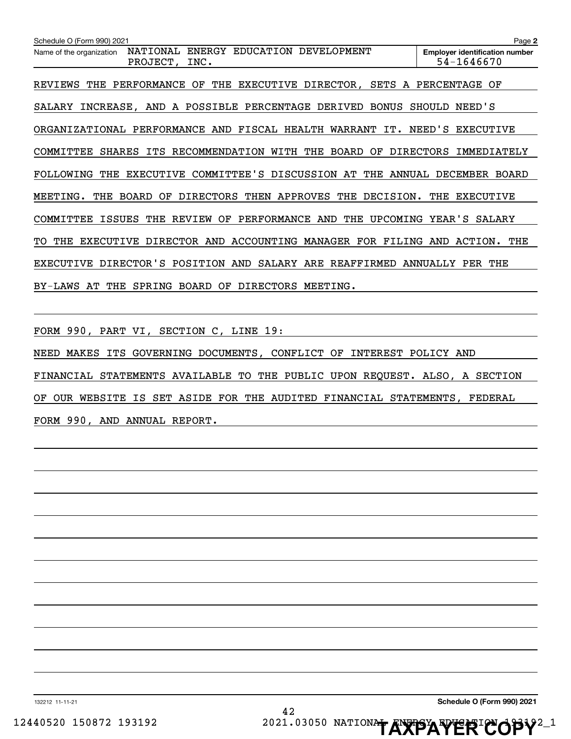Schedule O (Form 990) 2021

Name of the organization NATIONAL ENERGY EDUCATION DEVELOPMENT PROJECT, INC.

Employer identification number 54-1646670

REVIEWS THE PERFORMANCE OF THE EXECUTIVE DIRECTOR, SETS A PERCENTAGE OF SALARY INCREASE, AND A POSSIBLE PERCENTAGE DERIVED BONUS SHOULD NEED'S ORGANIZATIONAL PERFORMANCE AND FISCAL HEALTH WARRANT IT. NEED'S EXECUTIVE COMMITTEE SHARES ITS RECOMMENDATION WITH THE BOARD OF DIRECTORS IMMEDIATELY FOLLOWING THE EXECUTIVE COMMITTEE'S DISCUSSION AT THE ANNUAL DECEMBER BOARD MEETING. THE BOARD OF DIRECTORS THEN APPROVES THE DECISION. THE EXECUTIVE COMMITTEE ISSUES THE REVIEW OF PERFORMANCE AND THE UPCOMING YEAR'S SALARY TO THE EXECUTIVE DIRECTOR AND ACCOUNTING MANAGER FOR FILING AND ACTION. THE EXECUTIVE DIRECTOR'S POSITION AND SALARY ARE REAFFIRMED ANNUALLY PER THE BY-LAWS AT THE SPRING BOARD OF DIRECTORS MEETING.

FORM 990, PART VI, SECTION C, LINE 19:

NEED MAKES ITS GOVERNING DOCUMENTS, CONFLICT OF INTEREST POLICY AND FINANCIAL STATEMENTS AVAILABLE TO THE PUBLIC UPON REQUEST. ALSO, A SECTION OF OUR WEBSITE IS SET ASIDE FOR THE AUDITED FINANCIAL STATEMENTS, FEDERAL FORM 990, AND ANNUAL REPORT.

132212 11-11-21

Schedule O (Form 990) 2021

12440520 150872 193192 2021.03050 NATIONAL ENERGY EDUCATION 193192_1

TAXPAYER COPY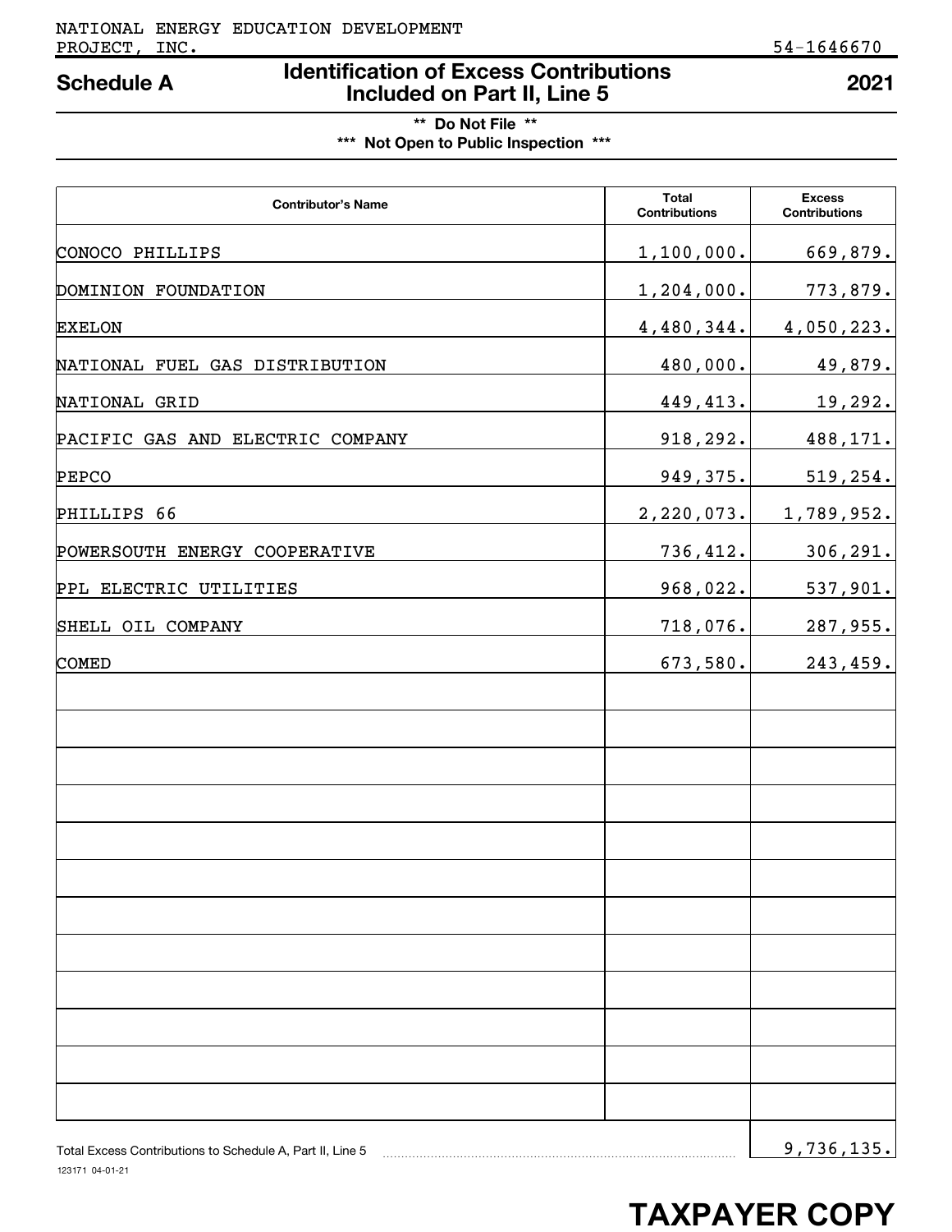NATIONAL ENERGY EDUCATION DEVELOPMENT PROJECT, INC. 54-1646670

# Schedule A — Identification of Excess Contributions Included on Part II, Line 5 — 2021

**\*\* Do Not File \*\***
**\*\*\* Not Open to Public Inspection \*\*\***

| Contributor's Name | Total Contributions | Excess Contributions |
|---|---|---|
| CONOCO PHILLIPS | 1,100,000. | 669,879. |
| DOMINION FOUNDATION | 1,204,000. | 773,879. |
| EXELON | 4,480,344. | 4,050,223. |
| NATIONAL FUEL GAS DISTRIBUTION | 480,000. | 49,879. |
| NATIONAL GRID | 449,413. | 19,292. |
| PACIFIC GAS AND ELECTRIC COMPANY | 918,292. | 488,171. |
| PEPCO | 949,375. | 519,254. |
| PHILLIPS 66 | 2,220,073. | 1,789,952. |
| POWERSOUTH ENERGY COOPERATIVE | 736,412. | 306,291. |
| PPL ELECTRIC UTILITIES | 968,022. | 537,901. |
| SHELL OIL COMPANY | 718,076. | 287,955. |
| COMED | 673,580. | 243,459. |

Total Excess Contributions to Schedule A, Part II, Line 5 ........ 9,736,135.

123171 04-01-21

**TAXPAYER COPY**